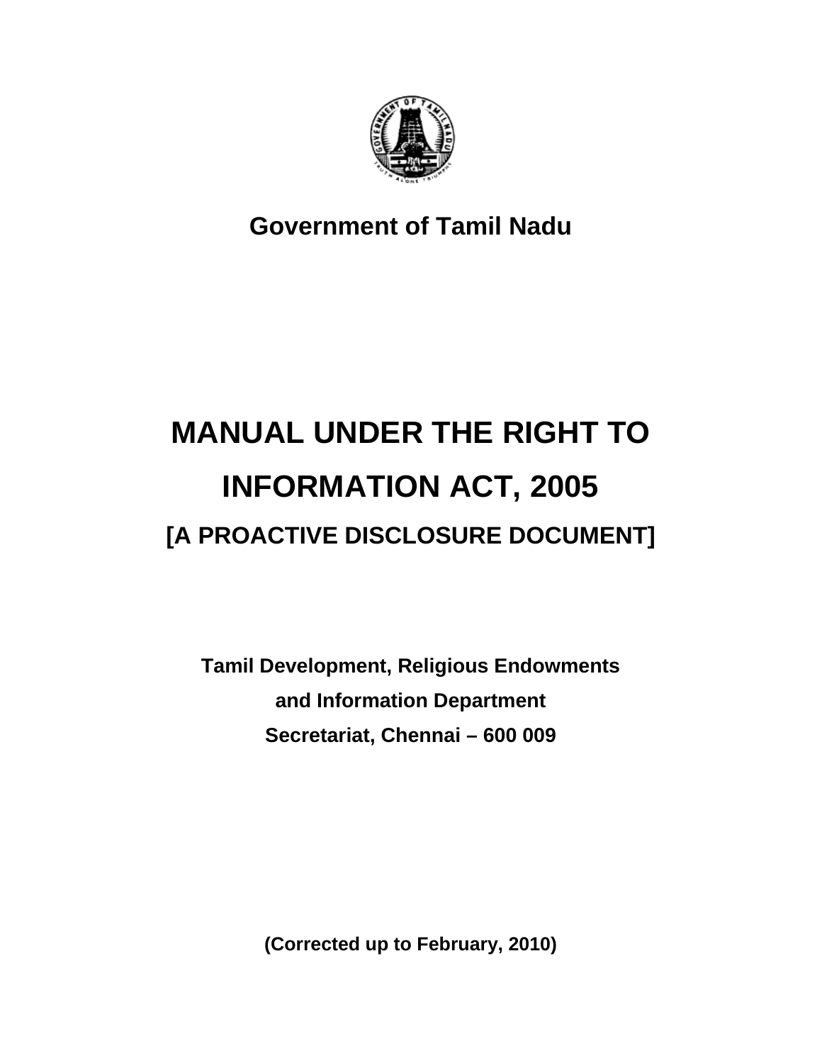**Government of Tamil Nadu**

# MANUAL UNDER THE RIGHT TO INFORMATION ACT, 2005

## [A PROACTIVE DISCLOSURE DOCUMENT]

**Tamil Development, Religious Endowments and Information Department**
**Secretariat, Chennai – 600 009**

**(Corrected up to February, 2010)**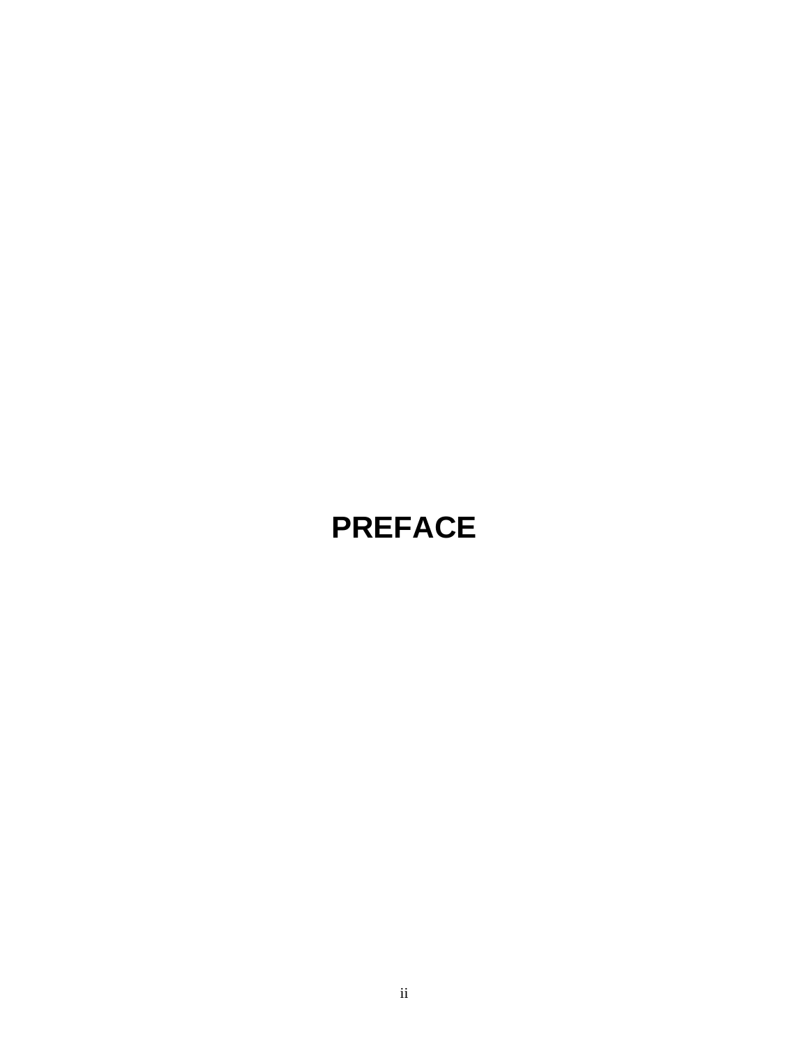# PREFACE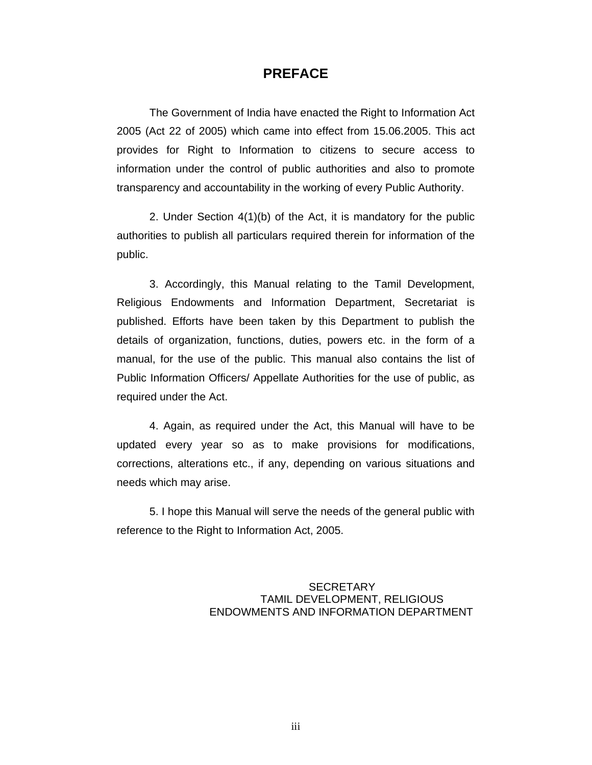# PREFACE

The Government of India have enacted the Right to Information Act 2005 (Act 22 of 2005) which came into effect from 15.06.2005. This act provides for Right to Information to citizens to secure access to information under the control of public authorities and also to promote transparency and accountability in the working of every Public Authority.

2. Under Section 4(1)(b) of the Act, it is mandatory for the public authorities to publish all particulars required therein for information of the public.

3. Accordingly, this Manual relating to the Tamil Development, Religious Endowments and Information Department, Secretariat is published. Efforts have been taken by this Department to publish the details of organization, functions, duties, powers etc. in the form of a manual, for the use of the public. This manual also contains the list of Public Information Officers/ Appellate Authorities for the use of public, as required under the Act.

4. Again, as required under the Act, this Manual will have to be updated every year so as to make provisions for modifications, corrections, alterations etc., if any, depending on various situations and needs which may arise.

5. I hope this Manual will serve the needs of the general public with reference to the Right to Information Act, 2005.

SECRETARY
TAMIL DEVELOPMENT, RELIGIOUS
ENDOWMENTS AND INFORMATION DEPARTMENT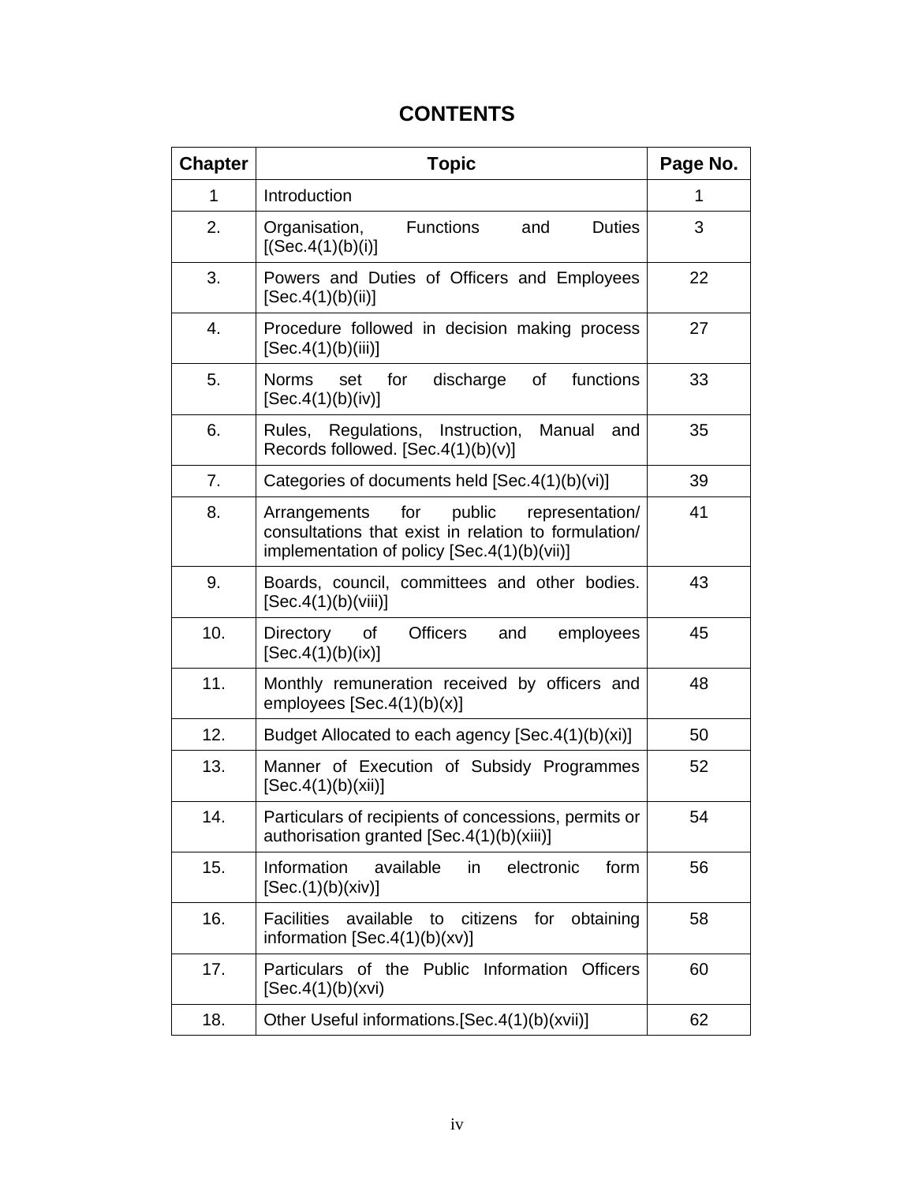# CONTENTS

| Chapter | Topic | Page No. |
|---|---|---|
| 1 | Introduction | 1 |
| 2. | Organisation, Functions and Duties [(Sec.4(1)(b)(i)] | 3 |
| 3. | Powers and Duties of Officers and Employees [Sec.4(1)(b)(ii)] | 22 |
| 4. | Procedure followed in decision making process [Sec.4(1)(b)(iii)] | 27 |
| 5. | Norms set for discharge of functions [Sec.4(1)(b)(iv)] | 33 |
| 6. | Rules, Regulations, Instruction, Manual and Records followed. [Sec.4(1)(b)(v)] | 35 |
| 7. | Categories of documents held [Sec.4(1)(b)(vi)] | 39 |
| 8. | Arrangements for public representation/ consultations that exist in relation to formulation/ implementation of policy [Sec.4(1)(b)(vii)] | 41 |
| 9. | Boards, council, committees and other bodies. [Sec.4(1)(b)(viii)] | 43 |
| 10. | Directory of Officers and employees [Sec.4(1)(b)(ix)] | 45 |
| 11. | Monthly remuneration received by officers and employees [Sec.4(1)(b)(x)] | 48 |
| 12. | Budget Allocated to each agency [Sec.4(1)(b)(xi)] | 50 |
| 13. | Manner of Execution of Subsidy Programmes [Sec.4(1)(b)(xii)] | 52 |
| 14. | Particulars of recipients of concessions, permits or authorisation granted [Sec.4(1)(b)(xiii)] | 54 |
| 15. | Information available in electronic form [Sec.(1)(b)(xiv)] | 56 |
| 16. | Facilities available to citizens for obtaining information [Sec.4(1)(b)(xv)] | 58 |
| 17. | Particulars of the Public Information Officers [Sec.4(1)(b)(xvi) | 60 |
| 18. | Other Useful informations.[Sec.4(1)(b)(xvii)] | 62 |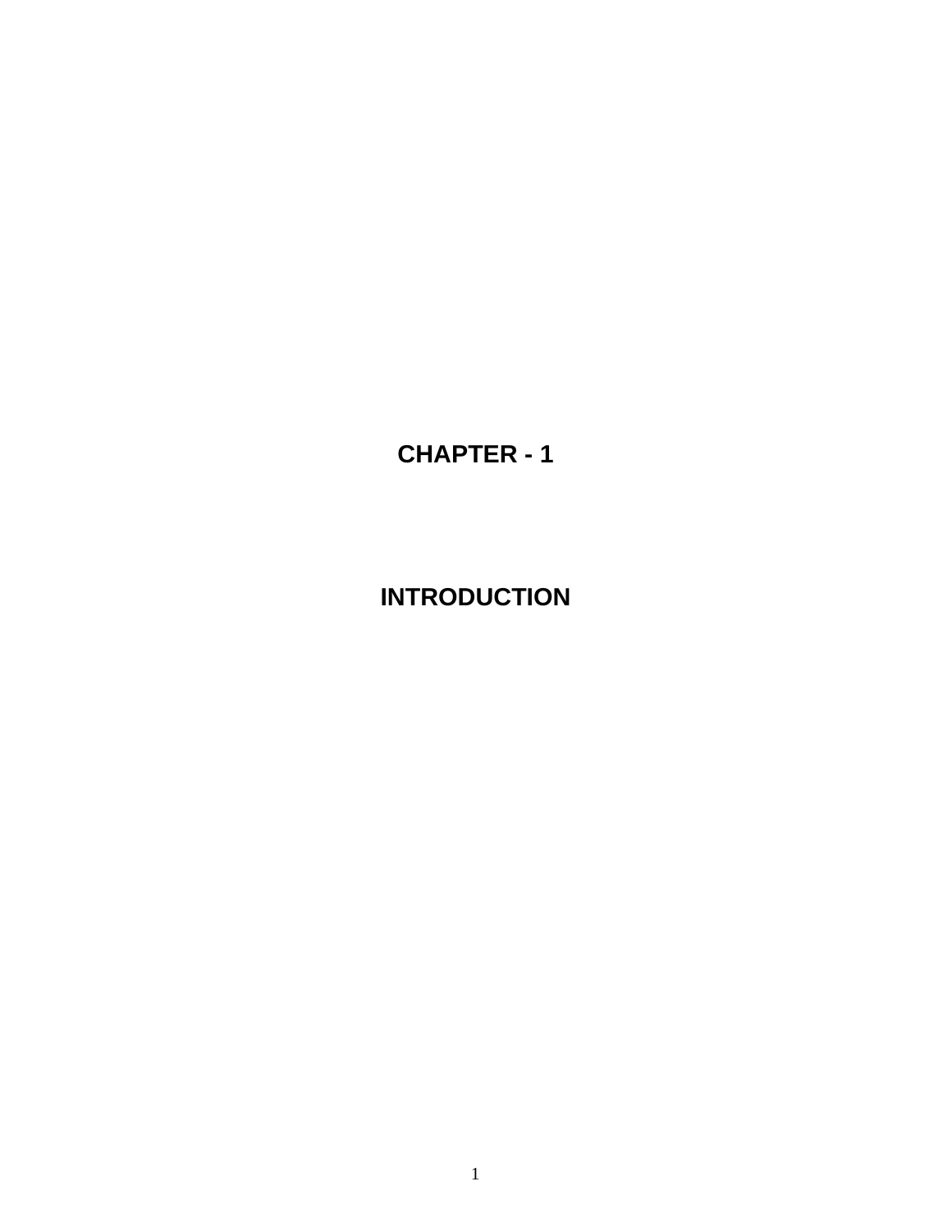# CHAPTER - 1

# INTRODUCTION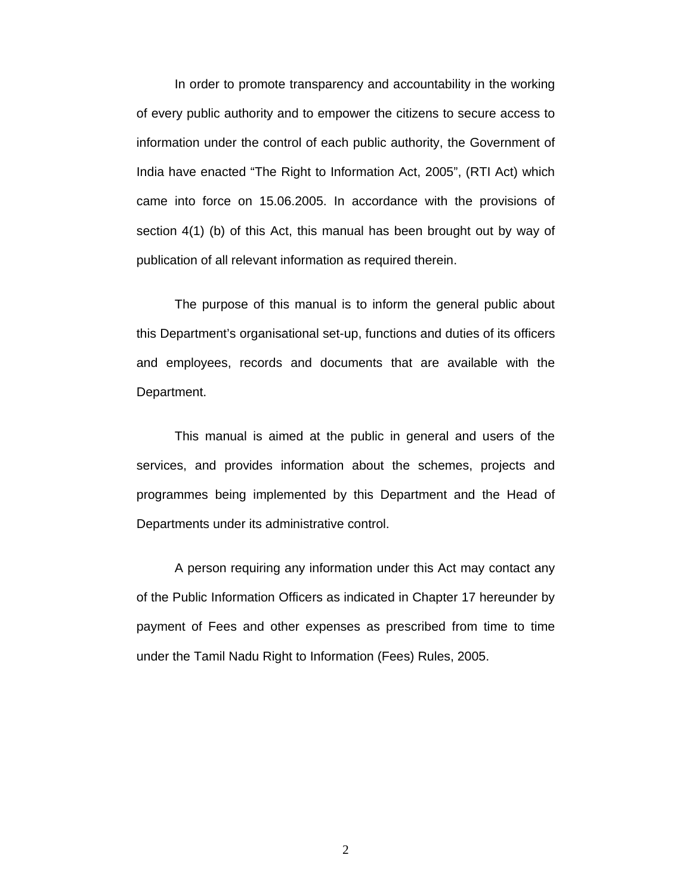In order to promote transparency and accountability in the working of every public authority and to empower the citizens to secure access to information under the control of each public authority, the Government of India have enacted “The Right to Information Act, 2005”, (RTI Act) which came into force on 15.06.2005. In accordance with the provisions of section 4(1) (b) of this Act, this manual has been brought out by way of publication of all relevant information as required therein.

The purpose of this manual is to inform the general public about this Department’s organisational set-up, functions and duties of its officers and employees, records and documents that are available with the Department.

This manual is aimed at the public in general and users of the services, and provides information about the schemes, projects and programmes being implemented by this Department and the Head of Departments under its administrative control.

A person requiring any information under this Act may contact any of the Public Information Officers as indicated in Chapter 17 hereunder by payment of Fees and other expenses as prescribed from time to time under the Tamil Nadu Right to Information (Fees) Rules, 2005.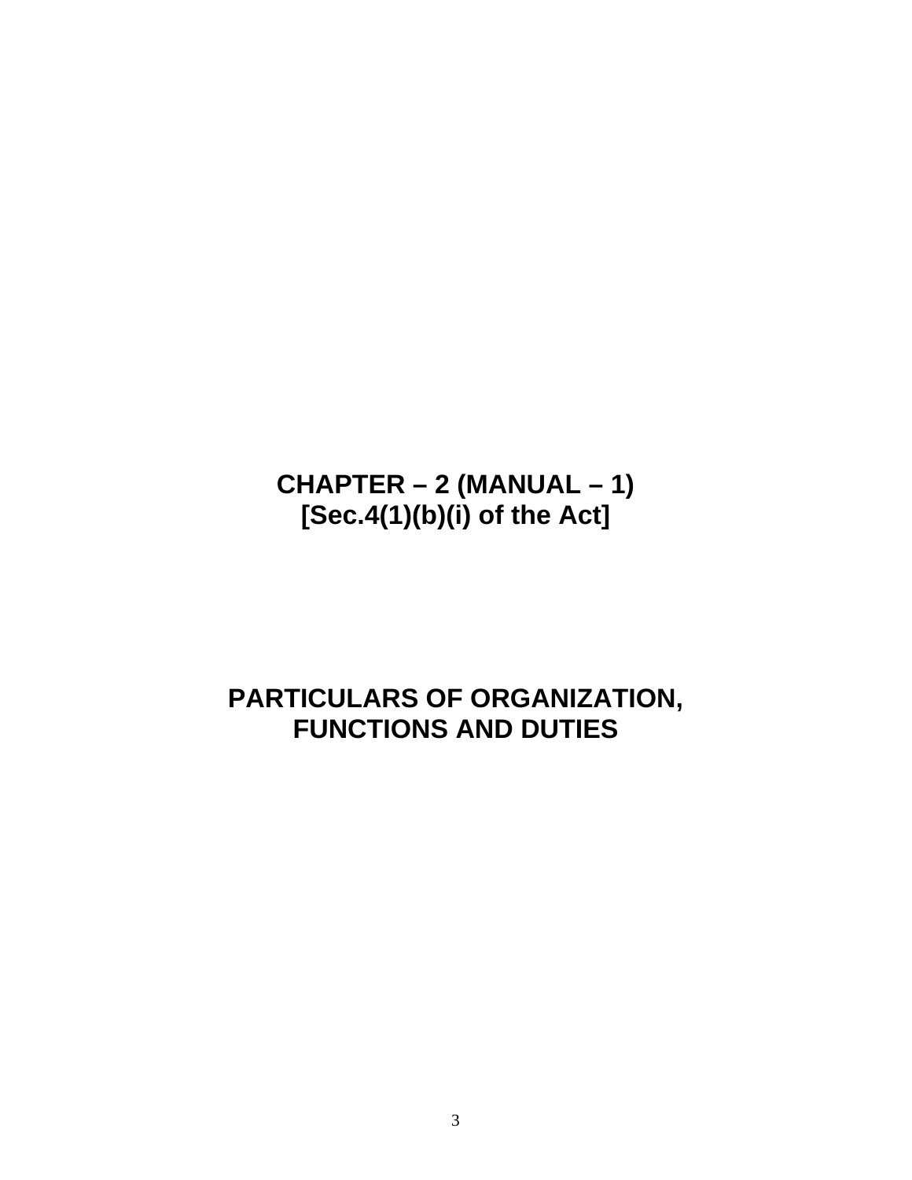# CHAPTER – 2 (MANUAL – 1)
# [Sec.4(1)(b)(i) of the Act]

# PARTICULARS OF ORGANIZATION, FUNCTIONS AND DUTIES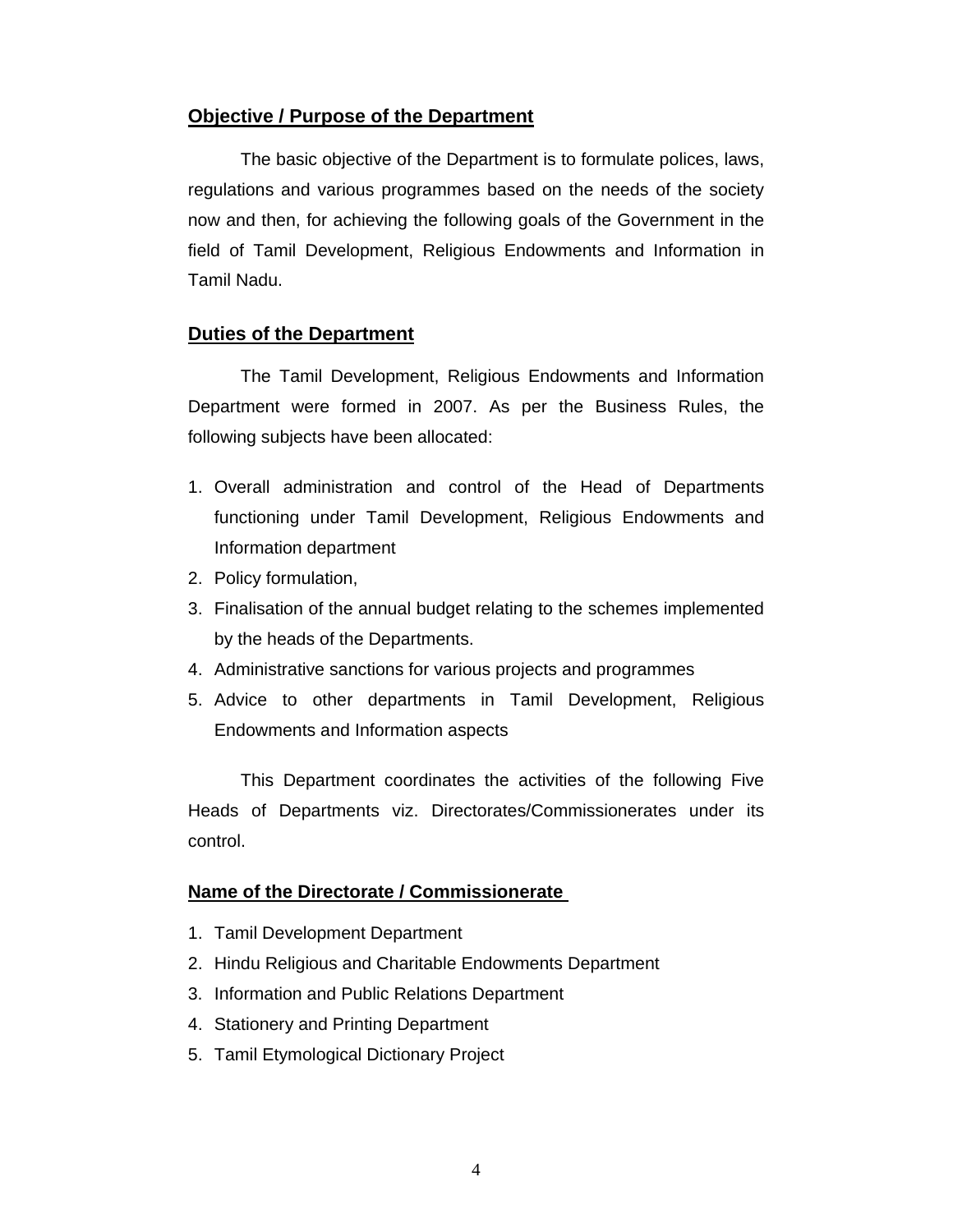## Objective / Purpose of the Department

The basic objective of the Department is to formulate polices, laws, regulations and various programmes based on the needs of the society now and then, for achieving the following goals of the Government in the field of Tamil Development, Religious Endowments and Information in Tamil Nadu.

## Duties of the Department

The Tamil Development, Religious Endowments and Information Department were formed in 2007. As per the Business Rules, the following subjects have been allocated:

1. Overall administration and control of the Head of Departments functioning under Tamil Development, Religious Endowments and Information department
2. Policy formulation,
3. Finalisation of the annual budget relating to the schemes implemented by the heads of the Departments.
4. Administrative sanctions for various projects and programmes
5. Advice to other departments in Tamil Development, Religious Endowments and Information aspects

This Department coordinates the activities of the following Five Heads of Departments viz. Directorates/Commissionerates under its control.

## Name of the Directorate / Commissionerate

1. Tamil Development Department
2. Hindu Religious and Charitable Endowments Department
3. Information and Public Relations Department
4. Stationery and Printing Department
5. Tamil Etymological Dictionary Project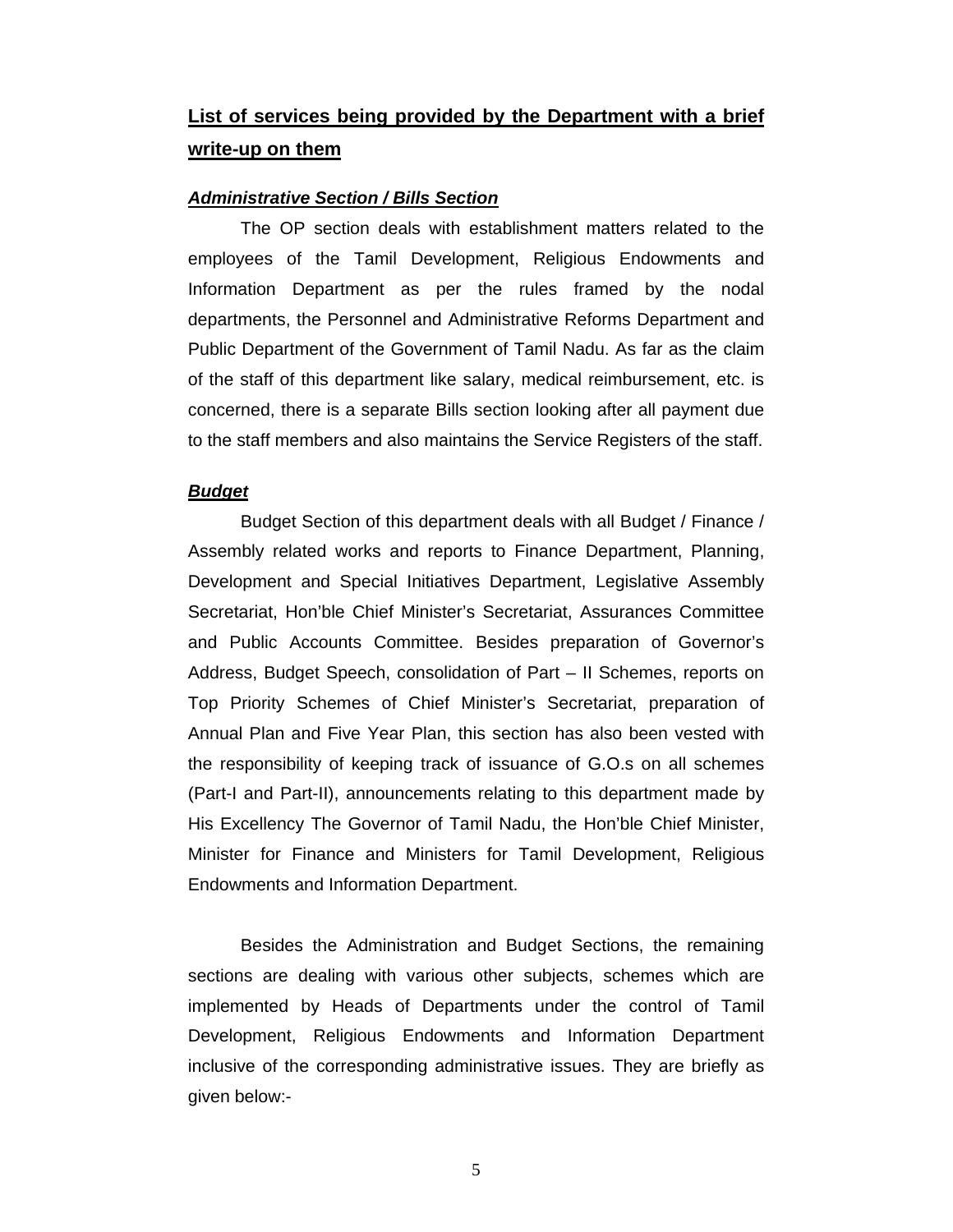## **List of services being provided by the Department with a brief write-up on them**

***Administrative Section / Bills Section***

The OP section deals with establishment matters related to the employees of the Tamil Development, Religious Endowments and Information Department as per the rules framed by the nodal departments, the Personnel and Administrative Reforms Department and Public Department of the Government of Tamil Nadu. As far as the claim of the staff of this department like salary, medical reimbursement, etc. is concerned, there is a separate Bills section looking after all payment due to the staff members and also maintains the Service Registers of the staff.

***Budget***

Budget Section of this department deals with all Budget / Finance / Assembly related works and reports to Finance Department, Planning, Development and Special Initiatives Department, Legislative Assembly Secretariat, Hon'ble Chief Minister's Secretariat, Assurances Committee and Public Accounts Committee. Besides preparation of Governor's Address, Budget Speech, consolidation of Part – II Schemes, reports on Top Priority Schemes of Chief Minister's Secretariat, preparation of Annual Plan and Five Year Plan, this section has also been vested with the responsibility of keeping track of issuance of G.O.s on all schemes (Part-I and Part-II), announcements relating to this department made by His Excellency The Governor of Tamil Nadu, the Hon'ble Chief Minister, Minister for Finance and Ministers for Tamil Development, Religious Endowments and Information Department.

Besides the Administration and Budget Sections, the remaining sections are dealing with various other subjects, schemes which are implemented by Heads of Departments under the control of Tamil Development, Religious Endowments and Information Department inclusive of the corresponding administrative issues. They are briefly as given below:-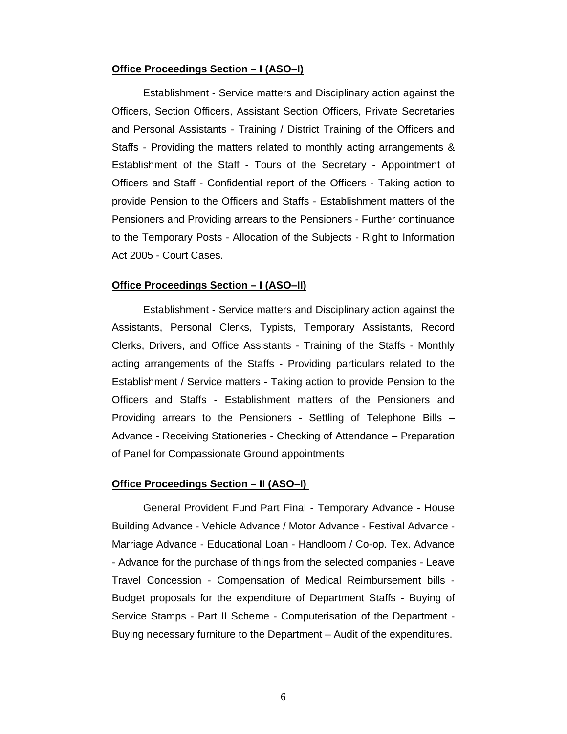**Office Proceedings Section – I (ASO–I)**

Establishment - Service matters and Disciplinary action against the Officers, Section Officers, Assistant Section Officers, Private Secretaries and Personal Assistants - Training / District Training of the Officers and Staffs - Providing the matters related to monthly acting arrangements & Establishment of the Staff - Tours of the Secretary - Appointment of Officers and Staff - Confidential report of the Officers - Taking action to provide Pension to the Officers and Staffs - Establishment matters of the Pensioners and Providing arrears to the Pensioners - Further continuance to the Temporary Posts - Allocation of the Subjects - Right to Information Act 2005 - Court Cases.

**Office Proceedings Section – I (ASO–II)**

Establishment - Service matters and Disciplinary action against the Assistants, Personal Clerks, Typists, Temporary Assistants, Record Clerks, Drivers, and Office Assistants - Training of the Staffs - Monthly acting arrangements of the Staffs - Providing particulars related to the Establishment / Service matters - Taking action to provide Pension to the Officers and Staffs - Establishment matters of the Pensioners and Providing arrears to the Pensioners - Settling of Telephone Bills – Advance - Receiving Stationeries - Checking of Attendance – Preparation of Panel for Compassionate Ground appointments

**Office Proceedings Section – II (ASO–I)**

General Provident Fund Part Final - Temporary Advance - House Building Advance - Vehicle Advance / Motor Advance - Festival Advance - Marriage Advance - Educational Loan - Handloom / Co-op. Tex. Advance - Advance for the purchase of things from the selected companies - Leave Travel Concession - Compensation of Medical Reimbursement bills - Budget proposals for the expenditure of Department Staffs - Buying of Service Stamps - Part II Scheme - Computerisation of the Department - Buying necessary furniture to the Department – Audit of the expenditures.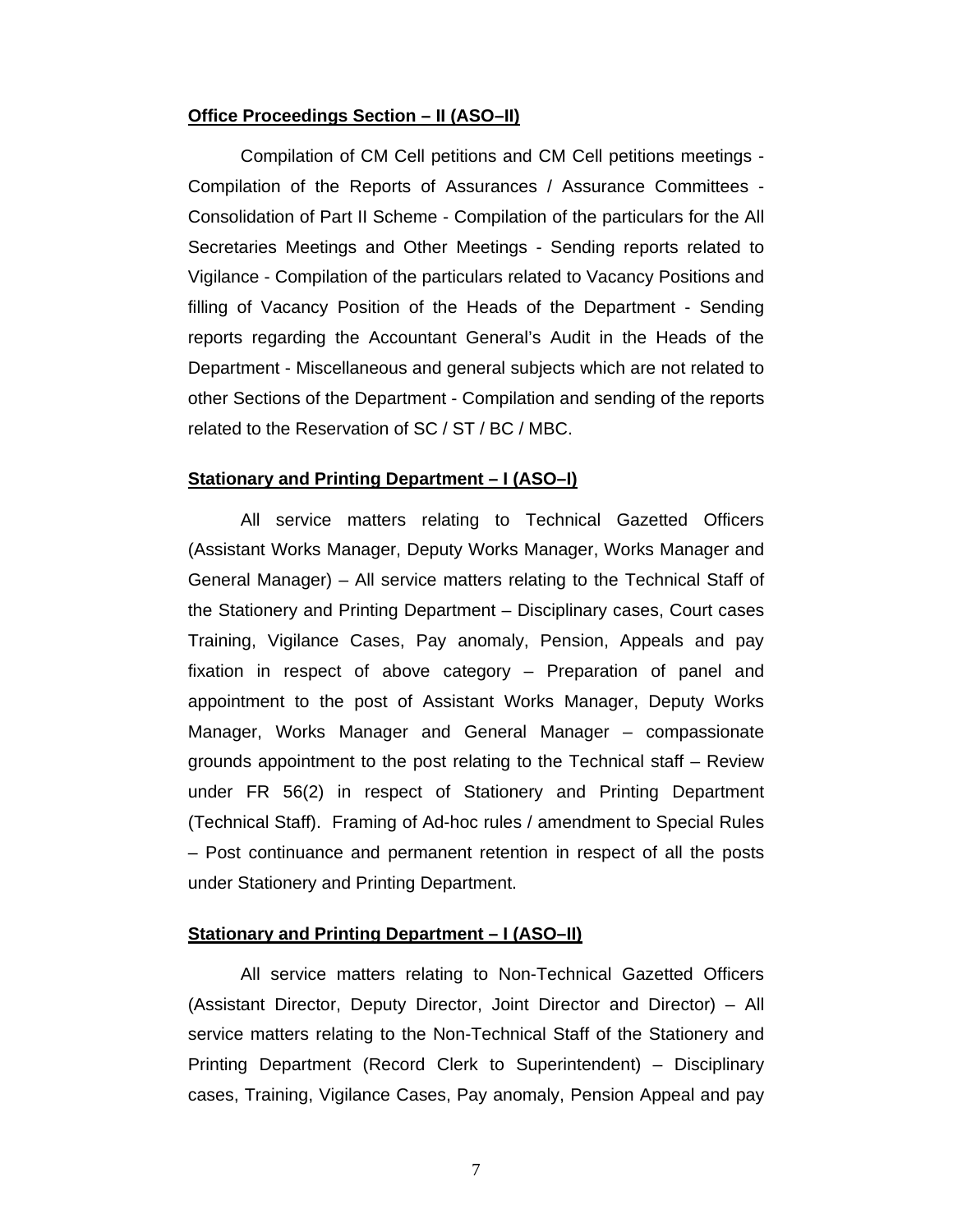**Office Proceedings Section – II (ASO–II)**

Compilation of CM Cell petitions and CM Cell petitions meetings - Compilation of the Reports of Assurances / Assurance Committees - Consolidation of Part II Scheme - Compilation of the particulars for the All Secretaries Meetings and Other Meetings - Sending reports related to Vigilance - Compilation of the particulars related to Vacancy Positions and filling of Vacancy Position of the Heads of the Department - Sending reports regarding the Accountant General's Audit in the Heads of the Department - Miscellaneous and general subjects which are not related to other Sections of the Department - Compilation and sending of the reports related to the Reservation of SC / ST / BC / MBC.

**Stationary and Printing Department – I (ASO–I)**

All service matters relating to Technical Gazetted Officers (Assistant Works Manager, Deputy Works Manager, Works Manager and General Manager) – All service matters relating to the Technical Staff of the Stationery and Printing Department – Disciplinary cases, Court cases Training, Vigilance Cases, Pay anomaly, Pension, Appeals and pay fixation in respect of above category – Preparation of panel and appointment to the post of Assistant Works Manager, Deputy Works Manager, Works Manager and General Manager – compassionate grounds appointment to the post relating to the Technical staff – Review under FR 56(2) in respect of Stationery and Printing Department (Technical Staff). Framing of Ad-hoc rules / amendment to Special Rules – Post continuance and permanent retention in respect of all the posts under Stationery and Printing Department.

**Stationary and Printing Department – I (ASO–II)**

All service matters relating to Non-Technical Gazetted Officers (Assistant Director, Deputy Director, Joint Director and Director) – All service matters relating to the Non-Technical Staff of the Stationery and Printing Department (Record Clerk to Superintendent) – Disciplinary cases, Training, Vigilance Cases, Pay anomaly, Pension Appeal and pay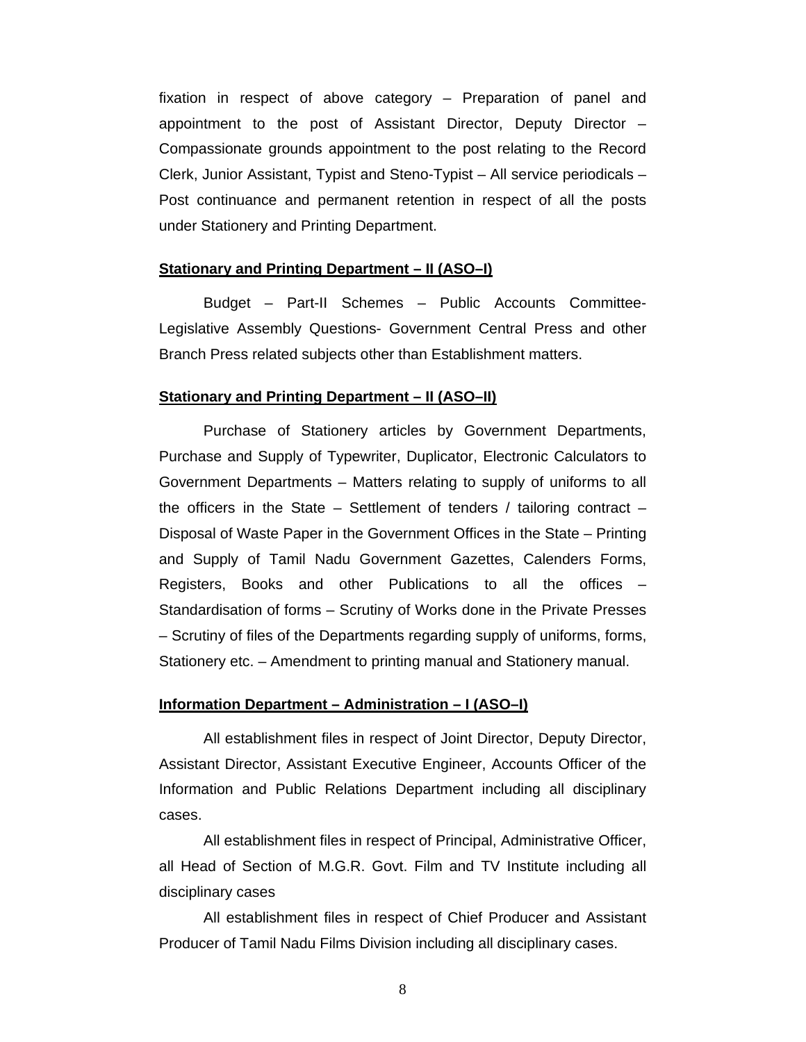fixation in respect of above category – Preparation of panel and appointment to the post of Assistant Director, Deputy Director – Compassionate grounds appointment to the post relating to the Record Clerk, Junior Assistant, Typist and Steno-Typist – All service periodicals – Post continuance and permanent retention in respect of all the posts under Stationery and Printing Department.

**<u>Stationary and Printing Department – II (ASO–I)</u>**

Budget – Part-II Schemes – Public Accounts Committee- Legislative Assembly Questions- Government Central Press and other Branch Press related subjects other than Establishment matters.

**<u>Stationary and Printing Department – II (ASO–II)</u>**

Purchase of Stationery articles by Government Departments, Purchase and Supply of Typewriter, Duplicator, Electronic Calculators to Government Departments – Matters relating to supply of uniforms to all the officers in the State – Settlement of tenders / tailoring contract – Disposal of Waste Paper in the Government Offices in the State – Printing and Supply of Tamil Nadu Government Gazettes, Calenders Forms, Registers, Books and other Publications to all the offices – Standardisation of forms – Scrutiny of Works done in the Private Presses – Scrutiny of files of the Departments regarding supply of uniforms, forms, Stationery etc. – Amendment to printing manual and Stationery manual.

**<u>Information Department – Administration – I (ASO–I)</u>**

All establishment files in respect of Joint Director, Deputy Director, Assistant Director, Assistant Executive Engineer, Accounts Officer of the Information and Public Relations Department including all disciplinary cases.

All establishment files in respect of Principal, Administrative Officer, all Head of Section of M.G.R. Govt. Film and TV Institute including all disciplinary cases

All establishment files in respect of Chief Producer and Assistant Producer of Tamil Nadu Films Division including all disciplinary cases.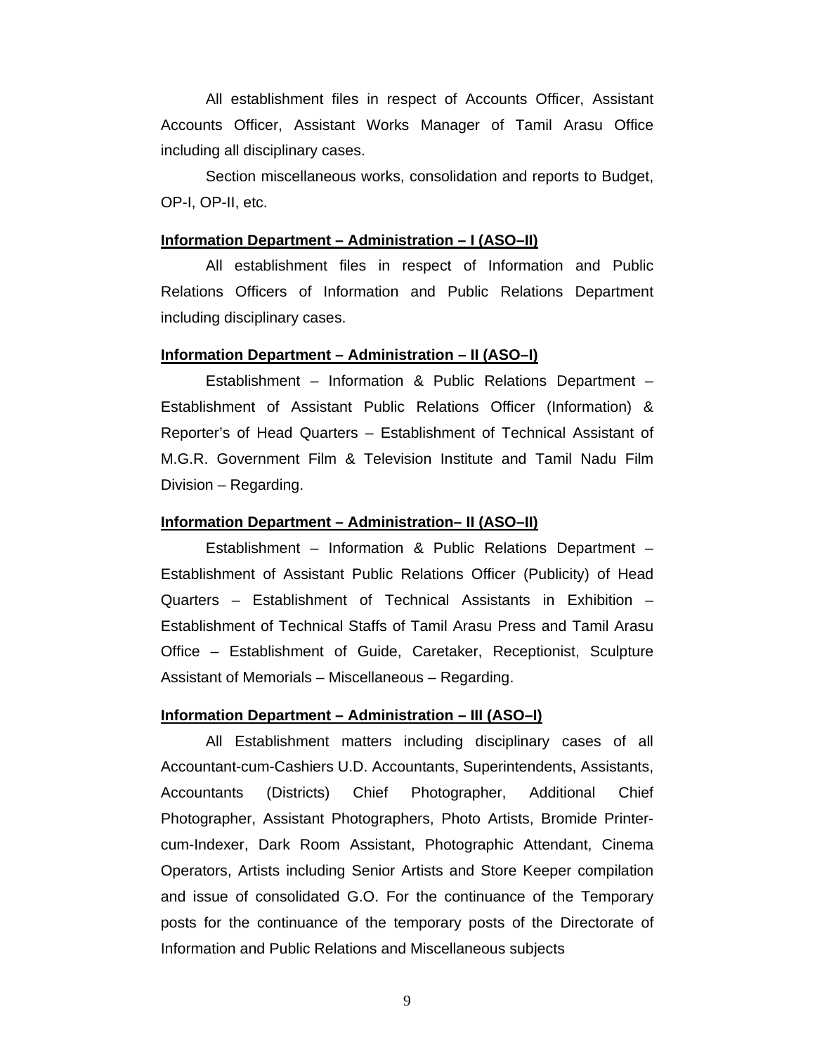All establishment files in respect of Accounts Officer, Assistant Accounts Officer, Assistant Works Manager of Tamil Arasu Office including all disciplinary cases.

Section miscellaneous works, consolidation and reports to Budget, OP-I, OP-II, etc.

**Information Department – Administration – I (ASO–II)**

All establishment files in respect of Information and Public Relations Officers of Information and Public Relations Department including disciplinary cases.

**Information Department – Administration – II (ASO–I)**

Establishment – Information & Public Relations Department – Establishment of Assistant Public Relations Officer (Information) & Reporter's of Head Quarters – Establishment of Technical Assistant of M.G.R. Government Film & Television Institute and Tamil Nadu Film Division – Regarding.

**Information Department – Administration– II (ASO–II)**

Establishment – Information & Public Relations Department – Establishment of Assistant Public Relations Officer (Publicity) of Head Quarters – Establishment of Technical Assistants in Exhibition – Establishment of Technical Staffs of Tamil Arasu Press and Tamil Arasu Office – Establishment of Guide, Caretaker, Receptionist, Sculpture Assistant of Memorials – Miscellaneous – Regarding.

**Information Department – Administration – III (ASO–I)**

All Establishment matters including disciplinary cases of all Accountant-cum-Cashiers U.D. Accountants, Superintendents, Assistants, Accountants (Districts) Chief Photographer, Additional Chief Photographer, Assistant Photographers, Photo Artists, Bromide Printer-cum-Indexer, Dark Room Assistant, Photographic Attendant, Cinema Operators, Artists including Senior Artists and Store Keeper compilation and issue of consolidated G.O. For the continuance of the Temporary posts for the continuance of the temporary posts of the Directorate of Information and Public Relations and Miscellaneous subjects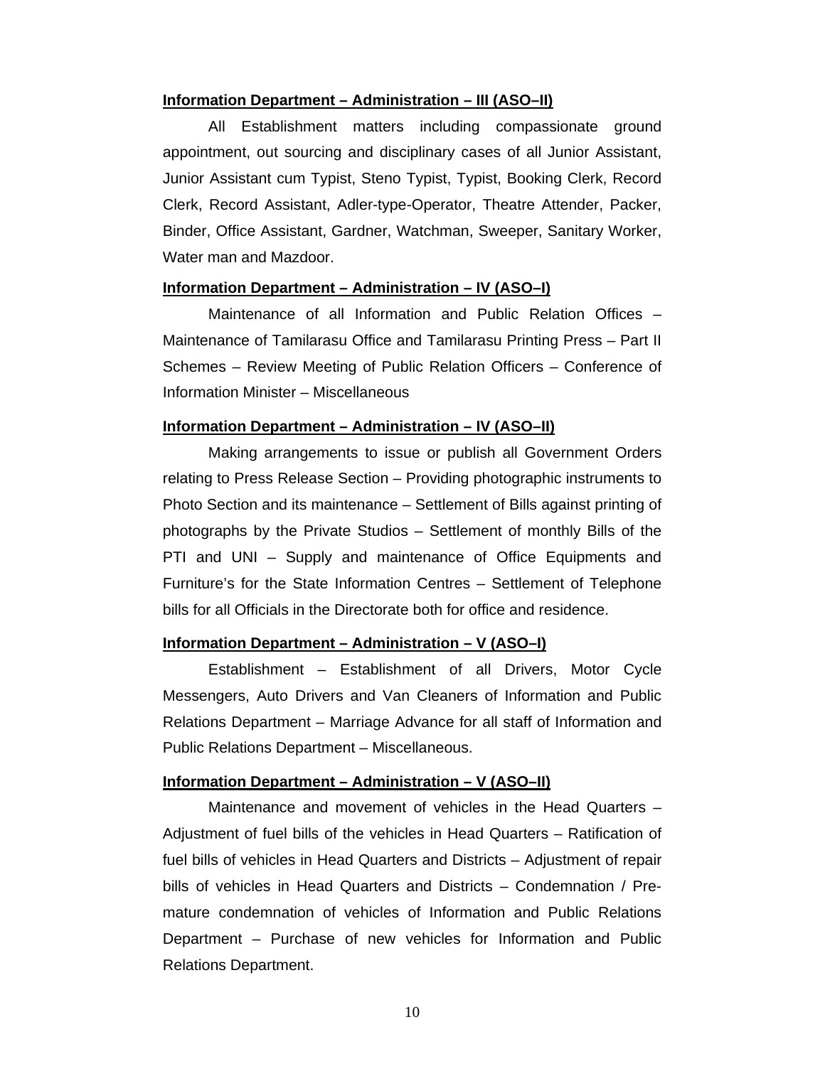**<u>Information Department – Administration – III (ASO–II)</u>**

All Establishment matters including compassionate ground appointment, out sourcing and disciplinary cases of all Junior Assistant, Junior Assistant cum Typist, Steno Typist, Typist, Booking Clerk, Record Clerk, Record Assistant, Adler-type-Operator, Theatre Attender, Packer, Binder, Office Assistant, Gardner, Watchman, Sweeper, Sanitary Worker, Water man and Mazdoor.

**<u>Information Department – Administration – IV (ASO–I)</u>**

Maintenance of all Information and Public Relation Offices – Maintenance of Tamilarasu Office and Tamilarasu Printing Press – Part II Schemes – Review Meeting of Public Relation Officers – Conference of Information Minister – Miscellaneous

**<u>Information Department – Administration – IV (ASO–II)</u>**

Making arrangements to issue or publish all Government Orders relating to Press Release Section – Providing photographic instruments to Photo Section and its maintenance – Settlement of Bills against printing of photographs by the Private Studios – Settlement of monthly Bills of the PTI and UNI – Supply and maintenance of Office Equipments and Furniture's for the State Information Centres – Settlement of Telephone bills for all Officials in the Directorate both for office and residence.

**<u>Information Department – Administration – V (ASO–I)</u>**

Establishment – Establishment of all Drivers, Motor Cycle Messengers, Auto Drivers and Van Cleaners of Information and Public Relations Department – Marriage Advance for all staff of Information and Public Relations Department – Miscellaneous.

**<u>Information Department – Administration – V (ASO–II)</u>**

Maintenance and movement of vehicles in the Head Quarters – Adjustment of fuel bills of the vehicles in Head Quarters – Ratification of fuel bills of vehicles in Head Quarters and Districts – Adjustment of repair bills of vehicles in Head Quarters and Districts – Condemnation / Pre-mature condemnation of vehicles of Information and Public Relations Department – Purchase of new vehicles for Information and Public Relations Department.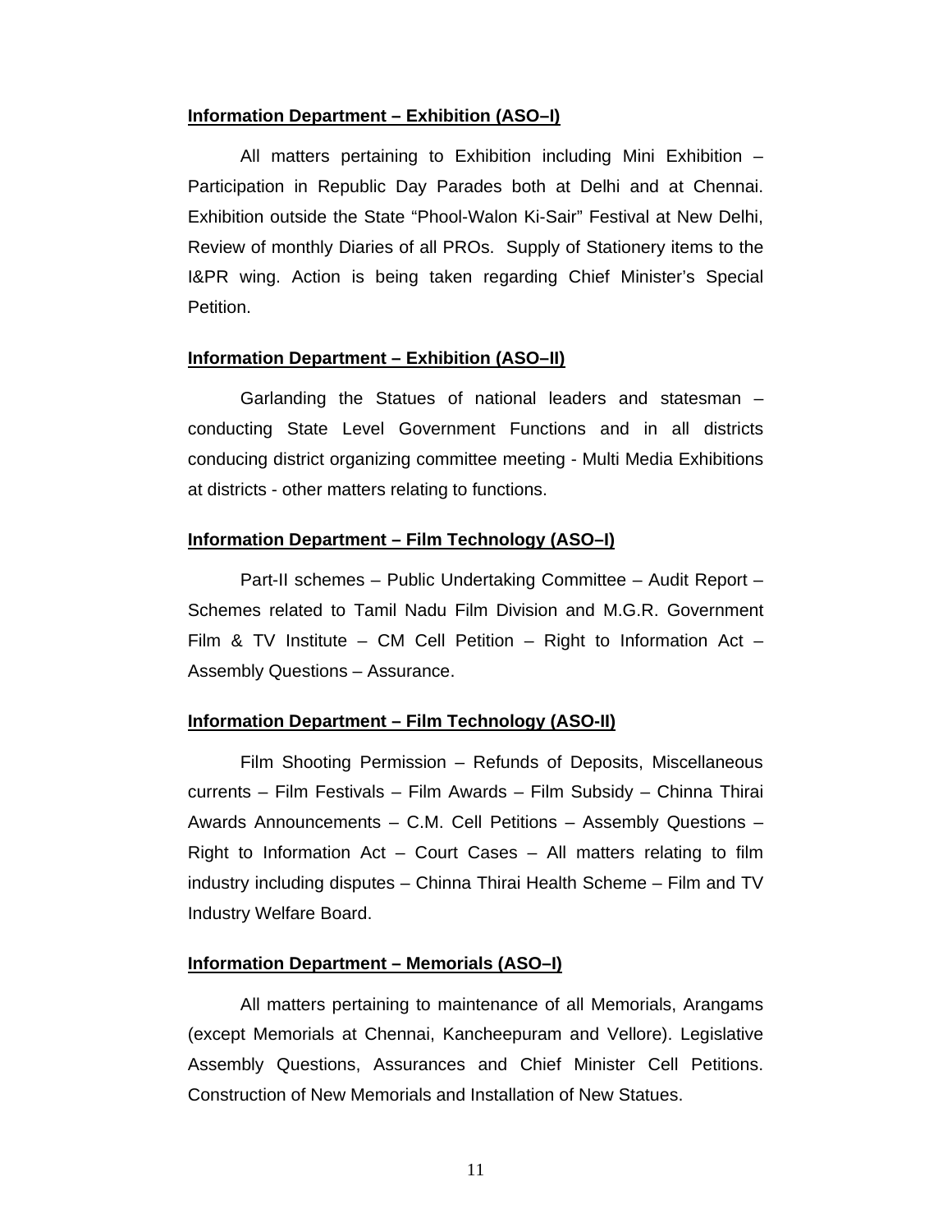**Information Department – Exhibition (ASO–I)**

All matters pertaining to Exhibition including Mini Exhibition – Participation in Republic Day Parades both at Delhi and at Chennai. Exhibition outside the State "Phool-Walon Ki-Sair" Festival at New Delhi, Review of monthly Diaries of all PROs. Supply of Stationery items to the I&PR wing. Action is being taken regarding Chief Minister's Special Petition.

**Information Department – Exhibition (ASO–II)**

Garlanding the Statues of national leaders and statesman – conducting State Level Government Functions and in all districts conducing district organizing committee meeting - Multi Media Exhibitions at districts - other matters relating to functions.

**Information Department – Film Technology (ASO–I)**

Part-II schemes – Public Undertaking Committee – Audit Report – Schemes related to Tamil Nadu Film Division and M.G.R. Government Film & TV Institute – CM Cell Petition – Right to Information Act – Assembly Questions – Assurance.

**Information Department – Film Technology (ASO-II)**

Film Shooting Permission – Refunds of Deposits, Miscellaneous currents – Film Festivals – Film Awards – Film Subsidy – Chinna Thirai Awards Announcements – C.M. Cell Petitions – Assembly Questions – Right to Information Act – Court Cases – All matters relating to film industry including disputes – Chinna Thirai Health Scheme – Film and TV Industry Welfare Board.

**Information Department – Memorials (ASO–I)**

All matters pertaining to maintenance of all Memorials, Arangams (except Memorials at Chennai, Kancheepuram and Vellore). Legislative Assembly Questions, Assurances and Chief Minister Cell Petitions. Construction of New Memorials and Installation of New Statues.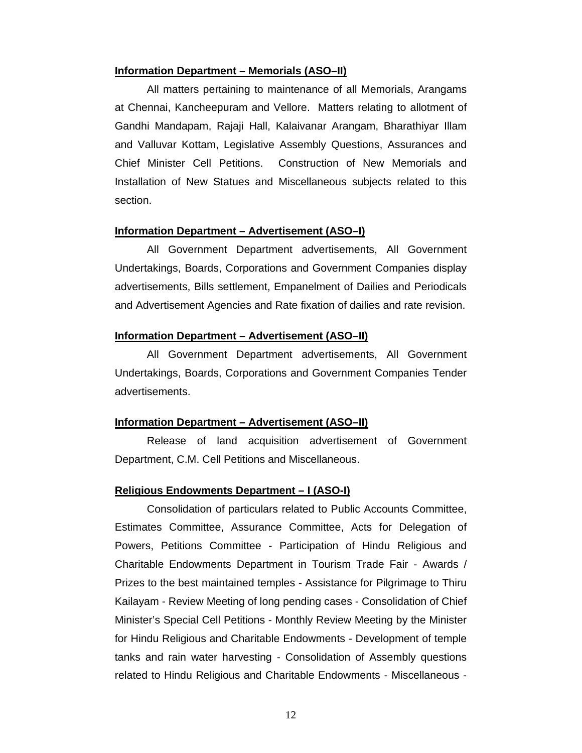**Information Department – Memorials (ASO–II)**

All matters pertaining to maintenance of all Memorials, Arangams at Chennai, Kancheepuram and Vellore. Matters relating to allotment of Gandhi Mandapam, Rajaji Hall, Kalaivanar Arangam, Bharathiyar Illam and Valluvar Kottam, Legislative Assembly Questions, Assurances and Chief Minister Cell Petitions. Construction of New Memorials and Installation of New Statues and Miscellaneous subjects related to this section.

**Information Department – Advertisement (ASO–I)**

All Government Department advertisements, All Government Undertakings, Boards, Corporations and Government Companies display advertisements, Bills settlement, Empanelment of Dailies and Periodicals and Advertisement Agencies and Rate fixation of dailies and rate revision.

**Information Department – Advertisement (ASO–II)**

All Government Department advertisements, All Government Undertakings, Boards, Corporations and Government Companies Tender advertisements.

**Information Department – Advertisement (ASO–II)**

Release of land acquisition advertisement of Government Department, C.M. Cell Petitions and Miscellaneous.

**Religious Endowments Department – I (ASO-I)**

Consolidation of particulars related to Public Accounts Committee, Estimates Committee, Assurance Committee, Acts for Delegation of Powers, Petitions Committee - Participation of Hindu Religious and Charitable Endowments Department in Tourism Trade Fair - Awards / Prizes to the best maintained temples - Assistance for Pilgrimage to Thiru Kailayam - Review Meeting of long pending cases - Consolidation of Chief Minister's Special Cell Petitions - Monthly Review Meeting by the Minister for Hindu Religious and Charitable Endowments - Development of temple tanks and rain water harvesting - Consolidation of Assembly questions related to Hindu Religious and Charitable Endowments - Miscellaneous -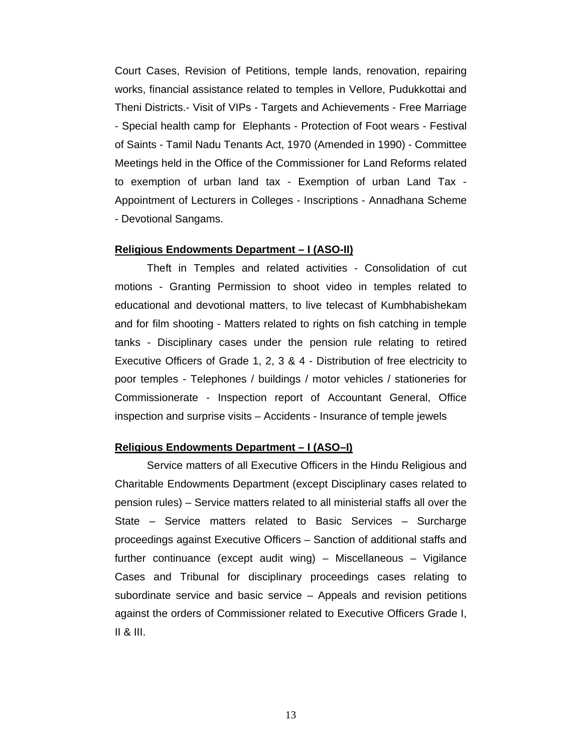Court Cases, Revision of Petitions, temple lands, renovation, repairing works, financial assistance related to temples in Vellore, Pudukkottai and Theni Districts.- Visit of VIPs - Targets and Achievements - Free Marriage - Special health camp for Elephants - Protection of Foot wears - Festival of Saints - Tamil Nadu Tenants Act, 1970 (Amended in 1990) - Committee Meetings held in the Office of the Commissioner for Land Reforms related to exemption of urban land tax - Exemption of urban Land Tax - Appointment of Lecturers in Colleges - Inscriptions - Annadhana Scheme - Devotional Sangams.

**Religious Endowments Department – I (ASO-II)**

Theft in Temples and related activities - Consolidation of cut motions - Granting Permission to shoot video in temples related to educational and devotional matters, to live telecast of Kumbhabishekam and for film shooting - Matters related to rights on fish catching in temple tanks - Disciplinary cases under the pension rule relating to retired Executive Officers of Grade 1, 2, 3 & 4 - Distribution of free electricity to poor temples - Telephones / buildings / motor vehicles / stationeries for Commissionerate - Inspection report of Accountant General, Office inspection and surprise visits – Accidents - Insurance of temple jewels

**Religious Endowments Department – I (ASO–I)**

Service matters of all Executive Officers in the Hindu Religious and Charitable Endowments Department (except Disciplinary cases related to pension rules) – Service matters related to all ministerial staffs all over the State – Service matters related to Basic Services – Surcharge proceedings against Executive Officers – Sanction of additional staffs and further continuance (except audit wing) – Miscellaneous – Vigilance Cases and Tribunal for disciplinary proceedings cases relating to subordinate service and basic service – Appeals and revision petitions against the orders of Commissioner related to Executive Officers Grade I, II & III.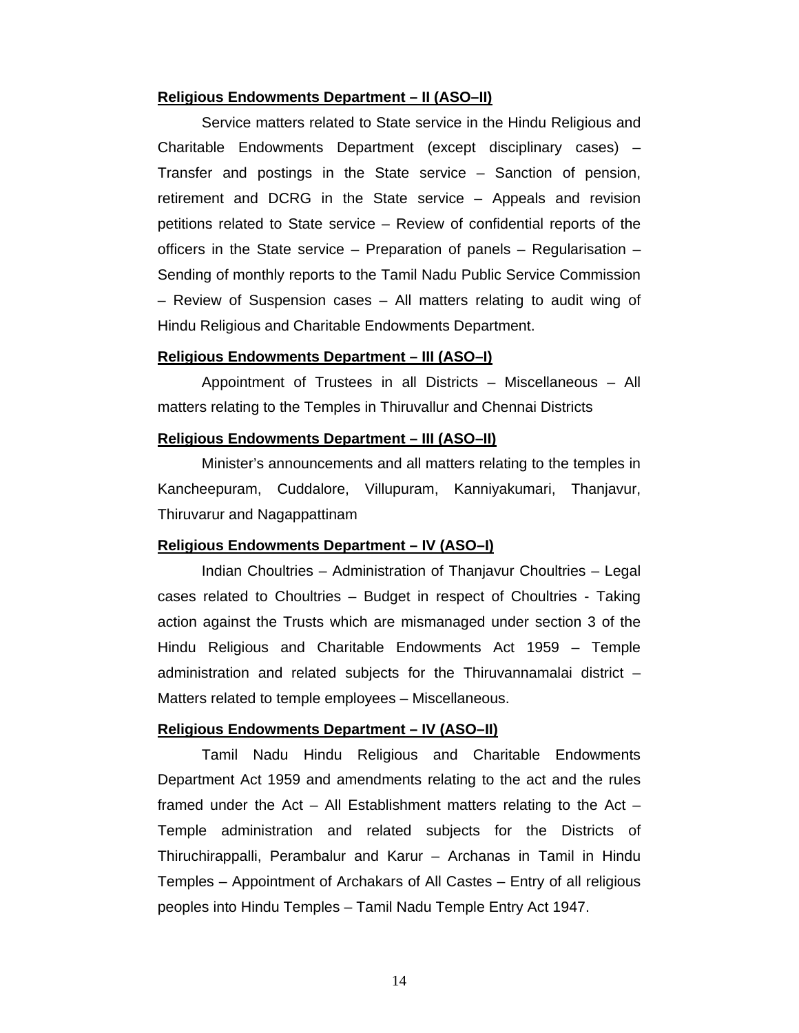**Religious Endowments Department – II (ASO–II)**

Service matters related to State service in the Hindu Religious and Charitable Endowments Department (except disciplinary cases) – Transfer and postings in the State service – Sanction of pension, retirement and DCRG in the State service – Appeals and revision petitions related to State service – Review of confidential reports of the officers in the State service – Preparation of panels – Regularisation – Sending of monthly reports to the Tamil Nadu Public Service Commission – Review of Suspension cases – All matters relating to audit wing of Hindu Religious and Charitable Endowments Department.

**Religious Endowments Department – III (ASO–I)**

Appointment of Trustees in all Districts – Miscellaneous – All matters relating to the Temples in Thiruvallur and Chennai Districts

**Religious Endowments Department – III (ASO–II)**

Minister's announcements and all matters relating to the temples in Kancheepuram, Cuddalore, Villupuram, Kanniyakumari, Thanjavur, Thiruvarur and Nagappattinam

**Religious Endowments Department – IV (ASO–I)**

Indian Choultries – Administration of Thanjavur Choultries – Legal cases related to Choultries – Budget in respect of Choultries - Taking action against the Trusts which are mismanaged under section 3 of the Hindu Religious and Charitable Endowments Act 1959 – Temple administration and related subjects for the Thiruvannamalai district – Matters related to temple employees – Miscellaneous.

**Religious Endowments Department – IV (ASO–II)**

Tamil Nadu Hindu Religious and Charitable Endowments Department Act 1959 and amendments relating to the act and the rules framed under the Act – All Establishment matters relating to the Act – Temple administration and related subjects for the Districts of Thiruchirappalli, Perambalur and Karur – Archanas in Tamil in Hindu Temples – Appointment of Archakars of All Castes – Entry of all religious peoples into Hindu Temples – Tamil Nadu Temple Entry Act 1947.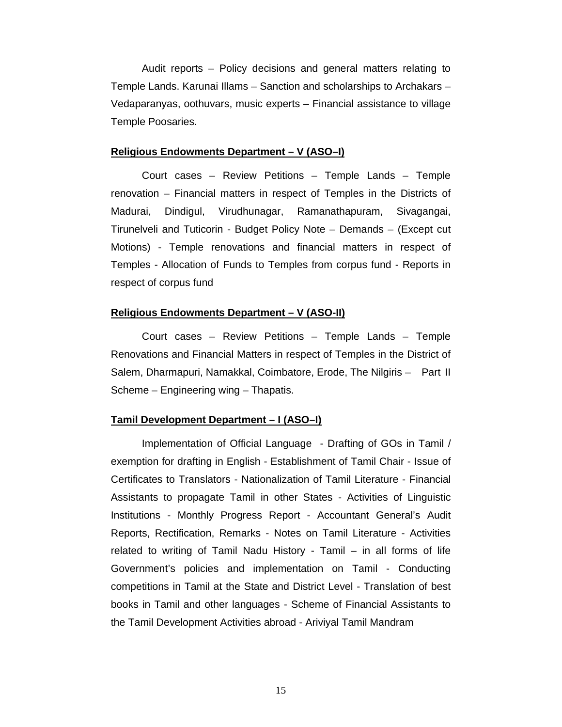Audit reports – Policy decisions and general matters relating to Temple Lands. Karunai Illams – Sanction and scholarships to Archakars – Vedaparanyas, oothuvars, music experts – Financial assistance to village Temple Poosaries.

**Religious Endowments Department – V (ASO–I)**

Court cases – Review Petitions – Temple Lands – Temple renovation – Financial matters in respect of Temples in the Districts of Madurai, Dindigul, Virudhunagar, Ramanathapuram, Sivagangai, Tirunelveli and Tuticorin - Budget Policy Note – Demands – (Except cut Motions) - Temple renovations and financial matters in respect of Temples - Allocation of Funds to Temples from corpus fund - Reports in respect of corpus fund

**Religious Endowments Department – V (ASO-II)**

Court cases – Review Petitions – Temple Lands – Temple Renovations and Financial Matters in respect of Temples in the District of Salem, Dharmapuri, Namakkal, Coimbatore, Erode, The Nilgiris – Part II Scheme – Engineering wing – Thapatis.

**Tamil Development Department – I (ASO–I)**

Implementation of Official Language - Drafting of GOs in Tamil / exemption for drafting in English - Establishment of Tamil Chair - Issue of Certificates to Translators - Nationalization of Tamil Literature - Financial Assistants to propagate Tamil in other States - Activities of Linguistic Institutions - Monthly Progress Report - Accountant General's Audit Reports, Rectification, Remarks - Notes on Tamil Literature - Activities related to writing of Tamil Nadu History - Tamil – in all forms of life Government's policies and implementation on Tamil - Conducting competitions in Tamil at the State and District Level - Translation of best books in Tamil and other languages - Scheme of Financial Assistants to the Tamil Development Activities abroad - Ariviyal Tamil Mandram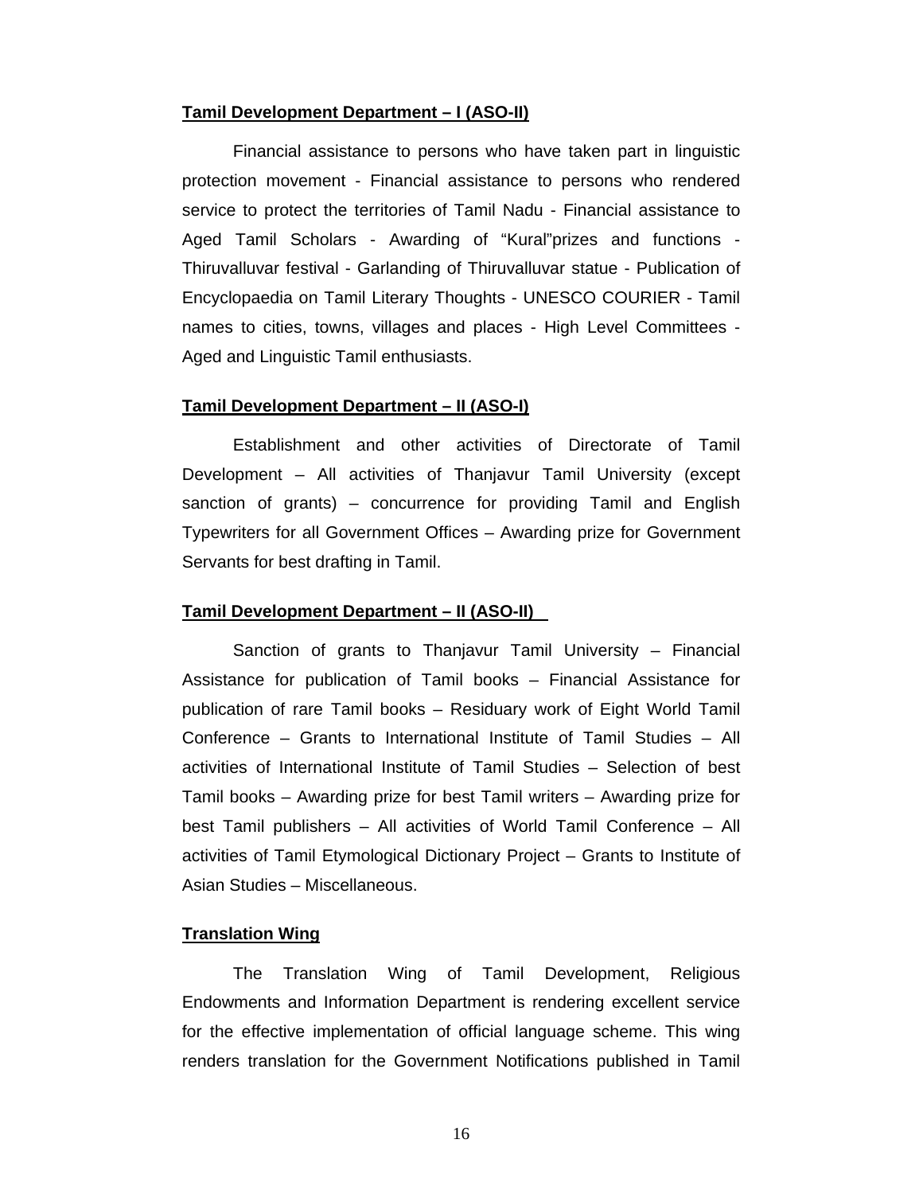**Tamil Development Department – I (ASO-II)**

Financial assistance to persons who have taken part in linguistic protection movement - Financial assistance to persons who rendered service to protect the territories of Tamil Nadu - Financial assistance to Aged Tamil Scholars - Awarding of “Kural”prizes and functions - Thiruvalluvar festival - Garlanding of Thiruvalluvar statue - Publication of Encyclopaedia on Tamil Literary Thoughts - UNESCO COURIER - Tamil names to cities, towns, villages and places - High Level Committees - Aged and Linguistic Tamil enthusiasts.

**Tamil Development Department – II (ASO-I)**

Establishment and other activities of Directorate of Tamil Development – All activities of Thanjavur Tamil University (except sanction of grants) – concurrence for providing Tamil and English Typewriters for all Government Offices – Awarding prize for Government Servants for best drafting in Tamil.

**Tamil Development Department – II (ASO-II)**

Sanction of grants to Thanjavur Tamil University – Financial Assistance for publication of Tamil books – Financial Assistance for publication of rare Tamil books – Residuary work of Eight World Tamil Conference – Grants to International Institute of Tamil Studies – All activities of International Institute of Tamil Studies – Selection of best Tamil books – Awarding prize for best Tamil writers – Awarding prize for best Tamil publishers – All activities of World Tamil Conference – All activities of Tamil Etymological Dictionary Project – Grants to Institute of Asian Studies – Miscellaneous.

**Translation Wing**

The Translation Wing of Tamil Development, Religious Endowments and Information Department is rendering excellent service for the effective implementation of official language scheme. This wing renders translation for the Government Notifications published in Tamil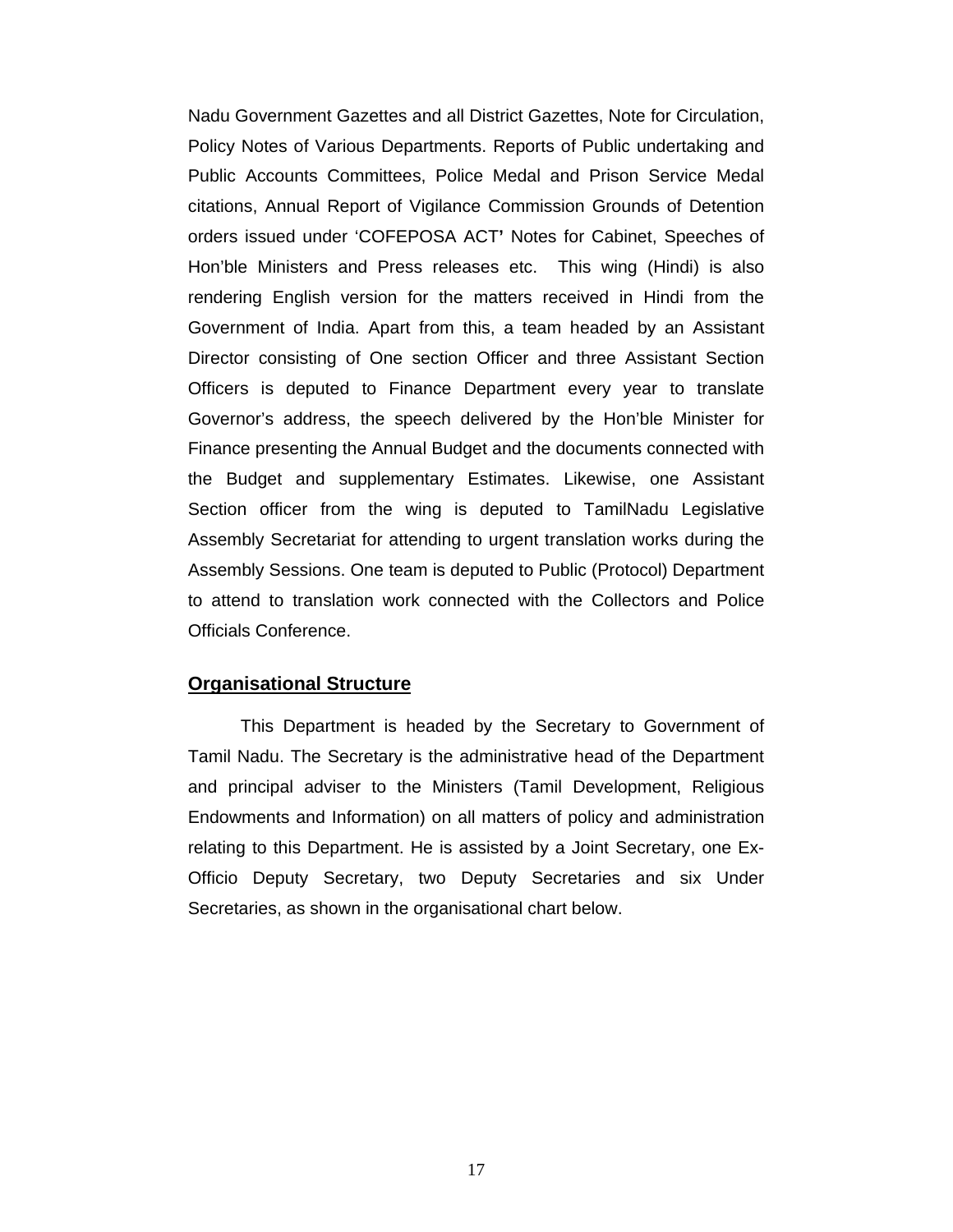Nadu Government Gazettes and all District Gazettes, Note for Circulation, Policy Notes of Various Departments. Reports of Public undertaking and Public Accounts Committees, Police Medal and Prison Service Medal citations, Annual Report of Vigilance Commission Grounds of Detention orders issued under 'COFEPOSA ACT**'** Notes for Cabinet, Speeches of Hon'ble Ministers and Press releases etc.  This wing (Hindi) is also rendering English version for the matters received in Hindi from the Government of India. Apart from this, a team headed by an Assistant Director consisting of One section Officer and three Assistant Section Officers is deputed to Finance Department every year to translate Governor's address, the speech delivered by the Hon'ble Minister for Finance presenting the Annual Budget and the documents connected with the Budget and supplementary Estimates. Likewise, one Assistant Section officer from the wing is deputed to TamilNadu Legislative Assembly Secretariat for attending to urgent translation works during the Assembly Sessions. One team is deputed to Public (Protocol) Department to attend to translation work connected with the Collectors and Police Officials Conference.

**Organisational Structure**

This Department is headed by the Secretary to Government of Tamil Nadu. The Secretary is the administrative head of the Department and principal adviser to the Ministers (Tamil Development, Religious Endowments and Information) on all matters of policy and administration relating to this Department. He is assisted by a Joint Secretary, one Ex-Officio Deputy Secretary, two Deputy Secretaries and six Under Secretaries, as shown in the organisational chart below.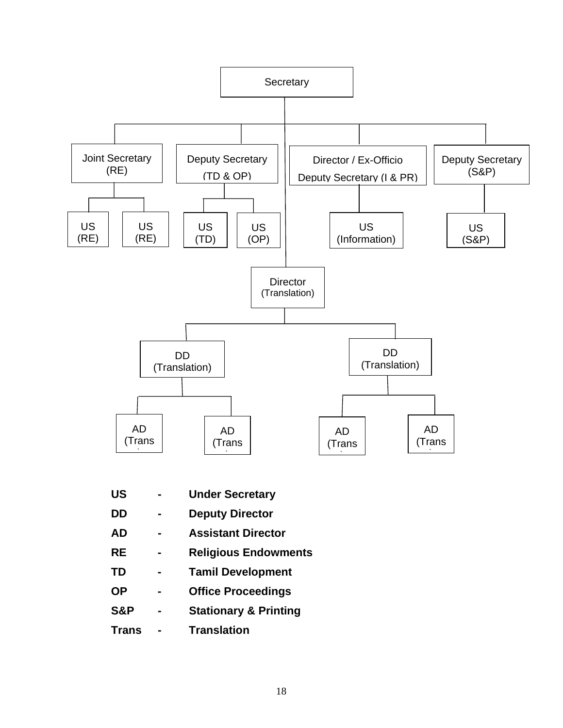Secretary

- Joint Secretary (RE)
  - US (RE)
  - US (RE)
- Deputy Secretary (TD & OP)
  - US (TD)
  - US (OP)
- Director / Ex-Officio Deputy Secretary (I & PR)
  - US (Information)
- Deputy Secretary (S&P)
  - US (S&P)
- Director (Translation)
  - DD (Translation)
    - AD (Trans)
    - AD (Trans)
  - DD (Translation)
    - AD (Trans)
    - AD (Trans)

| | | |
|---|---|---|
| **US** | **-** | **Under Secretary** |
| **DD** | **-** | **Deputy Director** |
| **AD** | **-** | **Assistant Director** |
| **RE** | **-** | **Religious Endowments** |
| **TD** | **-** | **Tamil Development** |
| **OP** | **-** | **Office Proceedings** |
| **S&P** | **-** | **Stationary & Printing** |
| **Trans** | **-** | **Translation** |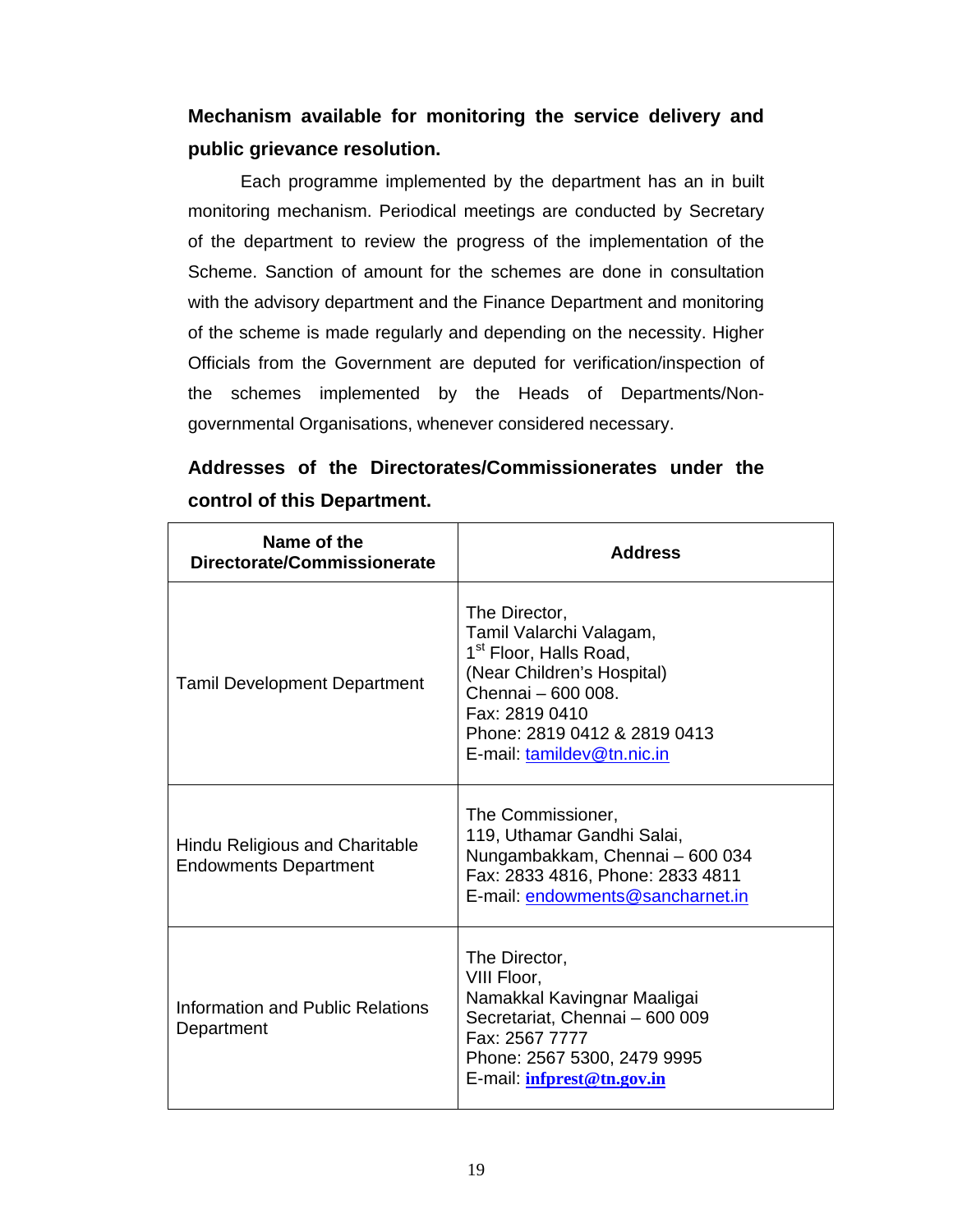**Mechanism available for monitoring the service delivery and public grievance resolution.**

Each programme implemented by the department has an in built monitoring mechanism. Periodical meetings are conducted by Secretary of the department to review the progress of the implementation of the Scheme. Sanction of amount for the schemes are done in consultation with the advisory department and the Finance Department and monitoring of the scheme is made regularly and depending on the necessity. Higher Officials from the Government are deputed for verification/inspection of the schemes implemented by the Heads of Departments/Non-governmental Organisations, whenever considered necessary.

**Addresses of the Directorates/Commissionerates under the control of this Department.**

| Name of the Directorate/Commissionerate | Address |
|---|---|
| Tamil Development Department | The Director,<br>Tamil Valarchi Valagam,<br>1st Floor, Halls Road,<br>(Near Children's Hospital)<br>Chennai – 600 008.<br>Fax: 2819 0410<br>Phone: 2819 0412 & 2819 0413<br>E-mail: tamildev@tn.nic.in |
| Hindu Religious and Charitable Endowments Department | The Commissioner,<br>119, Uthamar Gandhi Salai,<br>Nungambakkam, Chennai – 600 034<br>Fax: 2833 4816, Phone: 2833 4811<br>E-mail: endowments@sancharnet.in |
| Information and Public Relations Department | The Director,<br>VIII Floor,<br>Namakkal Kavingnar Maaligai<br>Secretariat, Chennai – 600 009<br>Fax: 2567 7777<br>Phone: 2567 5300, 2479 9995<br>E-mail: **infprest@tn.gov.in** |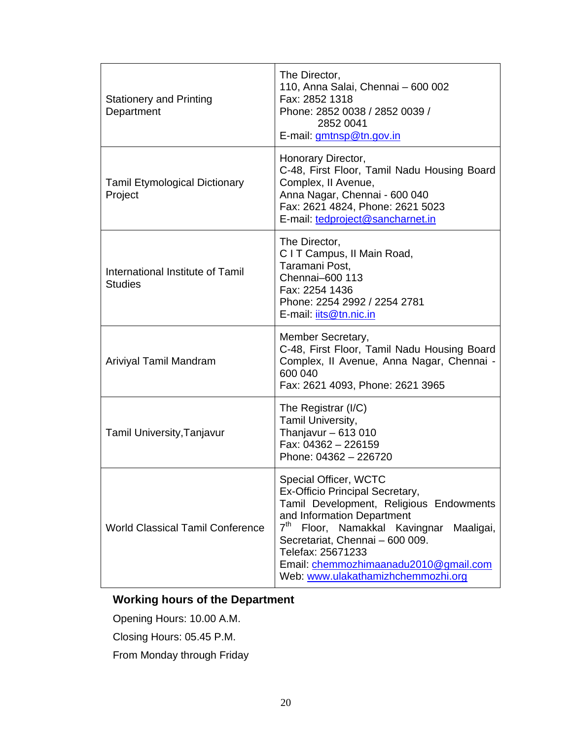| | |
|---|---|
| Stationery and Printing Department | The Director,<br>110, Anna Salai, Chennai – 600 002<br>Fax: 2852 1318<br>Phone: 2852 0038 / 2852 0039 / 2852 0041<br>E-mail: gmtnsp@tn.gov.in |
| Tamil Etymological Dictionary Project | Honorary Director,<br>C-48, First Floor, Tamil Nadu Housing Board Complex, II Avenue,<br>Anna Nagar, Chennai - 600 040<br>Fax: 2621 4824, Phone: 2621 5023<br>E-mail: tedproject@sancharnet.in |
| International Institute of Tamil Studies | The Director,<br>C I T Campus, II Main Road,<br>Taramani Post,<br>Chennai–600 113<br>Fax: 2254 1436<br>Phone: 2254 2992 / 2254 2781<br>E-mail: iits@tn.nic.in |
| Ariviyal Tamil Mandram | Member Secretary,<br>C-48, First Floor, Tamil Nadu Housing Board Complex, II Avenue, Anna Nagar, Chennai - 600 040<br>Fax: 2621 4093, Phone: 2621 3965 |
| Tamil University,Tanjavur | The Registrar (I/C)<br>Tamil University,<br>Thanjavur – 613 010<br>Fax: 04362 – 226159<br>Phone: 04362 – 226720 |
| World Classical Tamil Conference | Special Officer, WCTC<br>Ex-Officio Principal Secretary,<br>Tamil Development, Religious Endowments and Information Department<br>7th Floor, Namakkal Kavingnar Maaligai, Secretariat, Chennai – 600 009.<br>Telefax: 25671233<br>Email: chemmozhimaanadu2010@gmail.com<br>Web: www.ulakathamizhchemmozhi.org |

**Working hours of the Department**

Opening Hours: 10.00 A.M.

Closing Hours: 05.45 P.M.

From Monday through Friday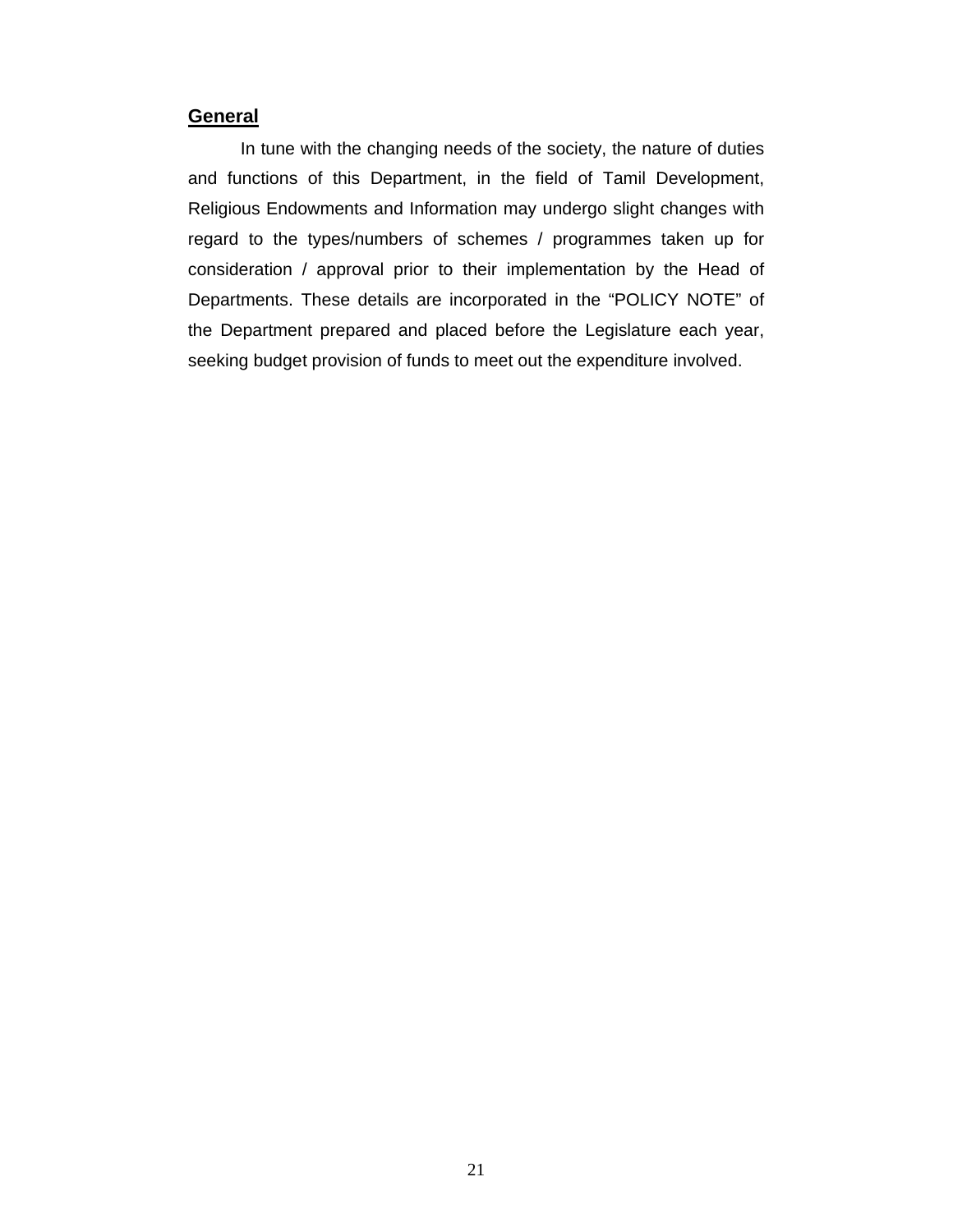## General

In tune with the changing needs of the society, the nature of duties and functions of this Department, in the field of Tamil Development, Religious Endowments and Information may undergo slight changes with regard to the types/numbers of schemes / programmes taken up for consideration / approval prior to their implementation by the Head of Departments. These details are incorporated in the "POLICY NOTE" of the Department prepared and placed before the Legislature each year, seeking budget provision of funds to meet out the expenditure involved.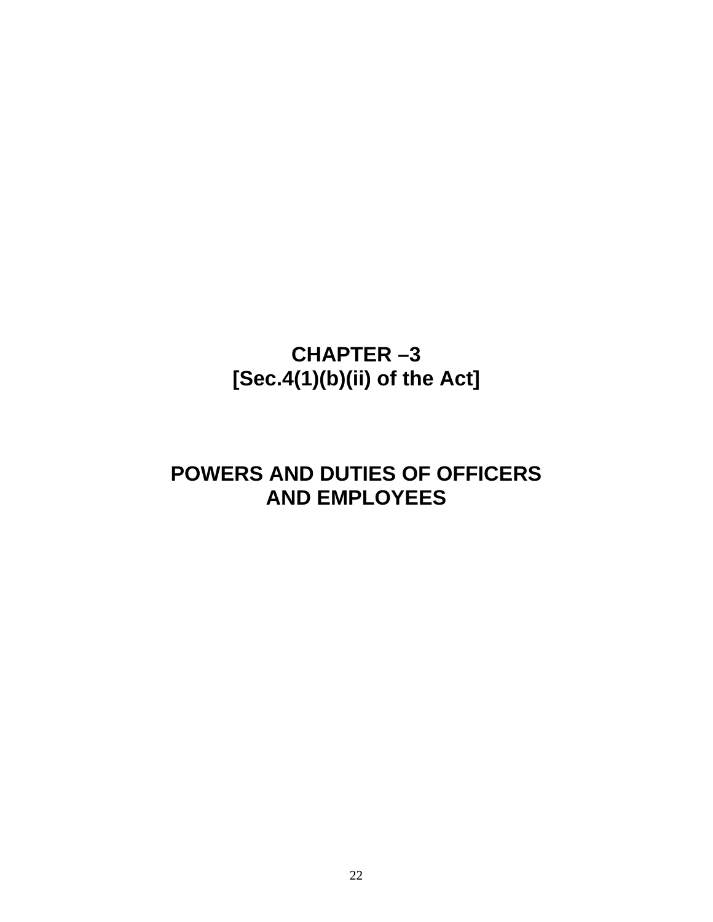# CHAPTER –3
## [Sec.4(1)(b)(ii) of the Act]

# POWERS AND DUTIES OF OFFICERS AND EMPLOYEES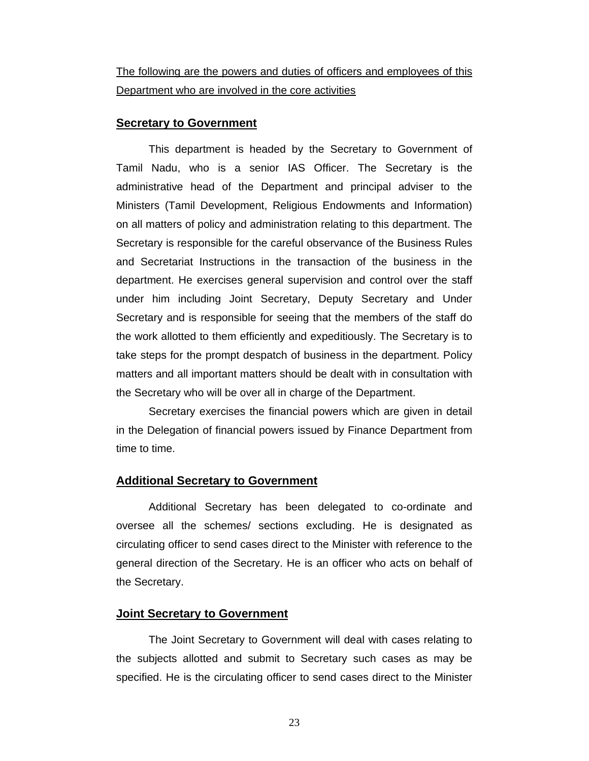The following are the powers and duties of officers and employees of this Department who are involved in the core activities

## Secretary to Government

This department is headed by the Secretary to Government of Tamil Nadu, who is a senior IAS Officer. The Secretary is the administrative head of the Department and principal adviser to the Ministers (Tamil Development, Religious Endowments and Information) on all matters of policy and administration relating to this department. The Secretary is responsible for the careful observance of the Business Rules and Secretariat Instructions in the transaction of the business in the department. He exercises general supervision and control over the staff under him including Joint Secretary, Deputy Secretary and Under Secretary and is responsible for seeing that the members of the staff do the work allotted to them efficiently and expeditiously. The Secretary is to take steps for the prompt despatch of business in the department. Policy matters and all important matters should be dealt with in consultation with the Secretary who will be over all in charge of the Department.

Secretary exercises the financial powers which are given in detail in the Delegation of financial powers issued by Finance Department from time to time.

## Additional Secretary to Government

Additional Secretary has been delegated to co-ordinate and oversee all the schemes/ sections excluding. He is designated as circulating officer to send cases direct to the Minister with reference to the general direction of the Secretary. He is an officer who acts on behalf of the Secretary.

## Joint Secretary to Government

The Joint Secretary to Government will deal with cases relating to the subjects allotted and submit to Secretary such cases as may be specified. He is the circulating officer to send cases direct to the Minister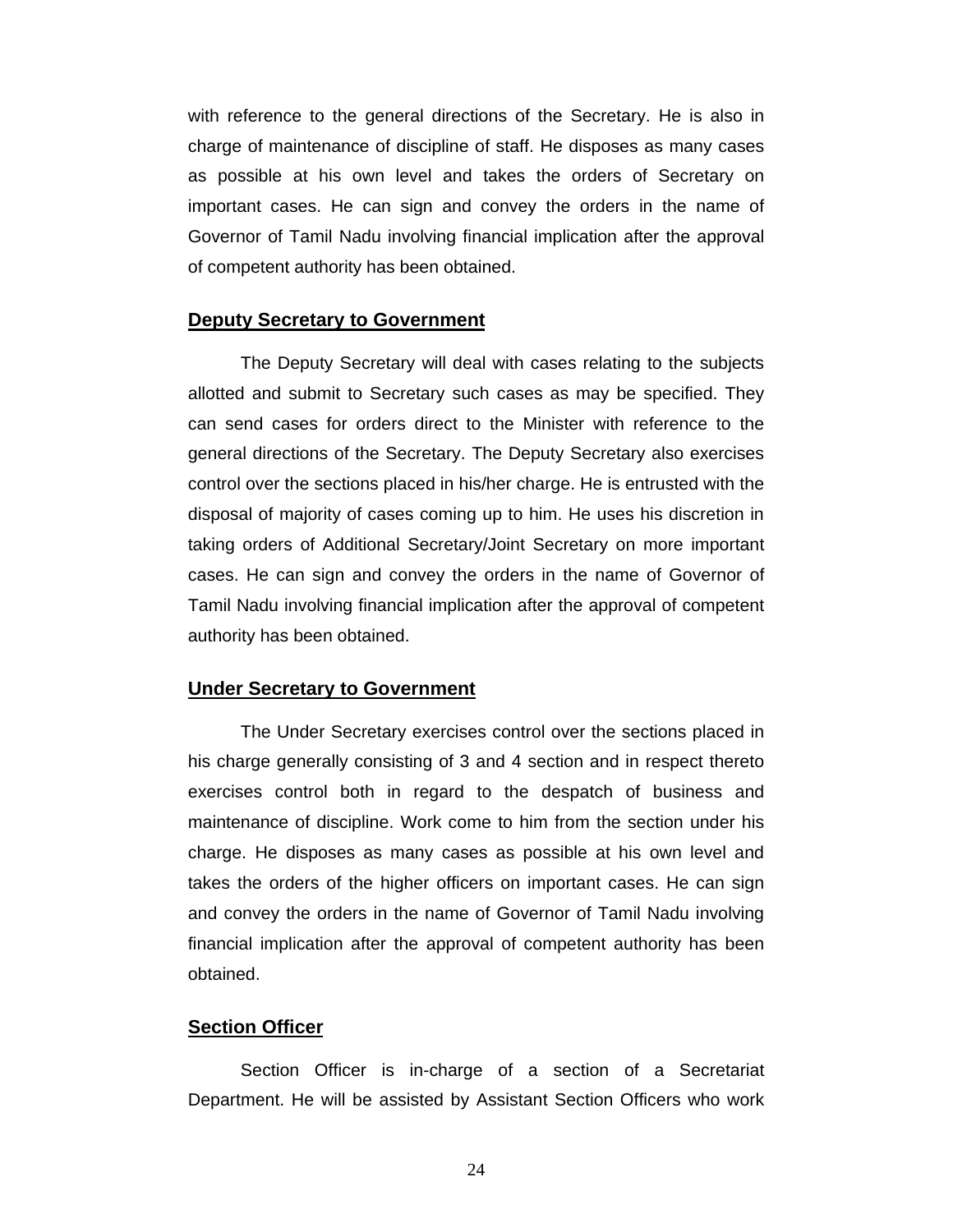with reference to the general directions of the Secretary. He is also in charge of maintenance of discipline of staff. He disposes as many cases as possible at his own level and takes the orders of Secretary on important cases. He can sign and convey the orders in the name of Governor of Tamil Nadu involving financial implication after the approval of competent authority has been obtained.

### Deputy Secretary to Government

The Deputy Secretary will deal with cases relating to the subjects allotted and submit to Secretary such cases as may be specified. They can send cases for orders direct to the Minister with reference to the general directions of the Secretary. The Deputy Secretary also exercises control over the sections placed in his/her charge. He is entrusted with the disposal of majority of cases coming up to him. He uses his discretion in taking orders of Additional Secretary/Joint Secretary on more important cases. He can sign and convey the orders in the name of Governor of Tamil Nadu involving financial implication after the approval of competent authority has been obtained.

### Under Secretary to Government

The Under Secretary exercises control over the sections placed in his charge generally consisting of 3 and 4 section and in respect thereto exercises control both in regard to the despatch of business and maintenance of discipline. Work come to him from the section under his charge. He disposes as many cases as possible at his own level and takes the orders of the higher officers on important cases. He can sign and convey the orders in the name of Governor of Tamil Nadu involving financial implication after the approval of competent authority has been obtained.

### Section Officer

Section Officer is in-charge of a section of a Secretariat Department. He will be assisted by Assistant Section Officers who work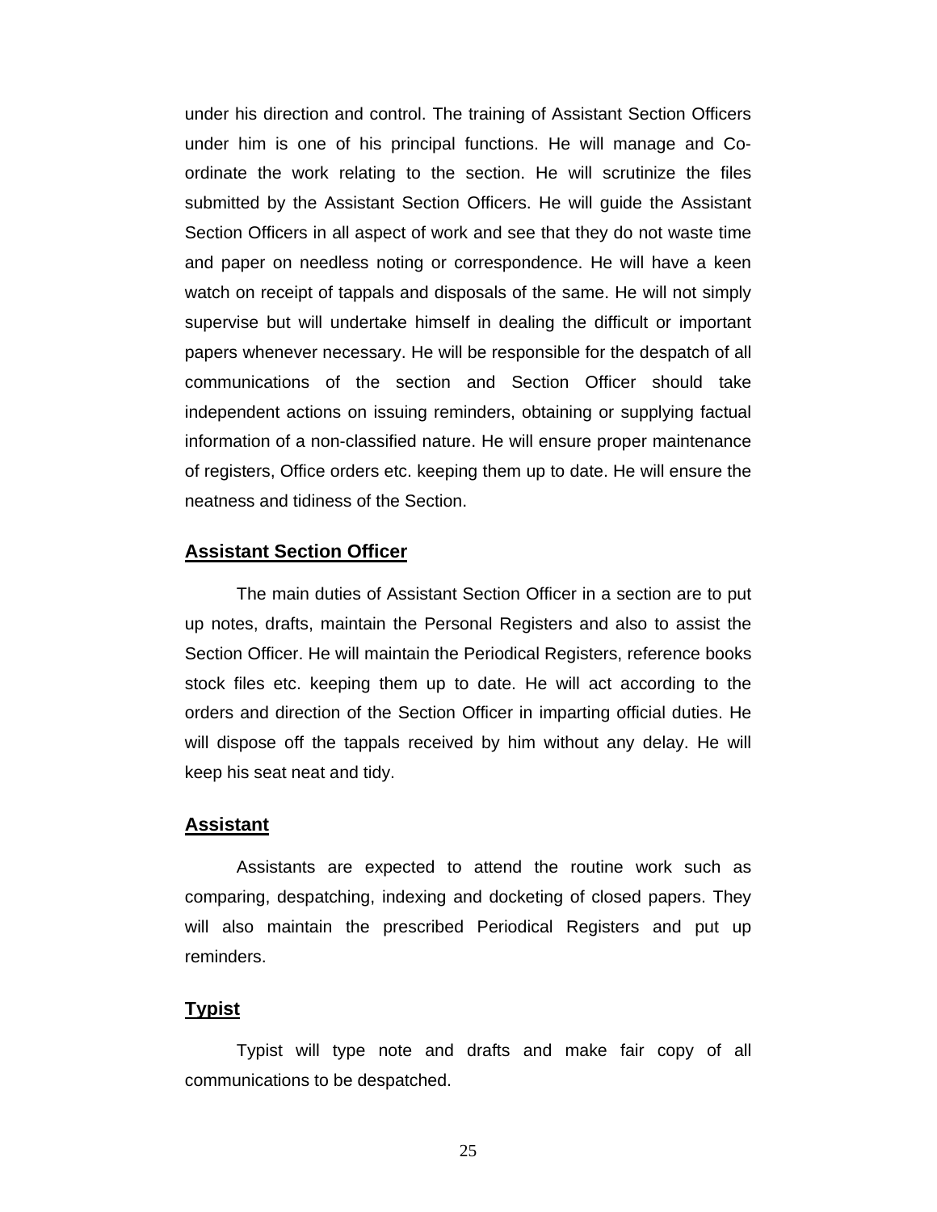under his direction and control. The training of Assistant Section Officers under him is one of his principal functions. He will manage and Co-ordinate the work relating to the section. He will scrutinize the files submitted by the Assistant Section Officers. He will guide the Assistant Section Officers in all aspect of work and see that they do not waste time and paper on needless noting or correspondence. He will have a keen watch on receipt of tappals and disposals of the same. He will not simply supervise but will undertake himself in dealing the difficult or important papers whenever necessary. He will be responsible for the despatch of all communications of the section and Section Officer should take independent actions on issuing reminders, obtaining or supplying factual information of a non-classified nature. He will ensure proper maintenance of registers, Office orders etc. keeping them up to date. He will ensure the neatness and tidiness of the Section.

**Assistant Section Officer**

The main duties of Assistant Section Officer in a section are to put up notes, drafts, maintain the Personal Registers and also to assist the Section Officer. He will maintain the Periodical Registers, reference books stock files etc. keeping them up to date. He will act according to the orders and direction of the Section Officer in imparting official duties. He will dispose off the tappals received by him without any delay. He will keep his seat neat and tidy.

**Assistant**

Assistants are expected to attend the routine work such as comparing, despatching, indexing and docketing of closed papers. They will also maintain the prescribed Periodical Registers and put up reminders.

**Typist**

Typist will type note and drafts and make fair copy of all communications to be despatched.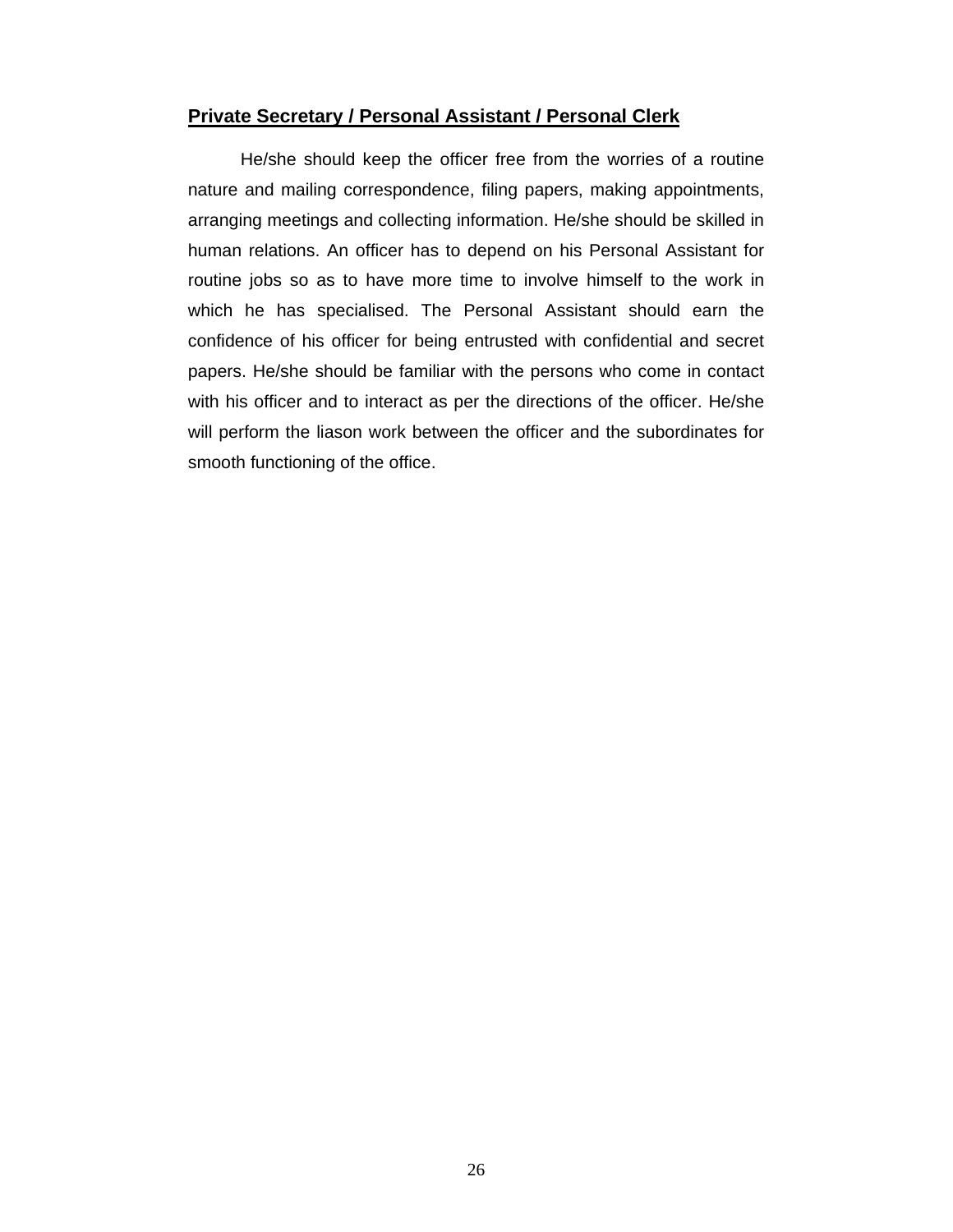## Private Secretary / Personal Assistant / Personal Clerk

He/she should keep the officer free from the worries of a routine nature and mailing correspondence, filing papers, making appointments, arranging meetings and collecting information. He/she should be skilled in human relations. An officer has to depend on his Personal Assistant for routine jobs so as to have more time to involve himself to the work in which he has specialised. The Personal Assistant should earn the confidence of his officer for being entrusted with confidential and secret papers. He/she should be familiar with the persons who come in contact with his officer and to interact as per the directions of the officer. He/she will perform the liason work between the officer and the subordinates for smooth functioning of the office.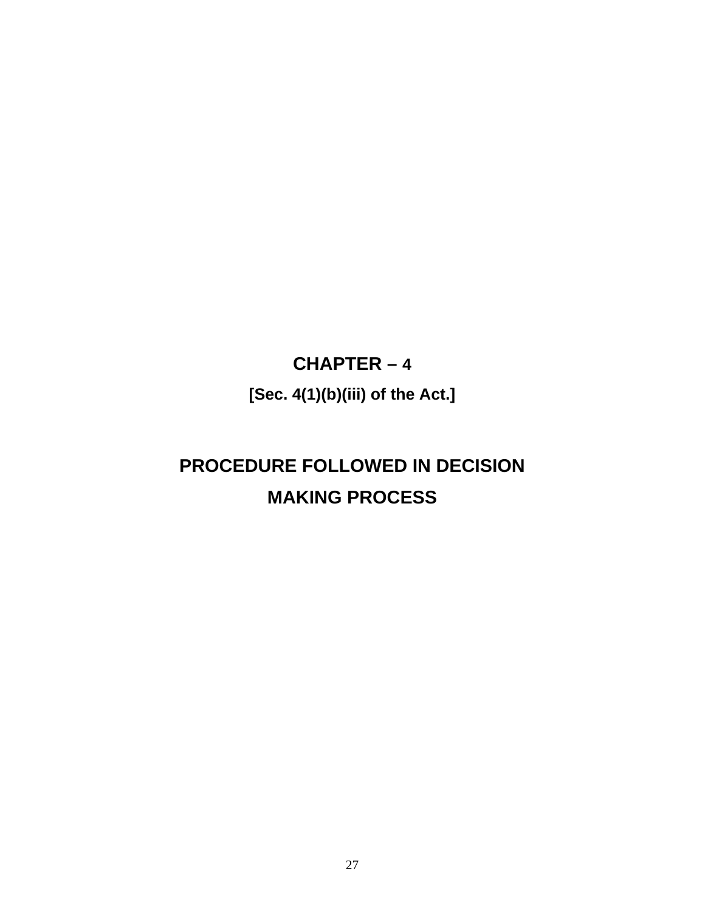# CHAPTER – 4

**[Sec. 4(1)(b)(iii) of the Act.]**

# PROCEDURE FOLLOWED IN DECISION MAKING PROCESS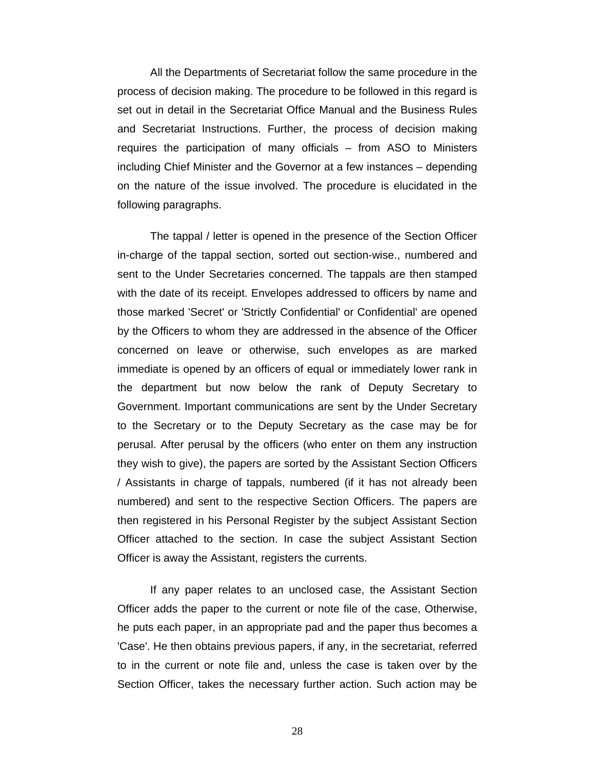All the Departments of Secretariat follow the same procedure in the process of decision making. The procedure to be followed in this regard is set out in detail in the Secretariat Office Manual and the Business Rules and Secretariat Instructions. Further, the process of decision making requires the participation of many officials – from ASO to Ministers including Chief Minister and the Governor at a few instances – depending on the nature of the issue involved. The procedure is elucidated in the following paragraphs.

The tappal / letter is opened in the presence of the Section Officer in-charge of the tappal section, sorted out section-wise., numbered and sent to the Under Secretaries concerned. The tappals are then stamped with the date of its receipt. Envelopes addressed to officers by name and those marked 'Secret' or 'Strictly Confidential' or Confidential' are opened by the Officers to whom they are addressed in the absence of the Officer concerned on leave or otherwise, such envelopes as are marked immediate is opened by an officers of equal or immediately lower rank in the department but now below the rank of Deputy Secretary to Government. Important communications are sent by the Under Secretary to the Secretary or to the Deputy Secretary as the case may be for perusal. After perusal by the officers (who enter on them any instruction they wish to give), the papers are sorted by the Assistant Section Officers / Assistants in charge of tappals, numbered (if it has not already been numbered) and sent to the respective Section Officers. The papers are then registered in his Personal Register by the subject Assistant Section Officer attached to the section. In case the subject Assistant Section Officer is away the Assistant, registers the currents.

If any paper relates to an unclosed case, the Assistant Section Officer adds the paper to the current or note file of the case, Otherwise, he puts each paper, in an appropriate pad and the paper thus becomes a 'Case'. He then obtains previous papers, if any, in the secretariat, referred to in the current or note file and, unless the case is taken over by the Section Officer, takes the necessary further action. Such action may be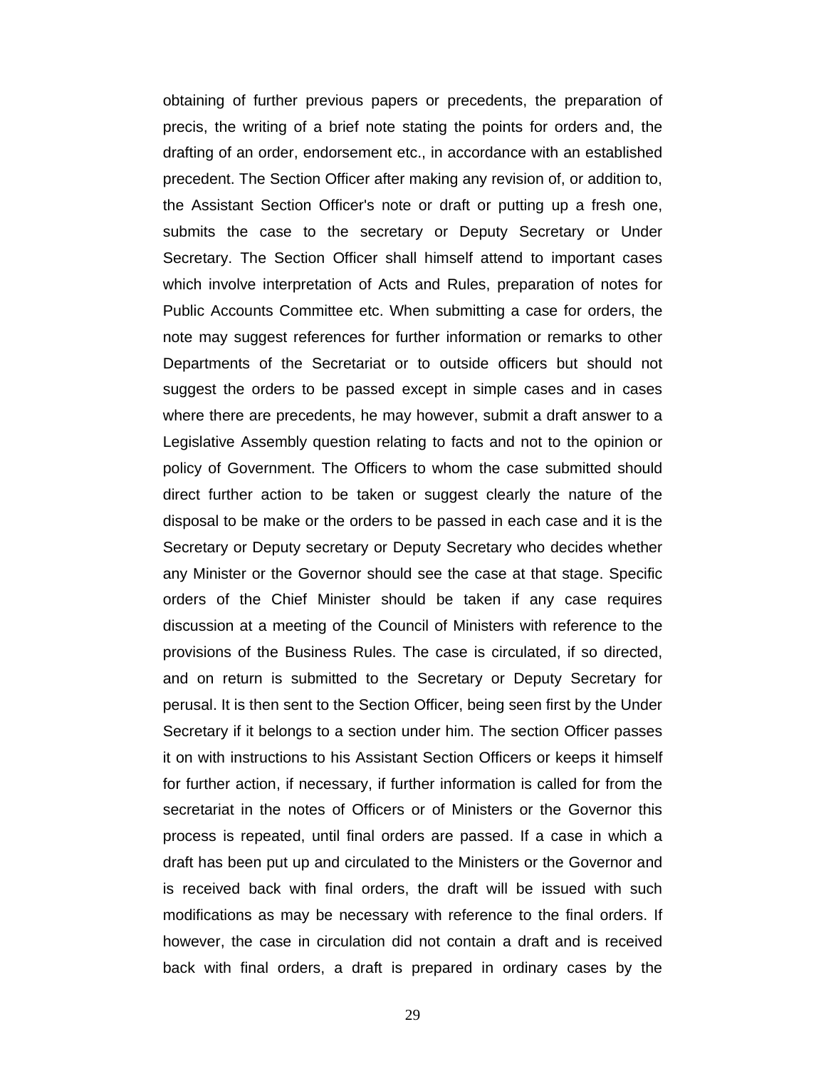obtaining of further previous papers or precedents, the preparation of precis, the writing of a brief note stating the points for orders and, the drafting of an order, endorsement etc., in accordance with an established precedent. The Section Officer after making any revision of, or addition to, the Assistant Section Officer's note or draft or putting up a fresh one, submits the case to the secretary or Deputy Secretary or Under Secretary. The Section Officer shall himself attend to important cases which involve interpretation of Acts and Rules, preparation of notes for Public Accounts Committee etc. When submitting a case for orders, the note may suggest references for further information or remarks to other Departments of the Secretariat or to outside officers but should not suggest the orders to be passed except in simple cases and in cases where there are precedents, he may however, submit a draft answer to a Legislative Assembly question relating to facts and not to the opinion or policy of Government. The Officers to whom the case submitted should direct further action to be taken or suggest clearly the nature of the disposal to be make or the orders to be passed in each case and it is the Secretary or Deputy secretary or Deputy Secretary who decides whether any Minister or the Governor should see the case at that stage. Specific orders of the Chief Minister should be taken if any case requires discussion at a meeting of the Council of Ministers with reference to the provisions of the Business Rules. The case is circulated, if so directed, and on return is submitted to the Secretary or Deputy Secretary for perusal. It is then sent to the Section Officer, being seen first by the Under Secretary if it belongs to a section under him. The section Officer passes it on with instructions to his Assistant Section Officers or keeps it himself for further action, if necessary, if further information is called for from the secretariat in the notes of Officers or of Ministers or the Governor this process is repeated, until final orders are passed. If a case in which a draft has been put up and circulated to the Ministers or the Governor and is received back with final orders, the draft will be issued with such modifications as may be necessary with reference to the final orders. If however, the case in circulation did not contain a draft and is received back with final orders, a draft is prepared in ordinary cases by the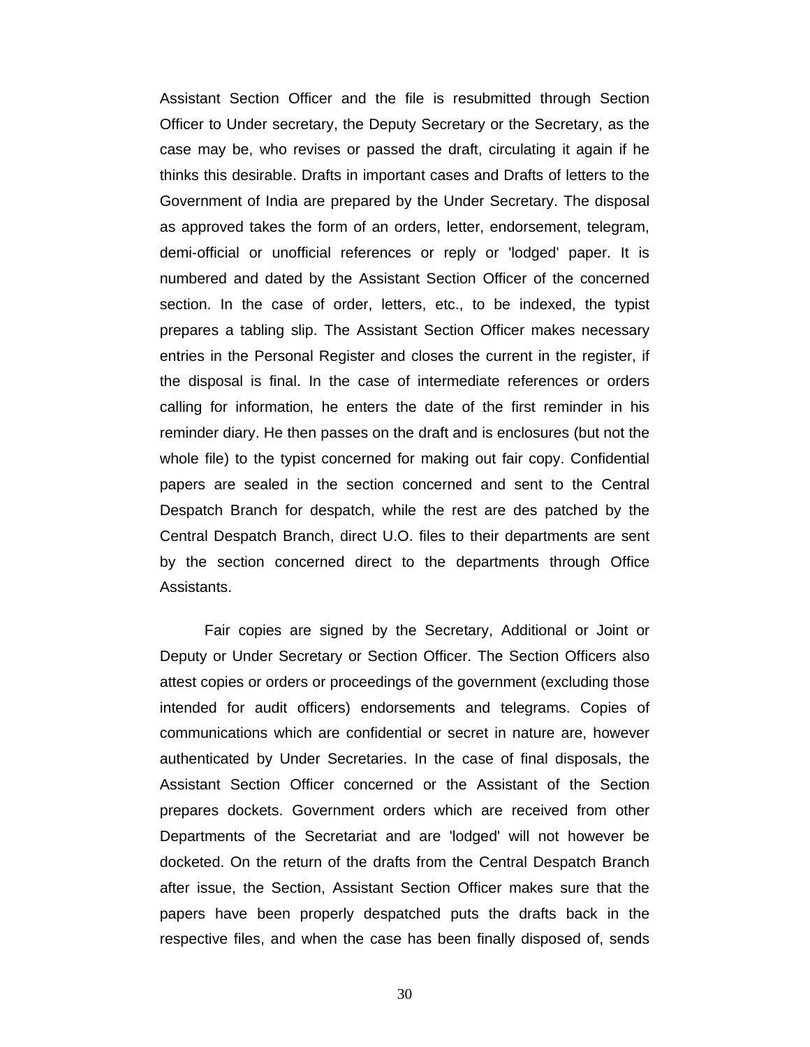Assistant Section Officer and the file is resubmitted through Section Officer to Under secretary, the Deputy Secretary or the Secretary, as the case may be, who revises or passed the draft, circulating it again if he thinks this desirable. Drafts in important cases and Drafts of letters to the Government of India are prepared by the Under Secretary. The disposal as approved takes the form of an orders, letter, endorsement, telegram, demi-official or unofficial references or reply or 'lodged' paper. It is numbered and dated by the Assistant Section Officer of the concerned section. In the case of order, letters, etc., to be indexed, the typist prepares a tabling slip. The Assistant Section Officer makes necessary entries in the Personal Register and closes the current in the register, if the disposal is final. In the case of intermediate references or orders calling for information, he enters the date of the first reminder in his reminder diary. He then passes on the draft and is enclosures (but not the whole file) to the typist concerned for making out fair copy. Confidential papers are sealed in the section concerned and sent to the Central Despatch Branch for despatch, while the rest are des patched by the Central Despatch Branch, direct U.O. files to their departments are sent by the section concerned direct to the departments through Office Assistants.

Fair copies are signed by the Secretary, Additional or Joint or Deputy or Under Secretary or Section Officer. The Section Officers also attest copies or orders or proceedings of the government (excluding those intended for audit officers) endorsements and telegrams. Copies of communications which are confidential or secret in nature are, however authenticated by Under Secretaries. In the case of final disposals, the Assistant Section Officer concerned or the Assistant of the Section prepares dockets. Government orders which are received from other Departments of the Secretariat and are 'lodged' will not however be docketed. On the return of the drafts from the Central Despatch Branch after issue, the Section, Assistant Section Officer makes sure that the papers have been properly despatched puts the drafts back in the respective files, and when the case has been finally disposed of, sends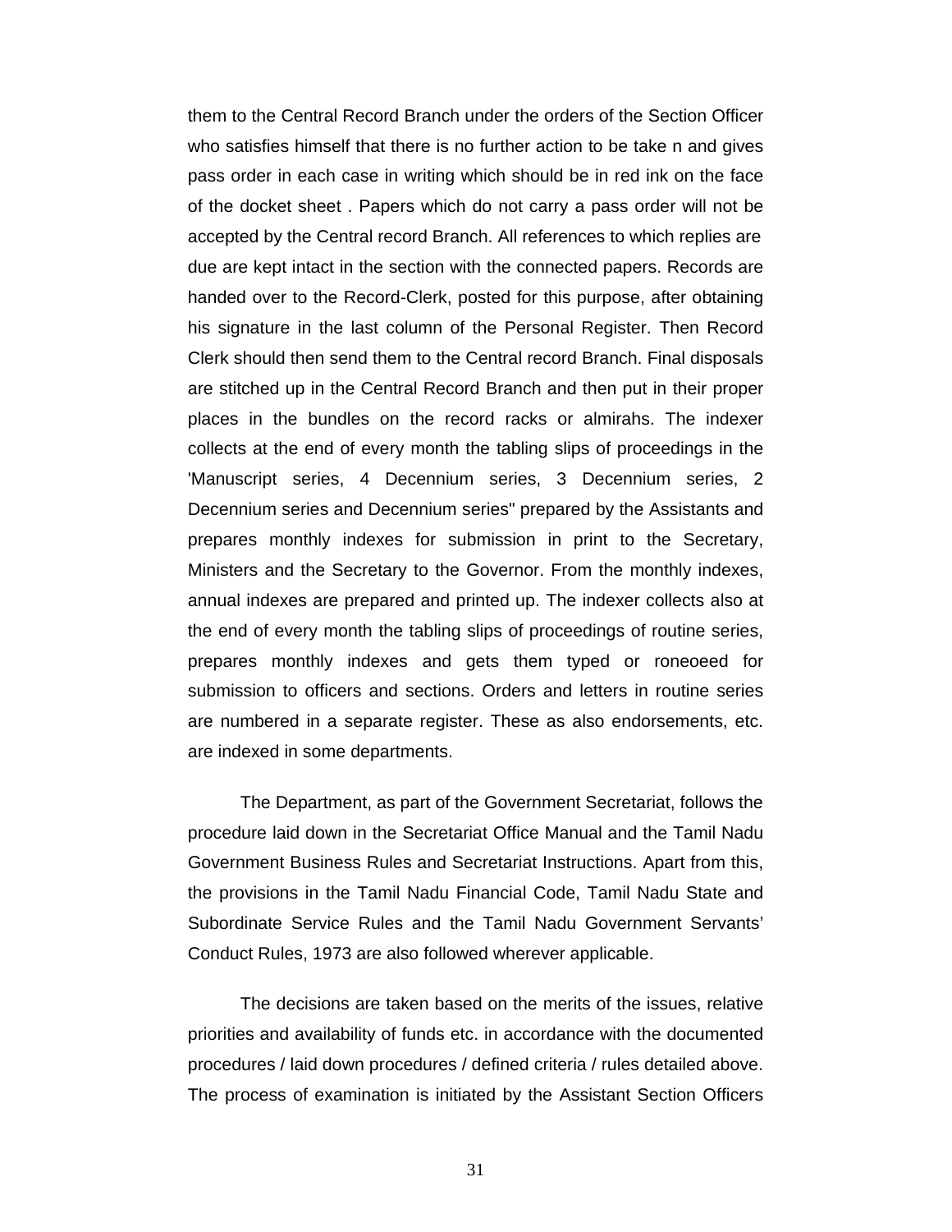them to the Central Record Branch under the orders of the Section Officer who satisfies himself that there is no further action to be take n and gives pass order in each case in writing which should be in red ink on the face of the docket sheet . Papers which do not carry a pass order will not be accepted by the Central record Branch. All references to which replies are due are kept intact in the section with the connected papers. Records are handed over to the Record-Clerk, posted for this purpose, after obtaining his signature in the last column of the Personal Register. Then Record Clerk should then send them to the Central record Branch. Final disposals are stitched up in the Central Record Branch and then put in their proper places in the bundles on the record racks or almirahs. The indexer collects at the end of every month the tabling slips of proceedings in the 'Manuscript series, 4 Decennium series, 3 Decennium series, 2 Decennium series and Decennium series" prepared by the Assistants and prepares monthly indexes for submission in print to the Secretary, Ministers and the Secretary to the Governor. From the monthly indexes, annual indexes are prepared and printed up. The indexer collects also at the end of every month the tabling slips of proceedings of routine series, prepares monthly indexes and gets them typed or roneoeed for submission to officers and sections. Orders and letters in routine series are numbered in a separate register. These as also endorsements, etc. are indexed in some departments.

The Department, as part of the Government Secretariat, follows the procedure laid down in the Secretariat Office Manual and the Tamil Nadu Government Business Rules and Secretariat Instructions. Apart from this, the provisions in the Tamil Nadu Financial Code, Tamil Nadu State and Subordinate Service Rules and the Tamil Nadu Government Servants' Conduct Rules, 1973 are also followed wherever applicable.

The decisions are taken based on the merits of the issues, relative priorities and availability of funds etc. in accordance with the documented procedures / laid down procedures / defined criteria / rules detailed above. The process of examination is initiated by the Assistant Section Officers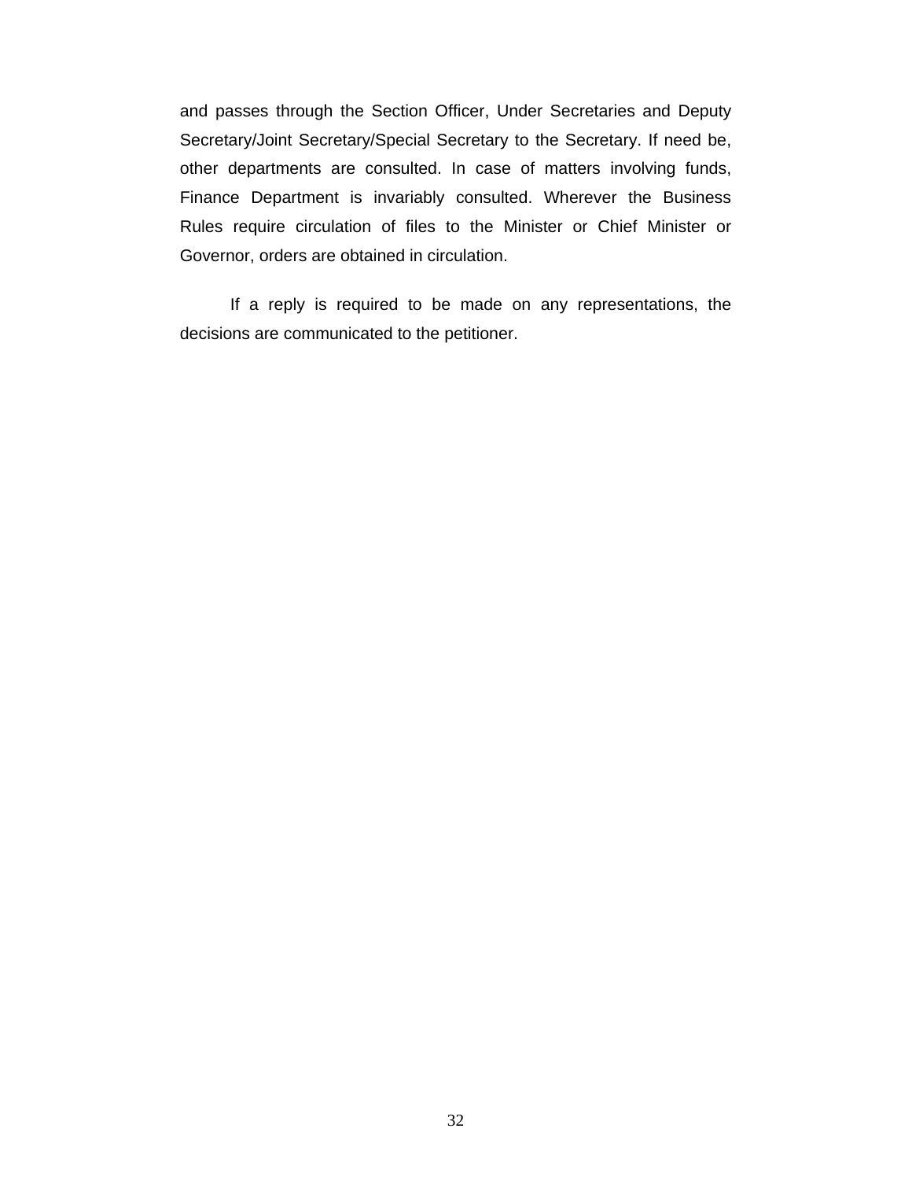and passes through the Section Officer, Under Secretaries and Deputy Secretary/Joint Secretary/Special Secretary to the Secretary. If need be, other departments are consulted. In case of matters involving funds, Finance Department is invariably consulted. Wherever the Business Rules require circulation of files to the Minister or Chief Minister or Governor, orders are obtained in circulation.

If a reply is required to be made on any representations, the decisions are communicated to the petitioner.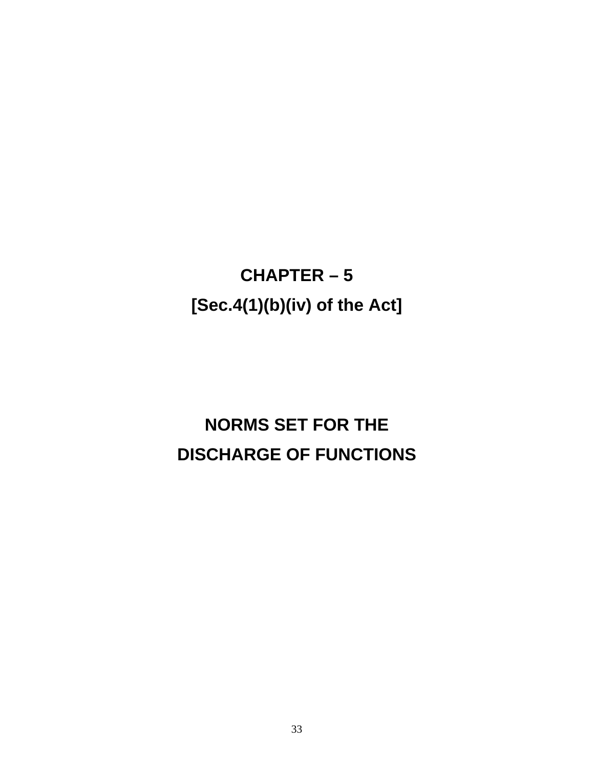# CHAPTER – 5

## [Sec.4(1)(b)(iv) of the Act]

## NORMS SET FOR THE DISCHARGE OF FUNCTIONS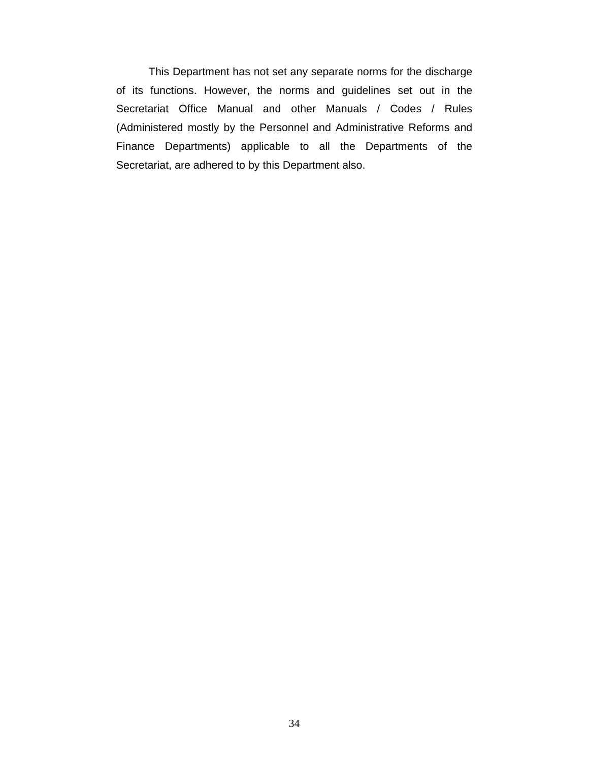This Department has not set any separate norms for the discharge of its functions. However, the norms and guidelines set out in the Secretariat Office Manual and other Manuals / Codes / Rules (Administered mostly by the Personnel and Administrative Reforms and Finance Departments) applicable to all the Departments of the Secretariat, are adhered to by this Department also.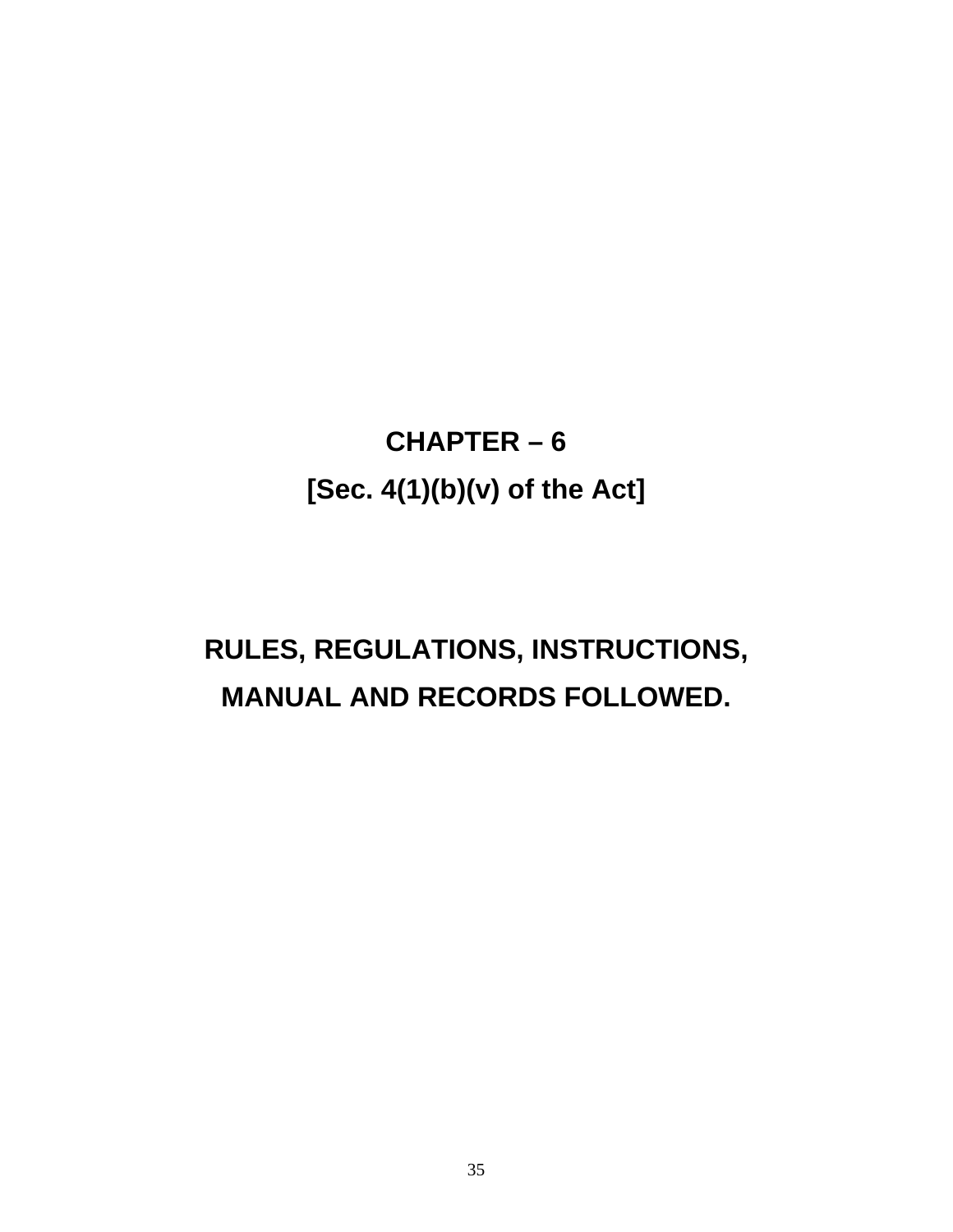# CHAPTER – 6

## [Sec. 4(1)(b)(v) of the Act]

## RULES, REGULATIONS, INSTRUCTIONS, MANUAL AND RECORDS FOLLOWED.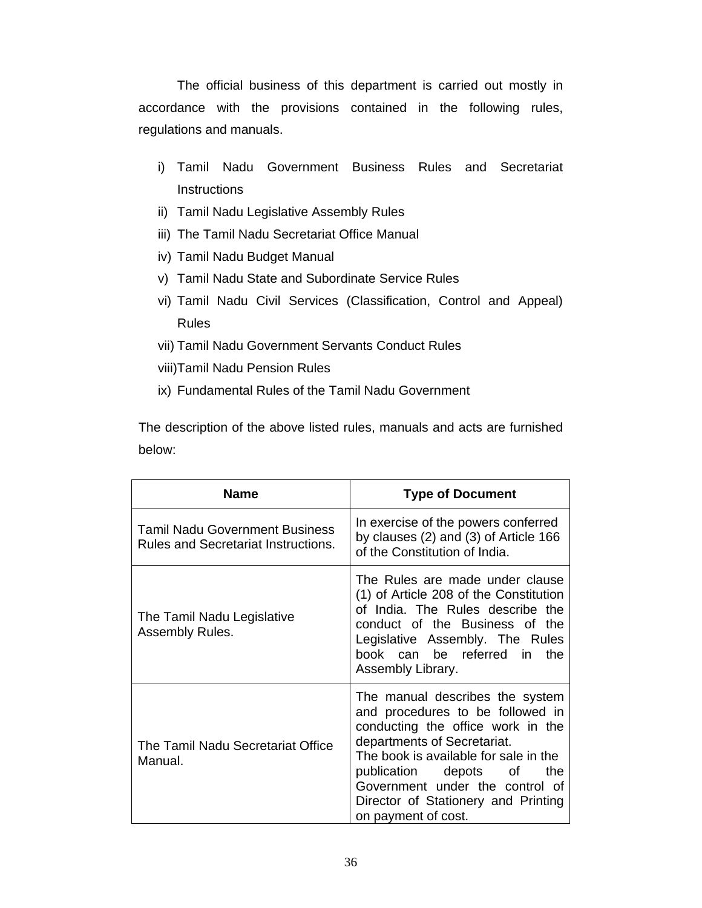The official business of this department is carried out mostly in accordance with the provisions contained in the following rules, regulations and manuals.

i) Tamil Nadu Government Business Rules and Secretariat Instructions
ii) Tamil Nadu Legislative Assembly Rules
iii) The Tamil Nadu Secretariat Office Manual
iv) Tamil Nadu Budget Manual
v) Tamil Nadu State and Subordinate Service Rules
vi) Tamil Nadu Civil Services (Classification, Control and Appeal) Rules
vii) Tamil Nadu Government Servants Conduct Rules
viii) Tamil Nadu Pension Rules
ix) Fundamental Rules of the Tamil Nadu Government

The description of the above listed rules, manuals and acts are furnished below:

| Name | Type of Document |
|---|---|
| Tamil Nadu Government Business Rules and Secretariat Instructions. | In exercise of the powers conferred by clauses (2) and (3) of Article 166 of the Constitution of India. |
| The Tamil Nadu Legislative Assembly Rules. | The Rules are made under clause (1) of Article 208 of the Constitution of India. The Rules describe the conduct of the Business of the Legislative Assembly. The Rules book can be referred in the Assembly Library. |
| The Tamil Nadu Secretariat Office Manual. | The manual describes the system and procedures to be followed in conducting the office work in the departments of Secretariat. The book is available for sale in the publication depots of the Government under the control of Director of Stationery and Printing on payment of cost. |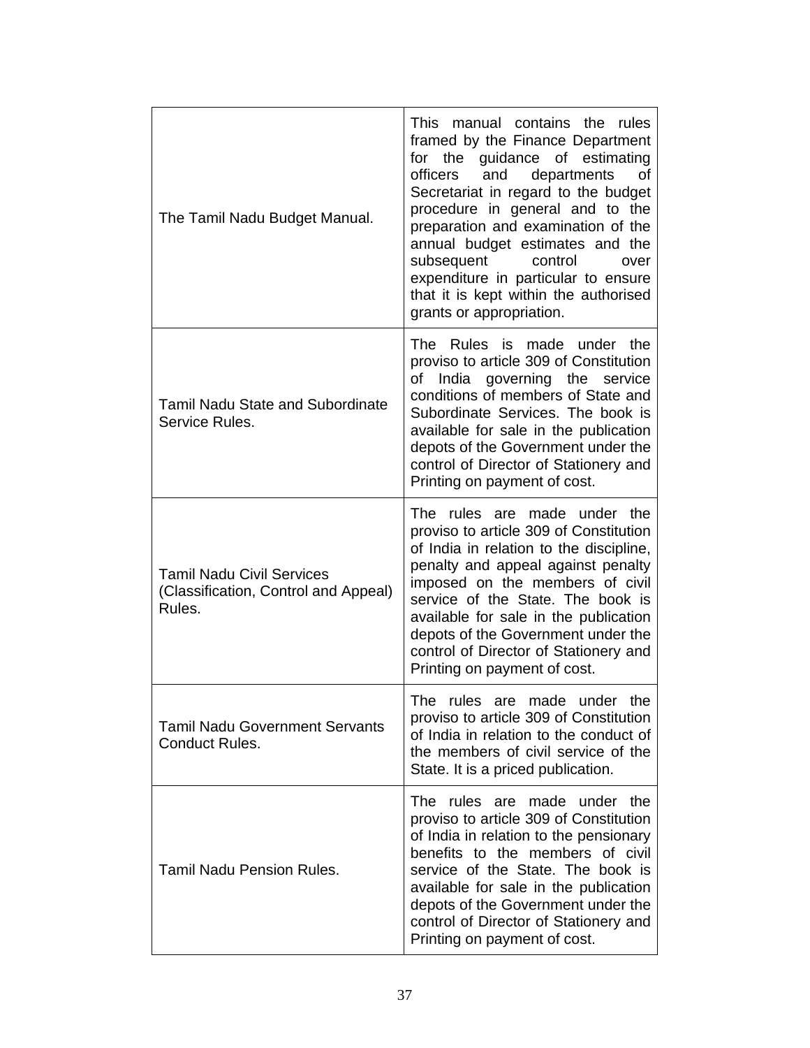| | |
|---|---|
| The Tamil Nadu Budget Manual. | This manual contains the rules framed by the Finance Department for the guidance of estimating officers and departments of Secretariat in regard to the budget procedure in general and to the preparation and examination of the annual budget estimates and the subsequent control over expenditure in particular to ensure that it is kept within the authorised grants or appropriation. |
| Tamil Nadu State and Subordinate Service Rules. | The Rules is made under the proviso to article 309 of Constitution of India governing the service conditions of members of State and Subordinate Services. The book is available for sale in the publication depots of the Government under the control of Director of Stationery and Printing on payment of cost. |
| Tamil Nadu Civil Services (Classification, Control and Appeal) Rules. | The rules are made under the proviso to article 309 of Constitution of India in relation to the discipline, penalty and appeal against penalty imposed on the members of civil service of the State. The book is available for sale in the publication depots of the Government under the control of Director of Stationery and Printing on payment of cost. |
| Tamil Nadu Government Servants Conduct Rules. | The rules are made under the proviso to article 309 of Constitution of India in relation to the conduct of the members of civil service of the State. It is a priced publication. |
| Tamil Nadu Pension Rules. | The rules are made under the proviso to article 309 of Constitution of India in relation to the pensionary benefits to the members of civil service of the State. The book is available for sale in the publication depots of the Government under the control of Director of Stationery and Printing on payment of cost. |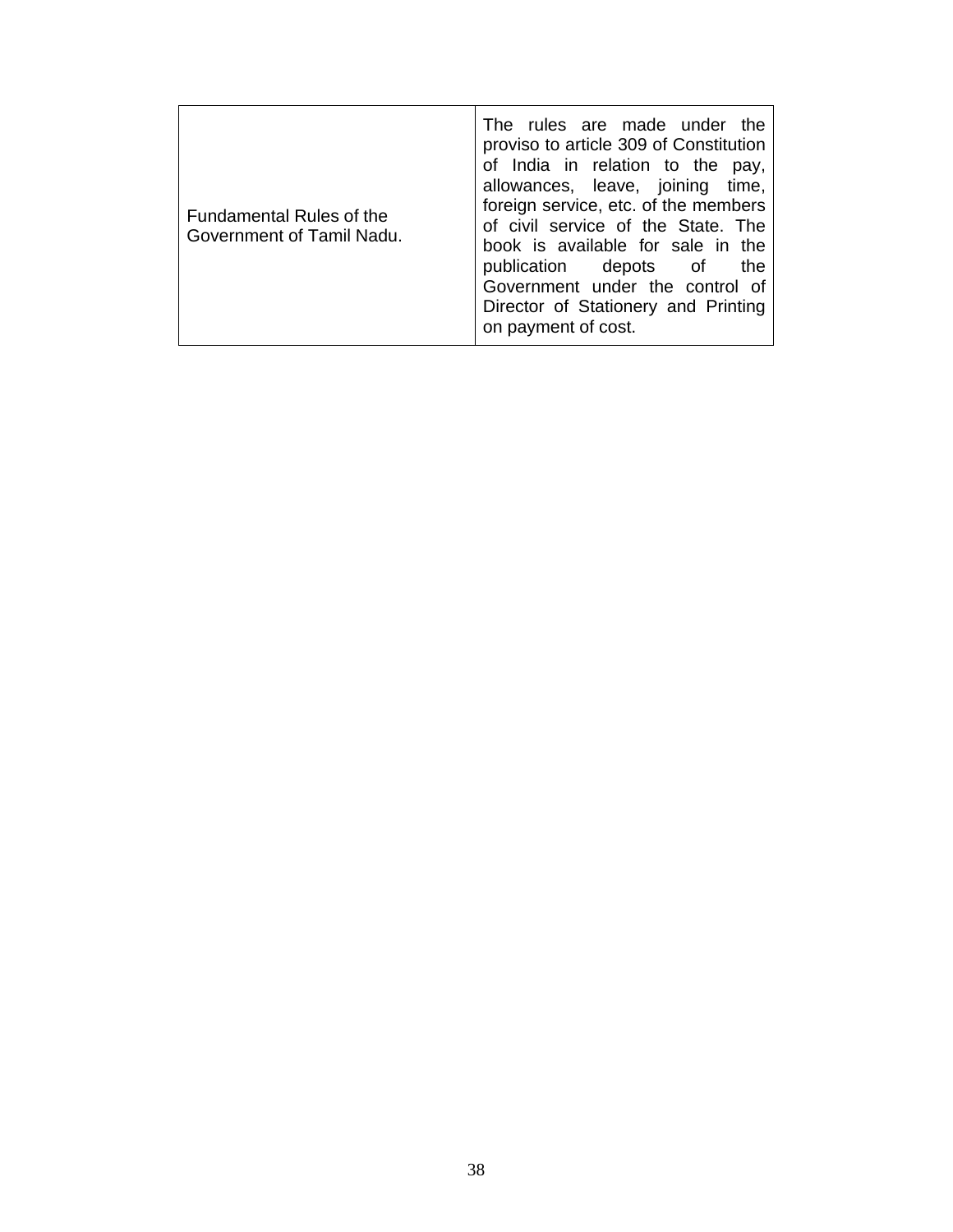| | |
|---|---|
| Fundamental Rules of the Government of Tamil Nadu. | The rules are made under the proviso to article 309 of Constitution of India in relation to the pay, allowances, leave, joining time, foreign service, etc. of the members of civil service of the State. The book is available for sale in the publication depots of the Government under the control of Director of Stationery and Printing on payment of cost. |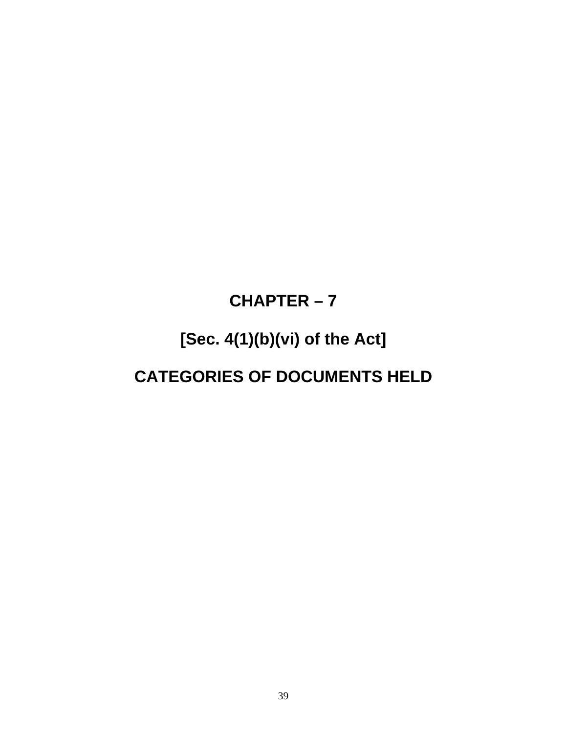# CHAPTER – 7

## [Sec. 4(1)(b)(vi) of the Act]

## CATEGORIES OF DOCUMENTS HELD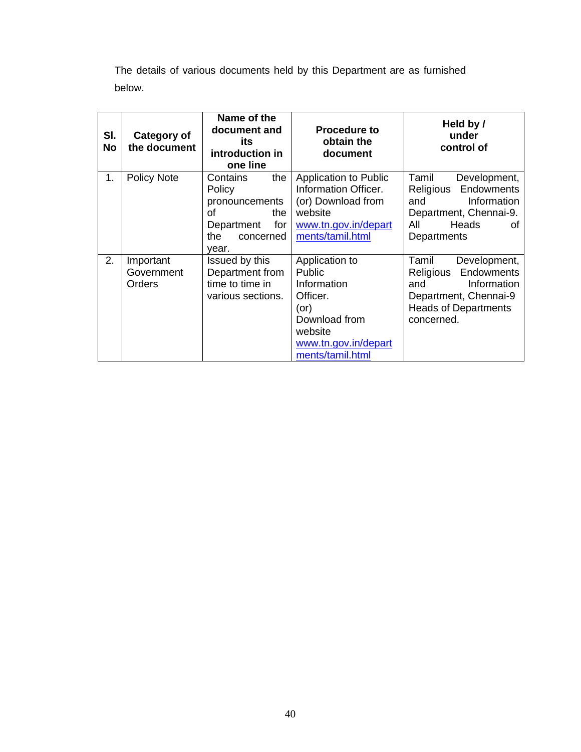The details of various documents held by this Department are as furnished below.

| Sl. No | Category of the document | Name of the document and its introduction in one line | Procedure to obtain the document | Held by / under control of |
|---|---|---|---|---|
| 1. | Policy Note | Contains the Policy pronouncements of the Department for the concerned year. | Application to Public Information Officer. (or) Download from website www.tn.gov.in/departments/tamil.html | Tamil Development, Religious Endowments and Information Department, Chennai-9. All Heads of Departments |
| 2. | Important Government Orders | Issued by this Department from time to time in various sections. | Application to Public Information Officer. (or) Download from website www.tn.gov.in/departments/tamil.html | Tamil Development, Religious Endowments and Information Department, Chennai-9 Heads of Departments concerned. |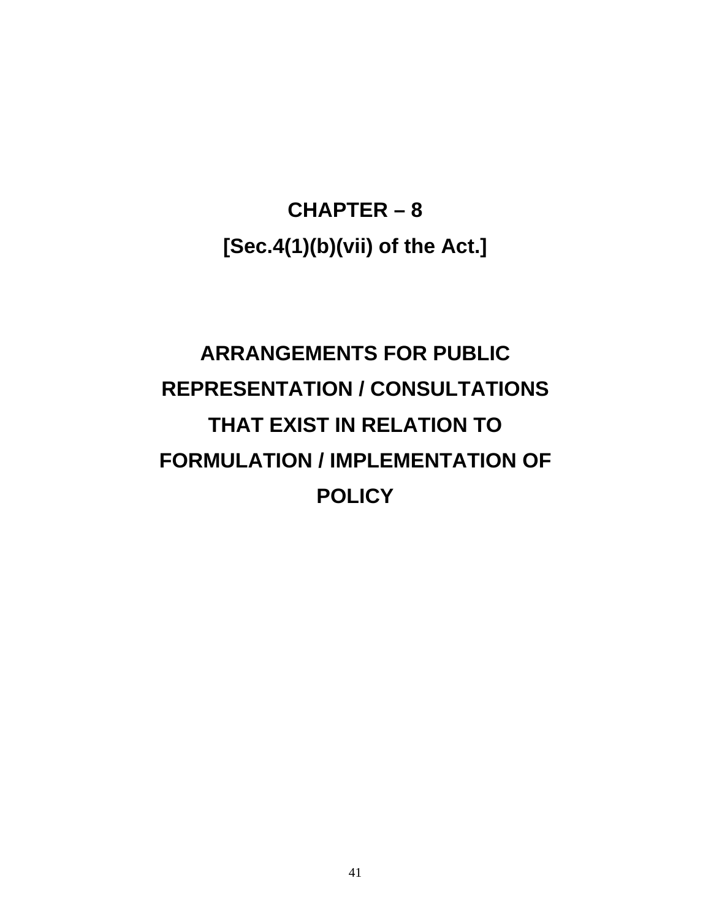# CHAPTER – 8

## [Sec.4(1)(b)(vii) of the Act.]

## ARRANGEMENTS FOR PUBLIC REPRESENTATION / CONSULTATIONS THAT EXIST IN RELATION TO FORMULATION / IMPLEMENTATION OF POLICY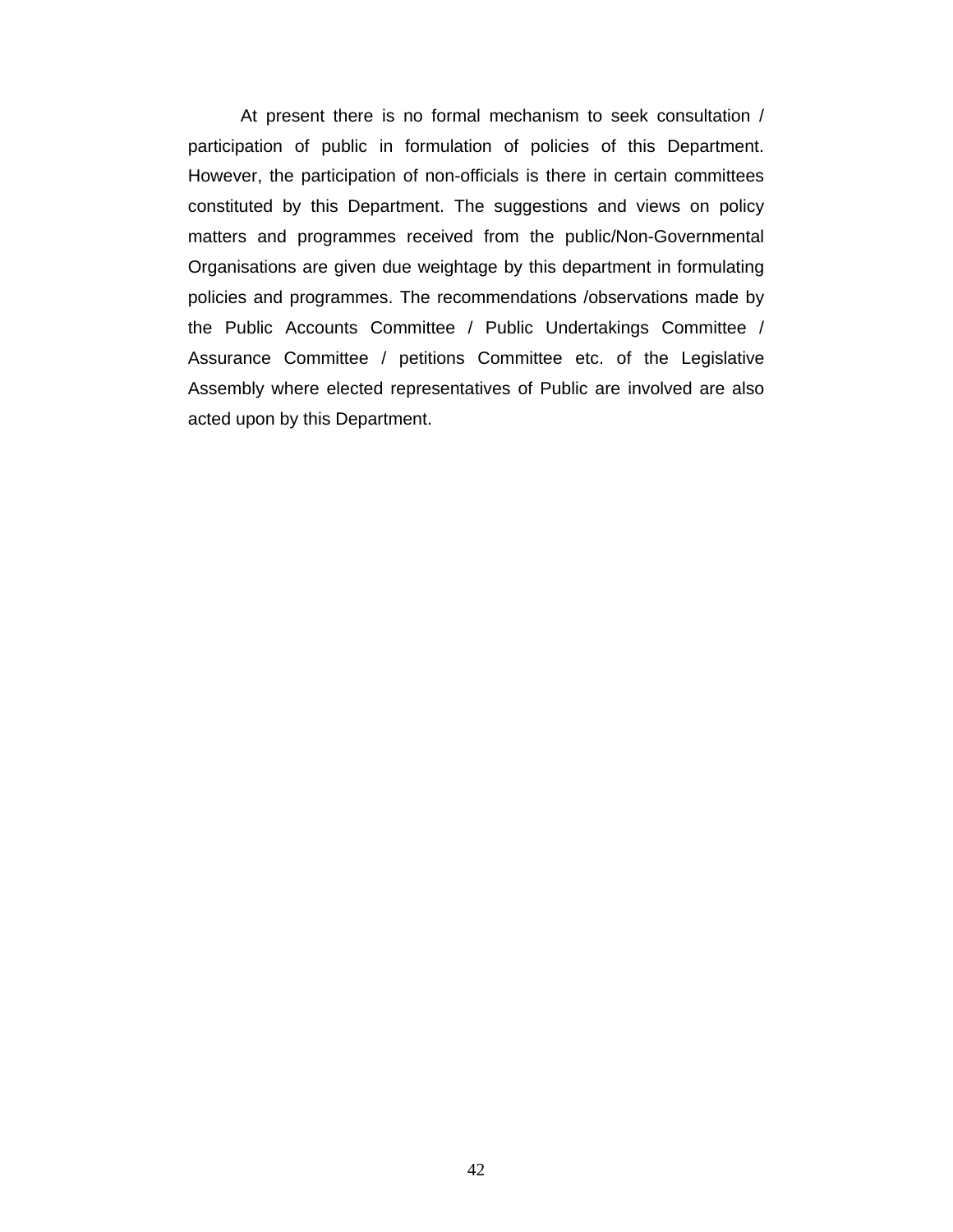At present there is no formal mechanism to seek consultation / participation of public in formulation of policies of this Department. However, the participation of non-officials is there in certain committees constituted by this Department. The suggestions and views on policy matters and programmes received from the public/Non-Governmental Organisations are given due weightage by this department in formulating policies and programmes. The recommendations /observations made by the Public Accounts Committee / Public Undertakings Committee / Assurance Committee / petitions Committee etc. of the Legislative Assembly where elected representatives of Public are involved are also acted upon by this Department.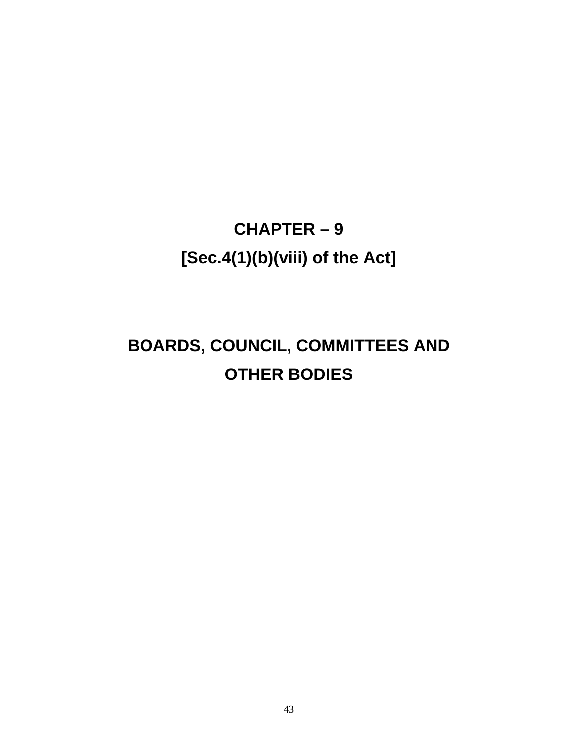# CHAPTER – 9

## [Sec.4(1)(b)(viii) of the Act]

## BOARDS, COUNCIL, COMMITTEES AND OTHER BODIES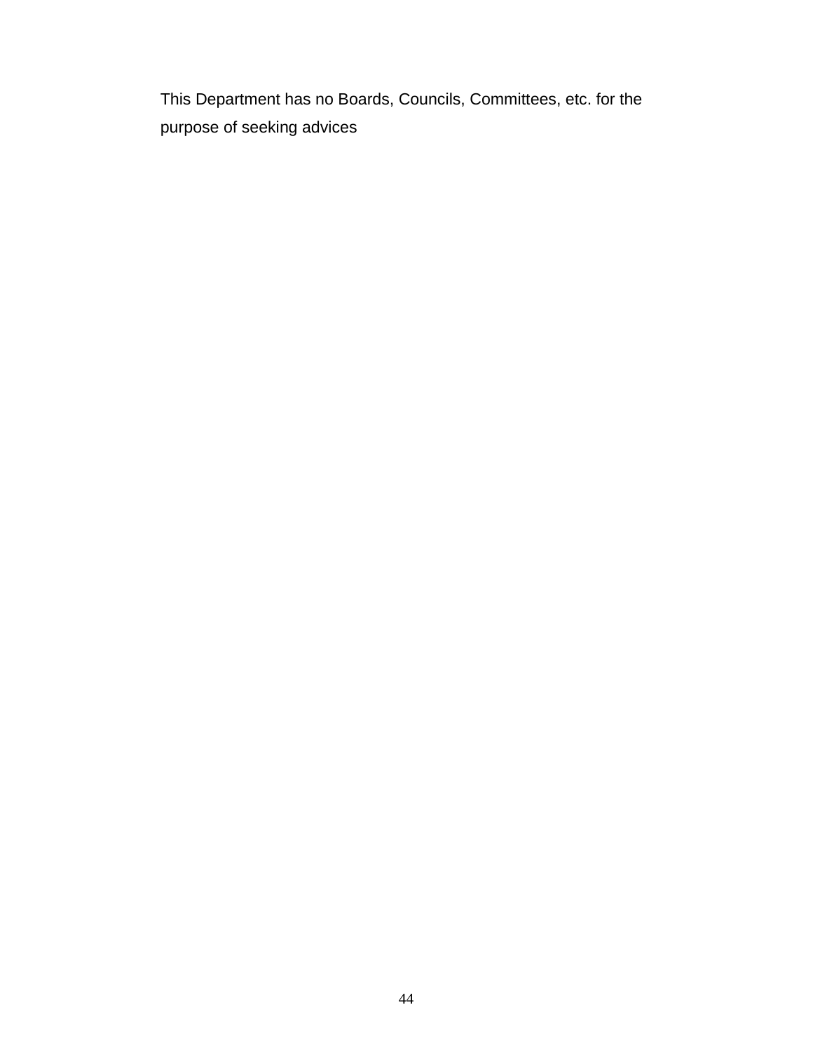This Department has no Boards, Councils, Committees, etc. for the purpose of seeking advices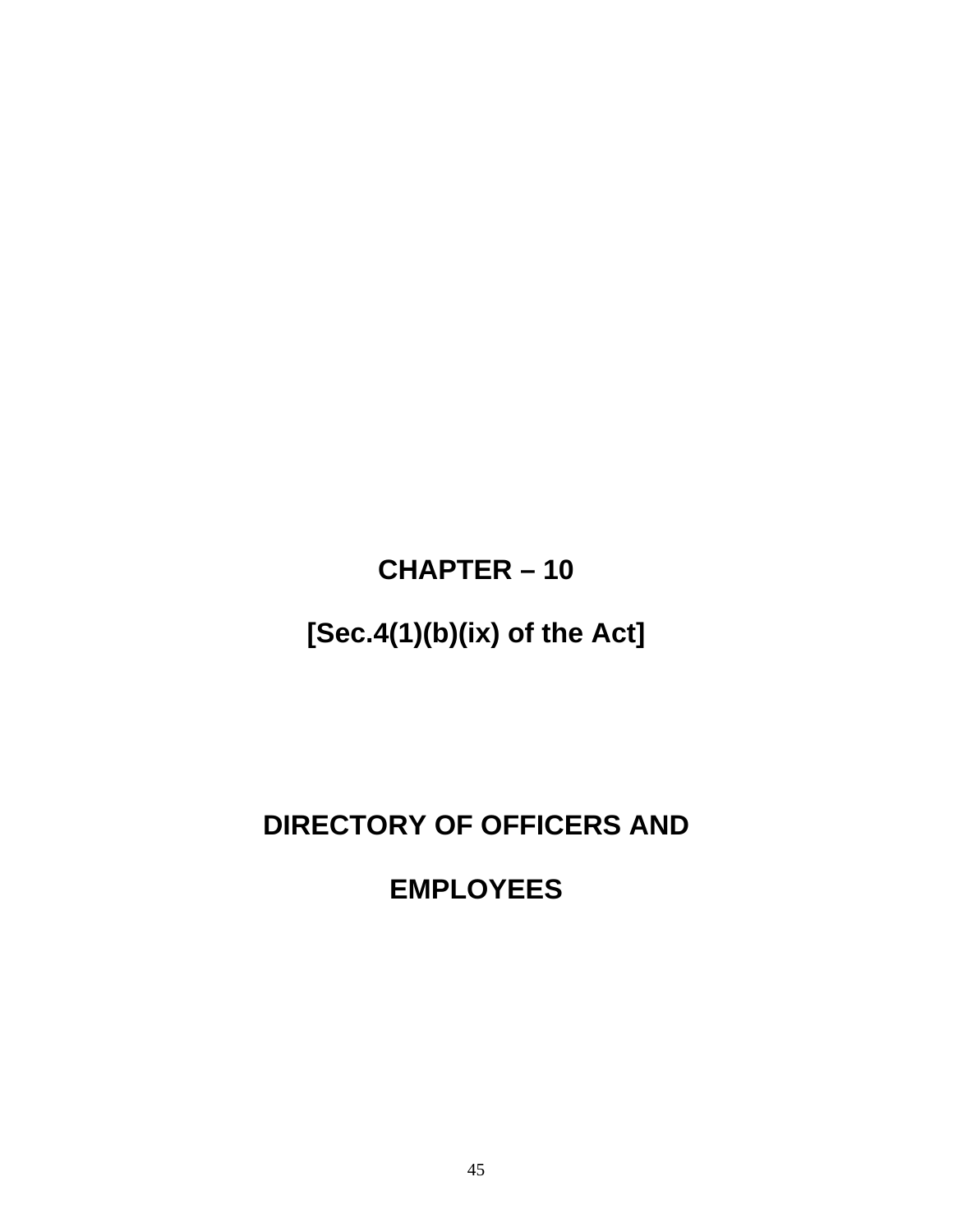# CHAPTER – 10

## [Sec.4(1)(b)(ix) of the Act]

## DIRECTORY OF OFFICERS AND EMPLOYEES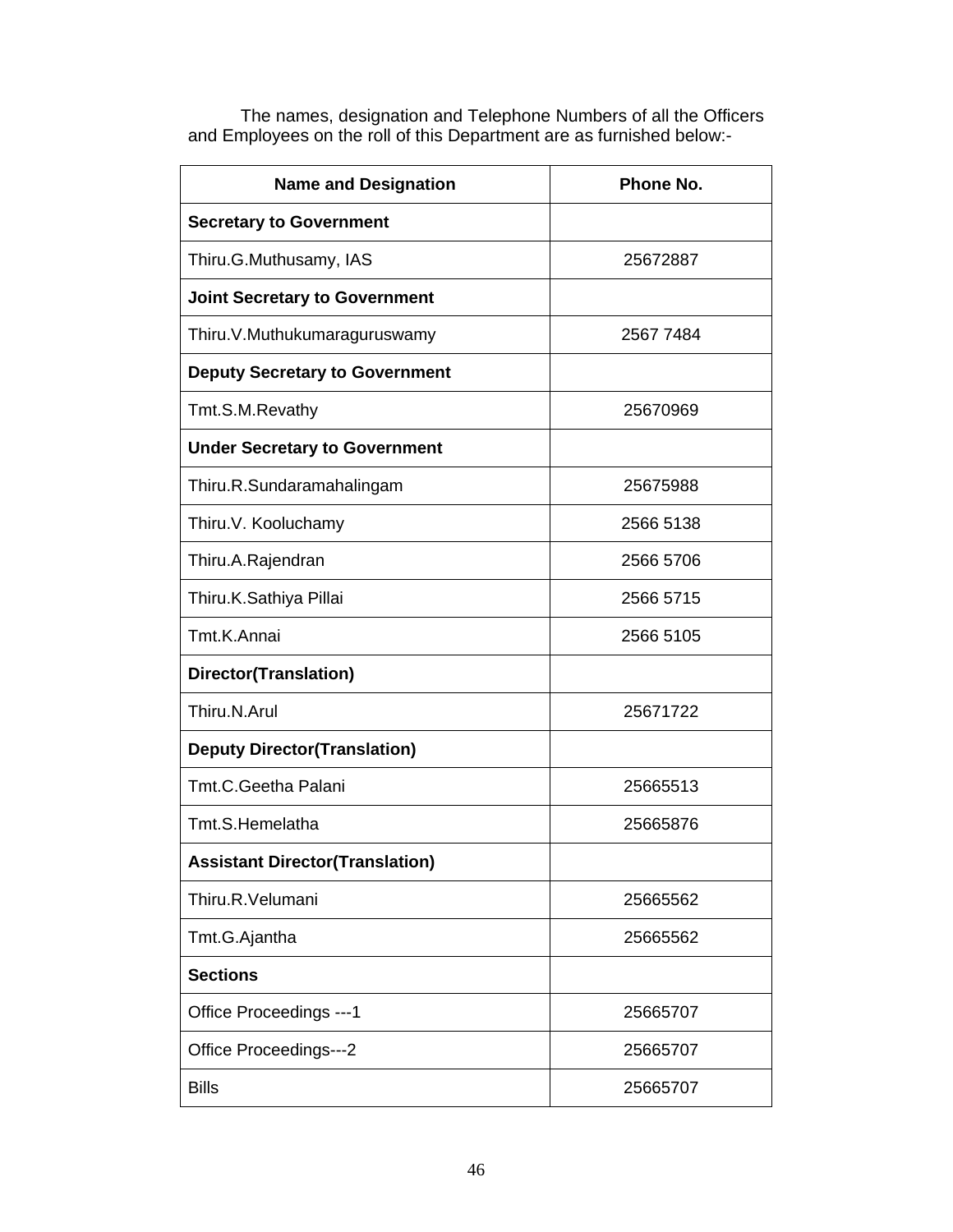The names, designation and Telephone Numbers of all the Officers and Employees on the roll of this Department are as furnished below:-

| Name and Designation | Phone No. |
|---|---|
| **Secretary to Government** | |
| Thiru.G.Muthusamy, IAS | 25672887 |
| **Joint Secretary to Government** | |
| Thiru.V.Muthukumaraguruswamy | 2567 7484 |
| **Deputy Secretary to Government** | |
| Tmt.S.M.Revathy | 25670969 |
| **Under Secretary to Government** | |
| Thiru.R.Sundaramahalingam | 25675988 |
| Thiru.V. Kooluchamy | 2566 5138 |
| Thiru.A.Rajendran | 2566 5706 |
| Thiru.K.Sathiya Pillai | 2566 5715 |
| Tmt.K.Annai | 2566 5105 |
| **Director(Translation)** | |
| Thiru.N.Arul | 25671722 |
| **Deputy Director(Translation)** | |
| Tmt.C.Geetha Palani | 25665513 |
| Tmt.S.Hemelatha | 25665876 |
| **Assistant Director(Translation)** | |
| Thiru.R.Velumani | 25665562 |
| Tmt.G.Ajantha | 25665562 |
| **Sections** | |
| Office Proceedings ---1 | 25665707 |
| Office Proceedings---2 | 25665707 |
| Bills | 25665707 |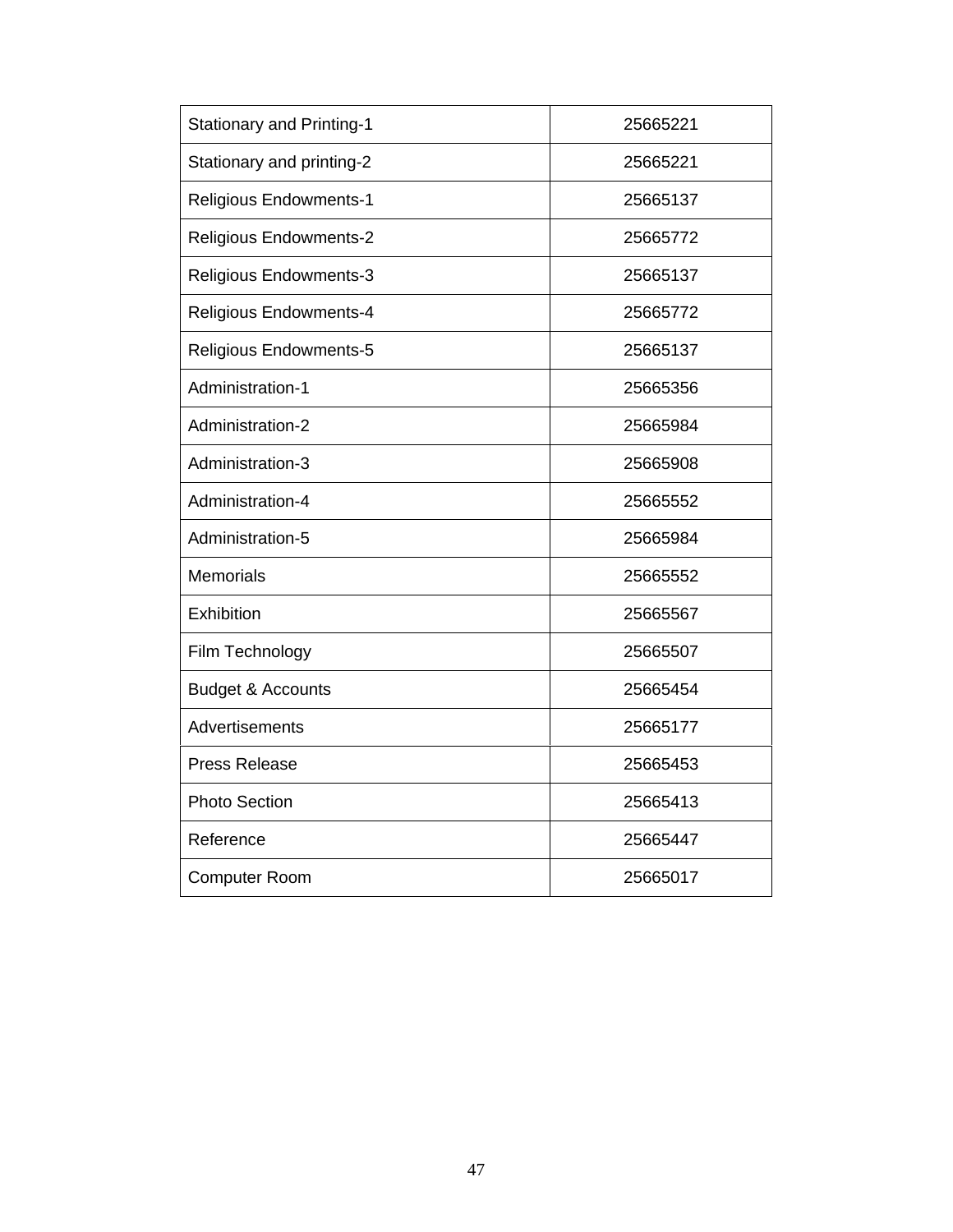| Stationary and Printing-1 | 25665221 |
|---|---|
| Stationary and printing-2 | 25665221 |
| Religious Endowments-1 | 25665137 |
| Religious Endowments-2 | 25665772 |
| Religious Endowments-3 | 25665137 |
| Religious Endowments-4 | 25665772 |
| Religious Endowments-5 | 25665137 |
| Administration-1 | 25665356 |
| Administration-2 | 25665984 |
| Administration-3 | 25665908 |
| Administration-4 | 25665552 |
| Administration-5 | 25665984 |
| Memorials | 25665552 |
| Exhibition | 25665567 |
| Film Technology | 25665507 |
| Budget & Accounts | 25665454 |
| Advertisements | 25665177 |
| Press Release | 25665453 |
| Photo Section | 25665413 |
| Reference | 25665447 |
| Computer Room | 25665017 |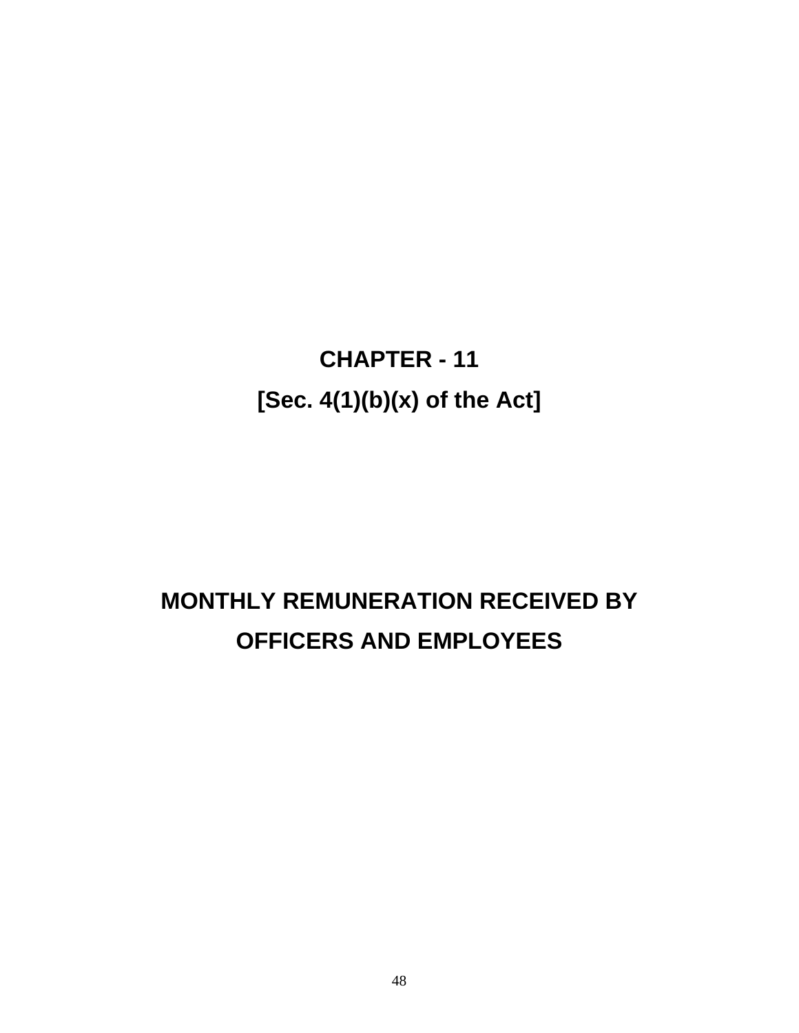# CHAPTER - 11

## [Sec. 4(1)(b)(x) of the Act]

## MONTHLY REMUNERATION RECEIVED BY OFFICERS AND EMPLOYEES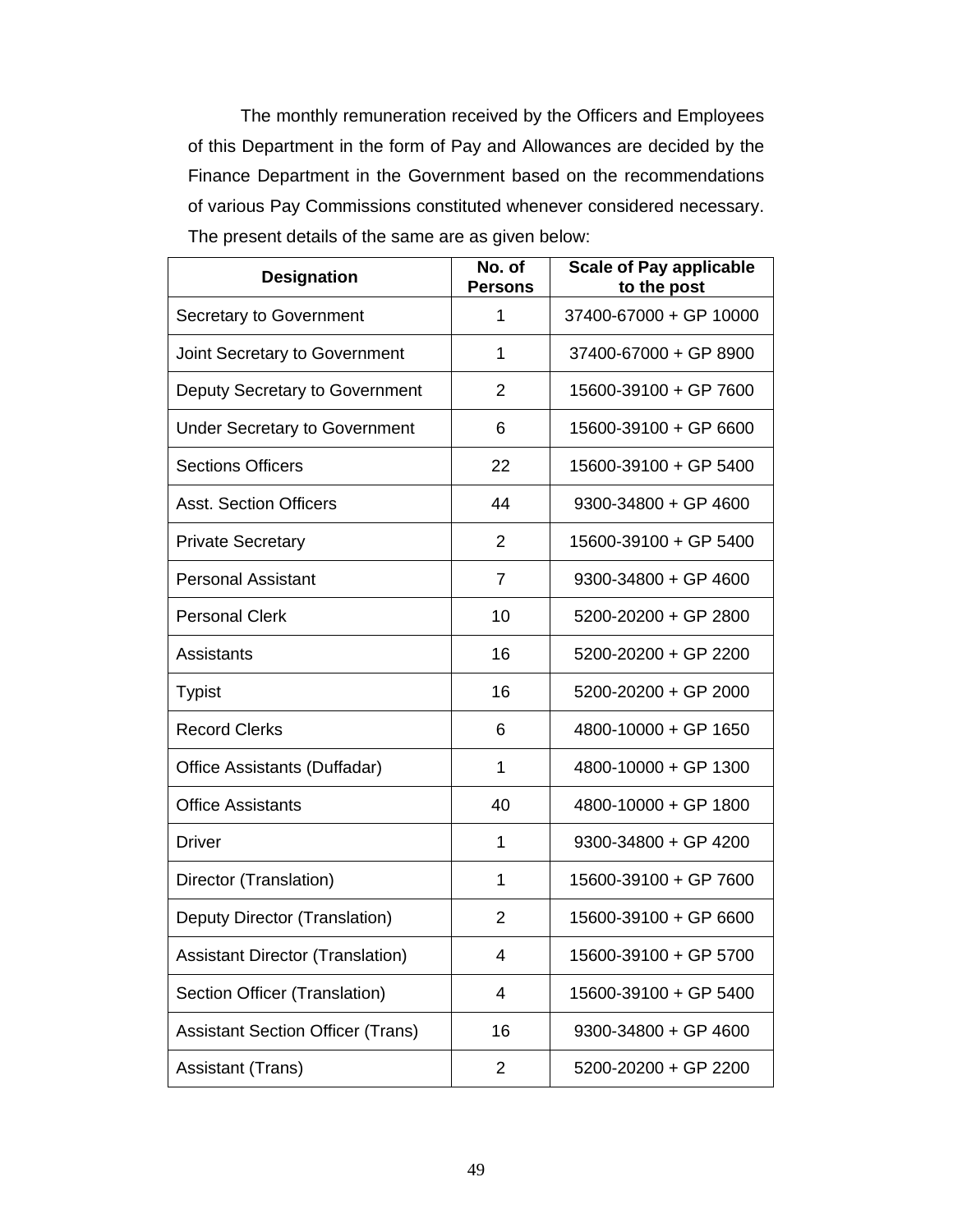The monthly remuneration received by the Officers and Employees of this Department in the form of Pay and Allowances are decided by the Finance Department in the Government based on the recommendations of various Pay Commissions constituted whenever considered necessary. The present details of the same are as given below:

| Designation | No. of Persons | Scale of Pay applicable to the post |
|---|---|---|
| Secretary to Government | 1 | 37400-67000 + GP 10000 |
| Joint Secretary to Government | 1 | 37400-67000 + GP 8900 |
| Deputy Secretary to Government | 2 | 15600-39100 + GP 7600 |
| Under Secretary to Government | 6 | 15600-39100 + GP 6600 |
| Sections Officers | 22 | 15600-39100 + GP 5400 |
| Asst. Section Officers | 44 | 9300-34800 + GP 4600 |
| Private Secretary | 2 | 15600-39100 + GP 5400 |
| Personal Assistant | 7 | 9300-34800 + GP 4600 |
| Personal Clerk | 10 | 5200-20200 + GP 2800 |
| Assistants | 16 | 5200-20200 + GP 2200 |
| Typist | 16 | 5200-20200 + GP 2000 |
| Record Clerks | 6 | 4800-10000 + GP 1650 |
| Office Assistants (Duffadar) | 1 | 4800-10000 + GP 1300 |
| Office Assistants | 40 | 4800-10000 + GP 1800 |
| Driver | 1 | 9300-34800 + GP 4200 |
| Director (Translation) | 1 | 15600-39100 + GP 7600 |
| Deputy Director (Translation) | 2 | 15600-39100 + GP 6600 |
| Assistant Director (Translation) | 4 | 15600-39100 + GP 5700 |
| Section Officer (Translation) | 4 | 15600-39100 + GP 5400 |
| Assistant Section Officer (Trans) | 16 | 9300-34800 + GP 4600 |
| Assistant (Trans) | 2 | 5200-20200 + GP 2200 |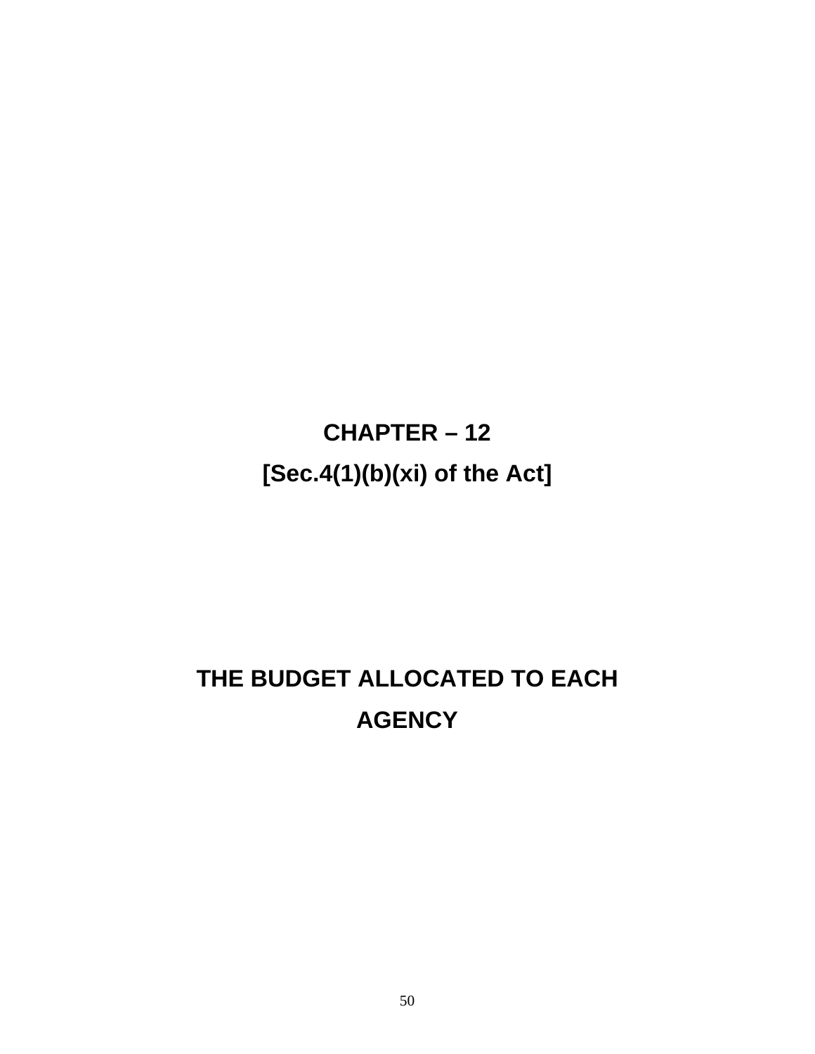# CHAPTER – 12

## [Sec.4(1)(b)(xi) of the Act]

## THE BUDGET ALLOCATED TO EACH AGENCY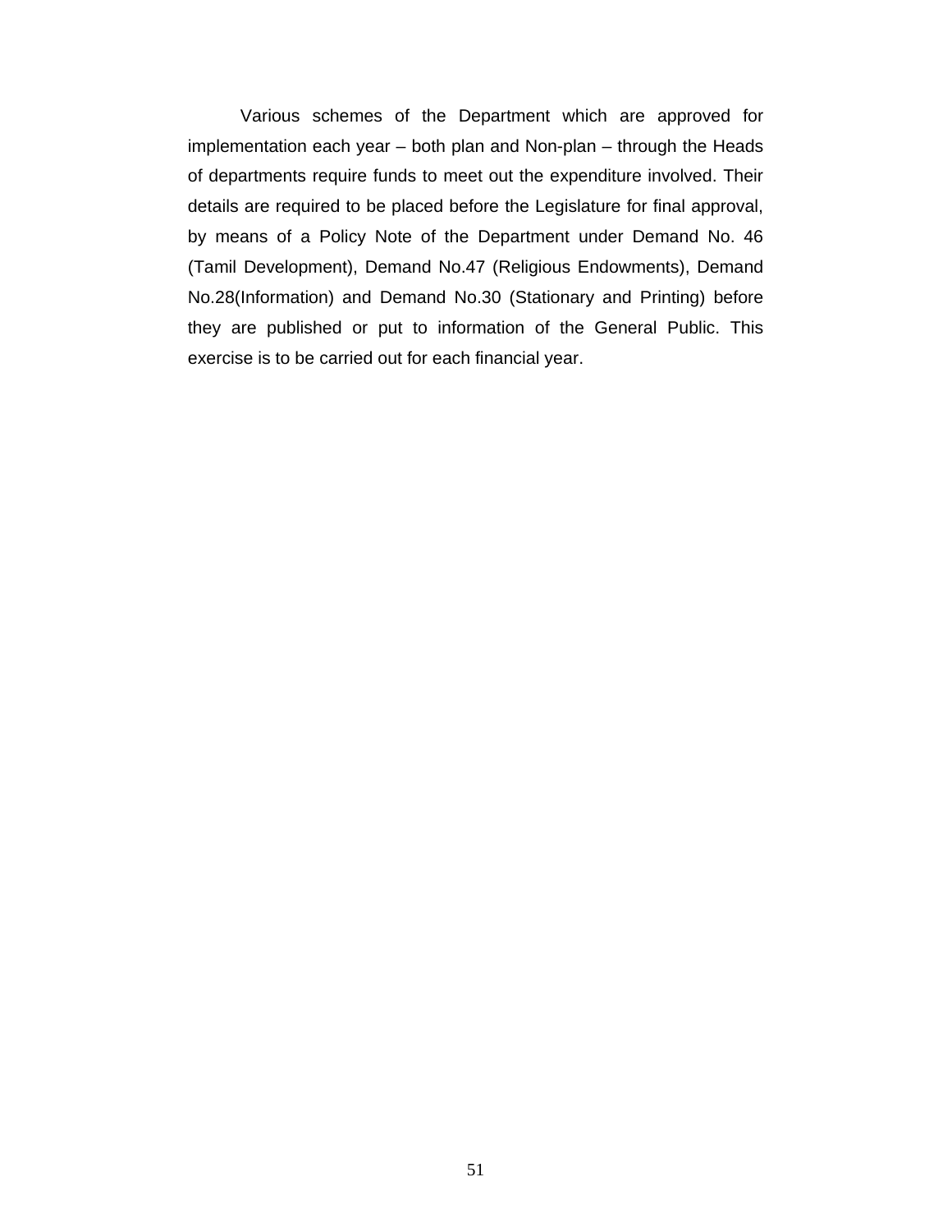Various schemes of the Department which are approved for implementation each year – both plan and Non-plan – through the Heads of departments require funds to meet out the expenditure involved. Their details are required to be placed before the Legislature for final approval, by means of a Policy Note of the Department under Demand No. 46 (Tamil Development), Demand No.47 (Religious Endowments), Demand No.28(Information) and Demand No.30 (Stationary and Printing) before they are published or put to information of the General Public. This exercise is to be carried out for each financial year.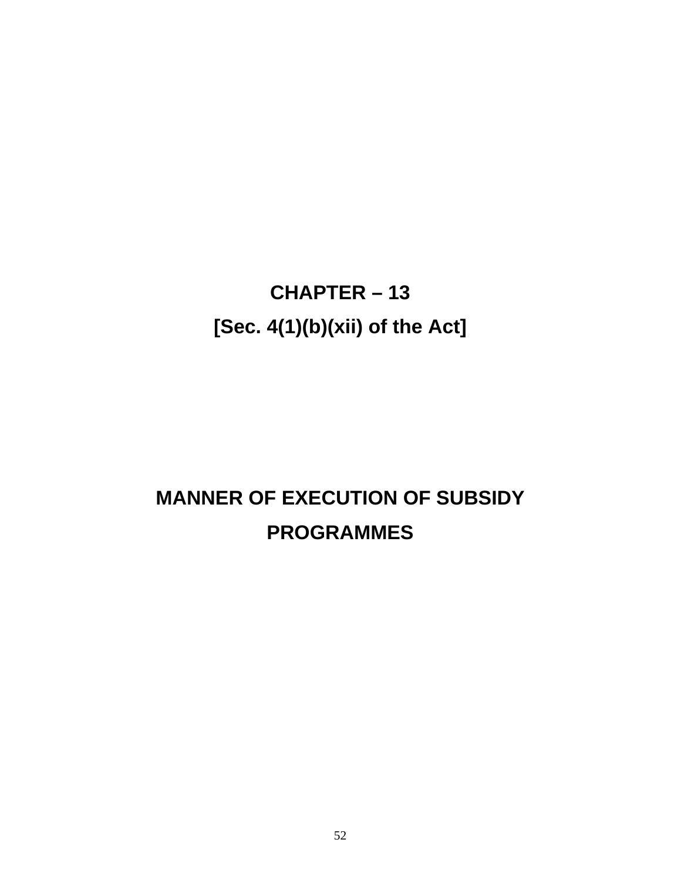# CHAPTER – 13

## [Sec. 4(1)(b)(xii) of the Act]

## MANNER OF EXECUTION OF SUBSIDY PROGRAMMES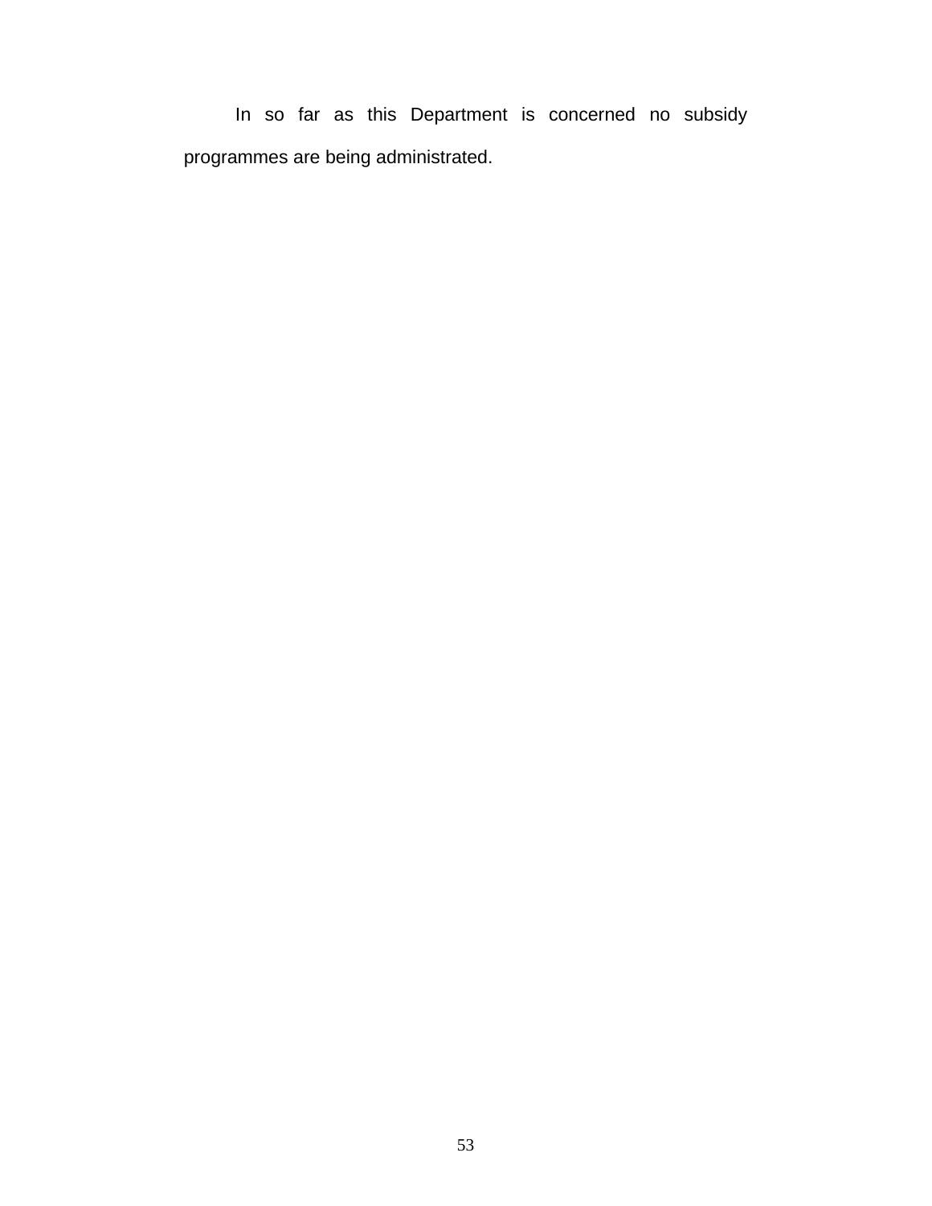In so far as this Department is concerned no subsidy programmes are being administrated.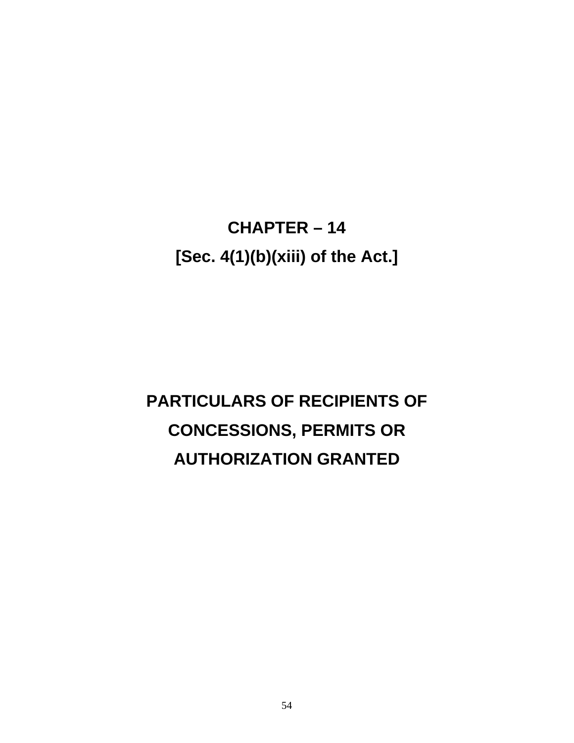# CHAPTER – 14

## [Sec. 4(1)(b)(xiii) of the Act.]

# PARTICULARS OF RECIPIENTS OF CONCESSIONS, PERMITS OR AUTHORIZATION GRANTED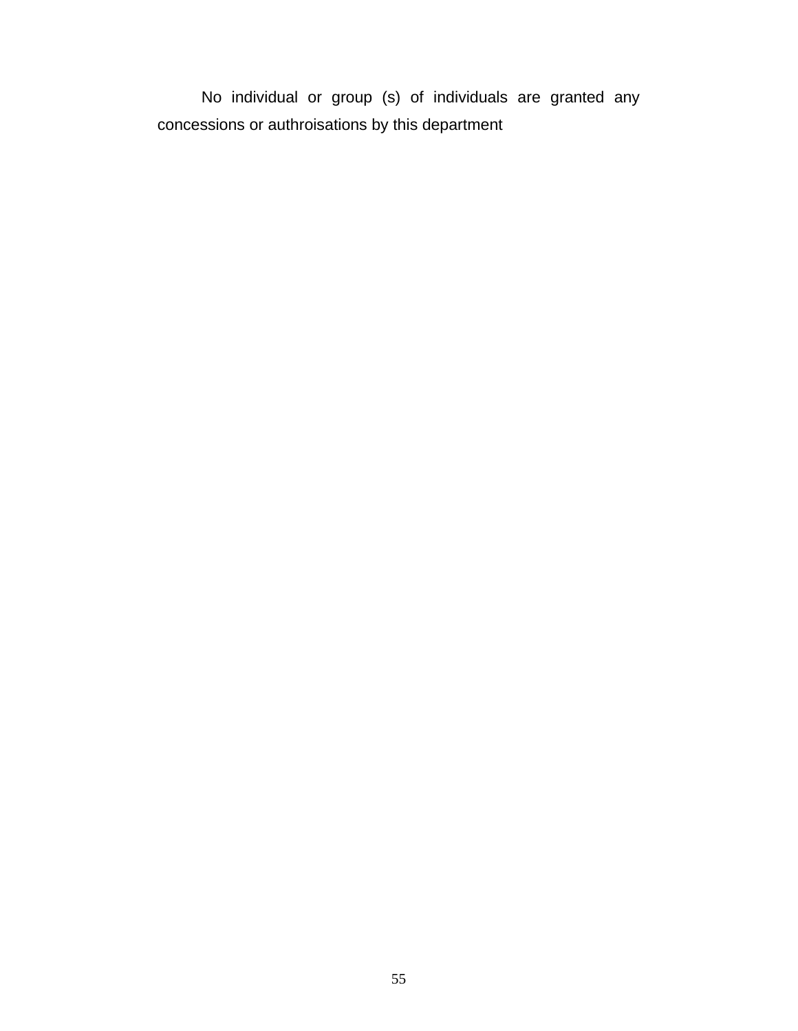No individual or group (s) of individuals are granted any concessions or authroisations by this department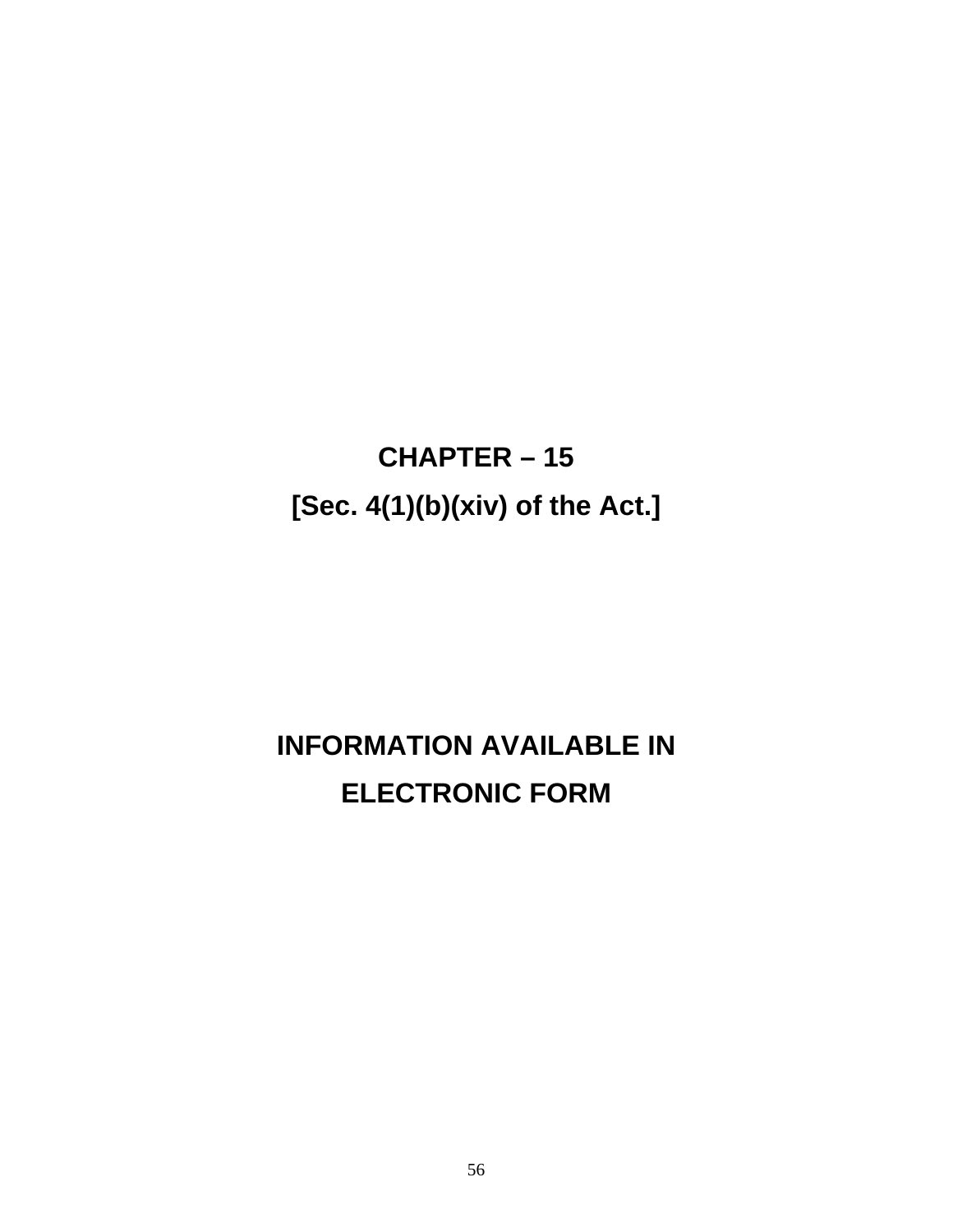# CHAPTER – 15

## [Sec. 4(1)(b)(xiv) of the Act.]

## INFORMATION AVAILABLE IN ELECTRONIC FORM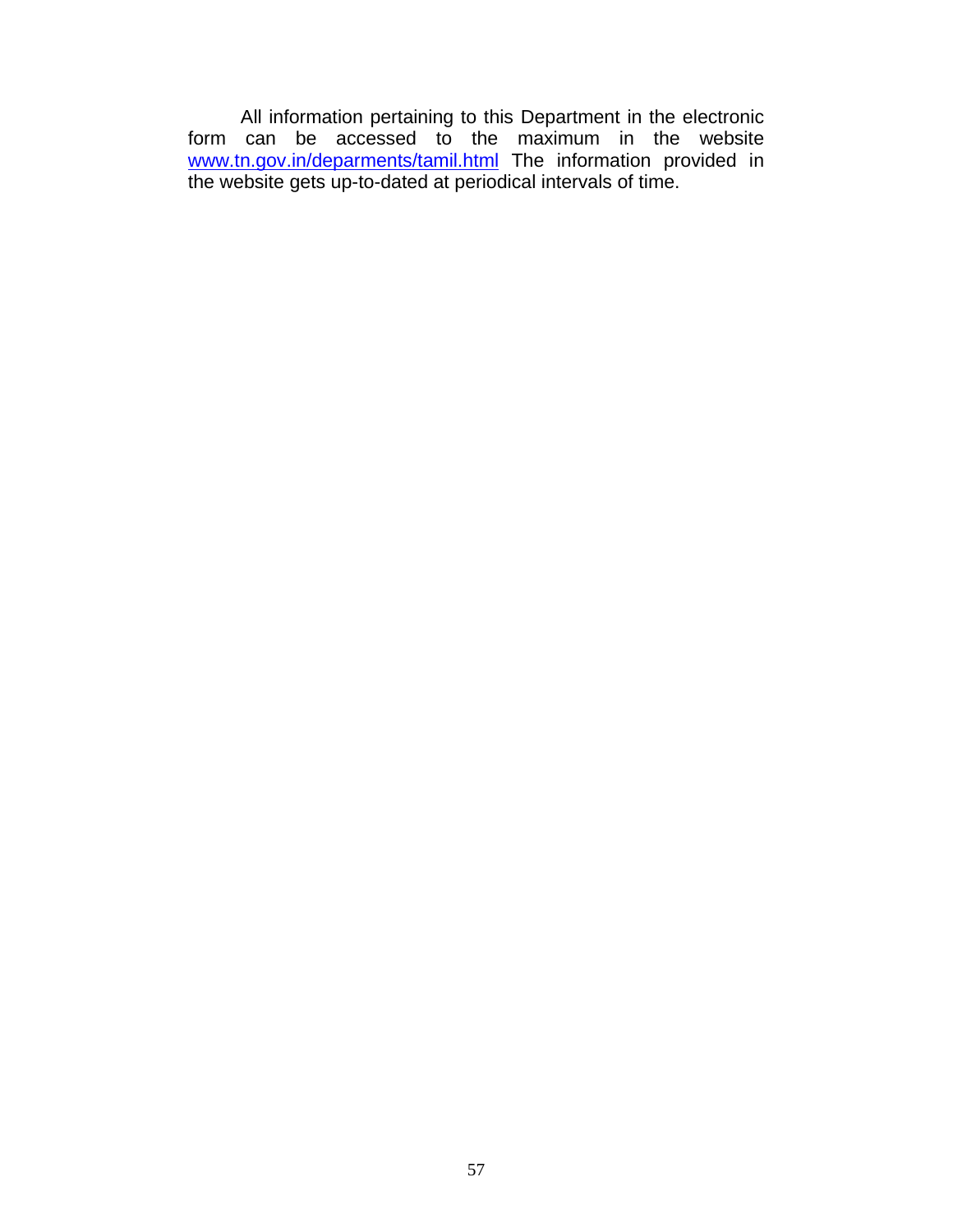All information pertaining to this Department in the electronic form can be accessed to the maximum in the website www.tn.gov.in/deparments/tamil.html The information provided in the website gets up-to-dated at periodical intervals of time.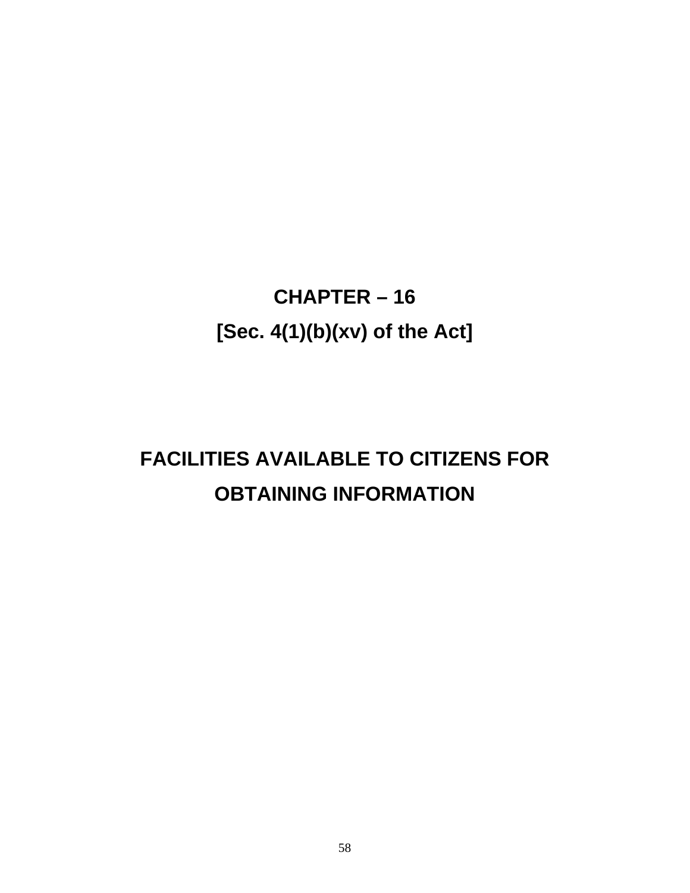# CHAPTER – 16

## [Sec. 4(1)(b)(xv) of the Act]

# FACILITIES AVAILABLE TO CITIZENS FOR OBTAINING INFORMATION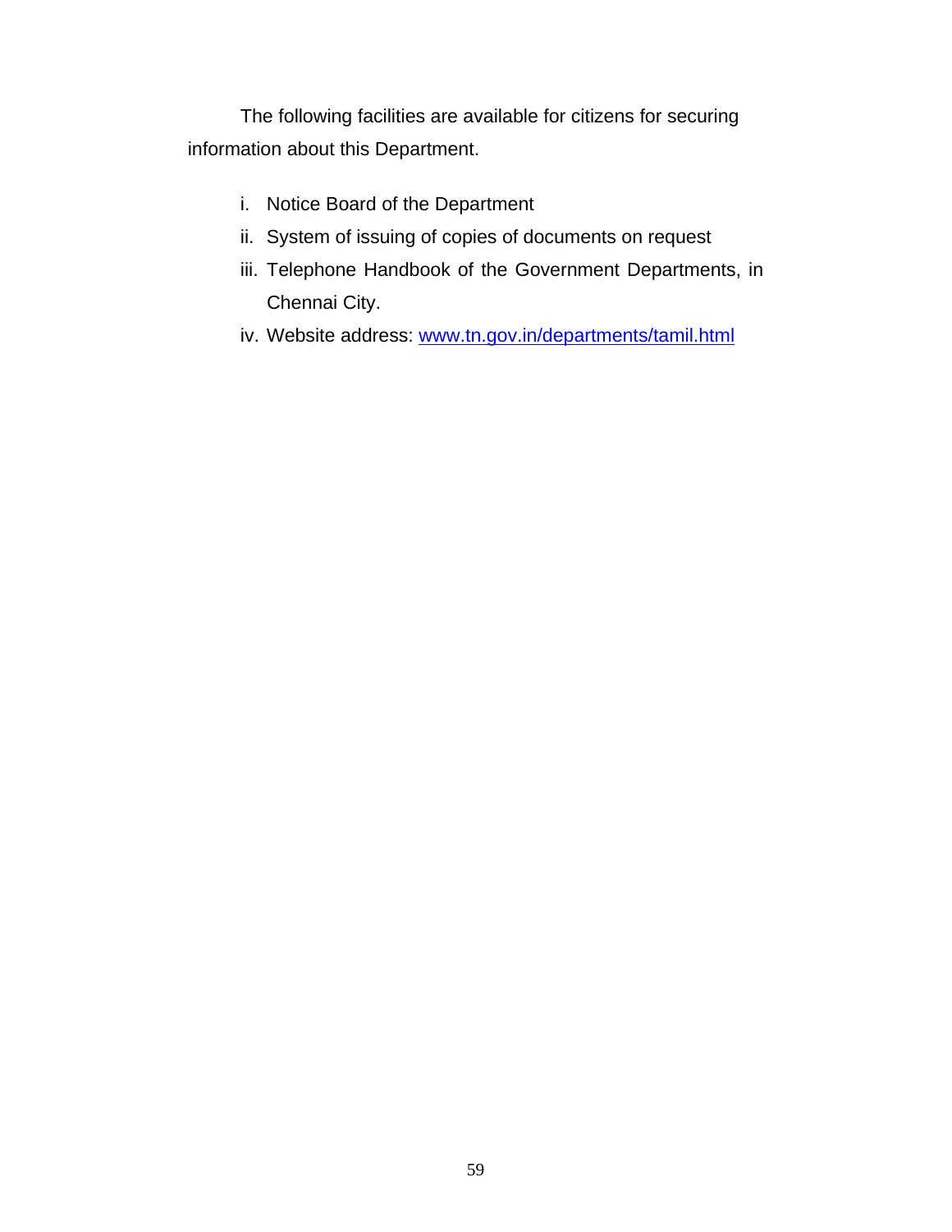The following facilities are available for citizens for securing information about this Department.

i. Notice Board of the Department
ii. System of issuing of copies of documents on request
iii. Telephone Handbook of the Government Departments, in Chennai City.
iv. Website address: www.tn.gov.in/departments/tamil.html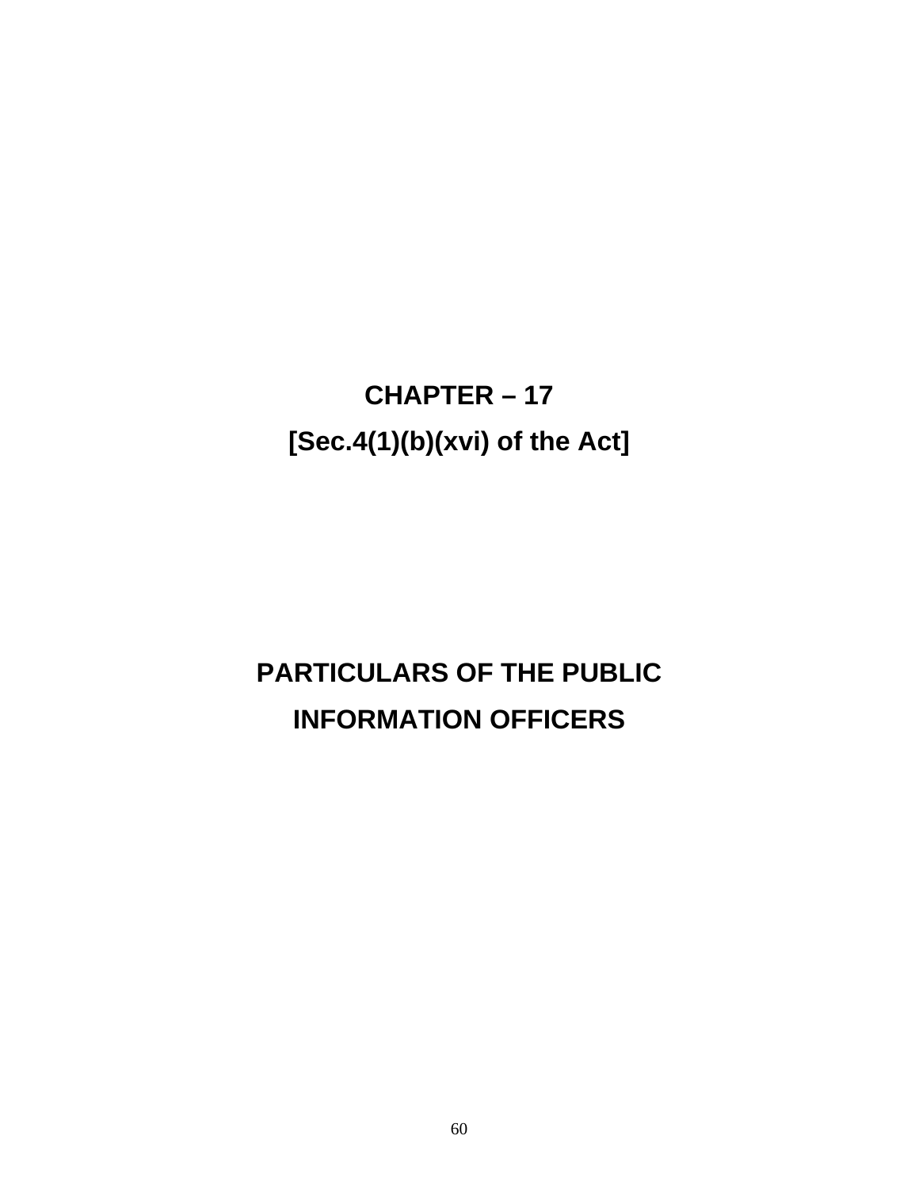# CHAPTER – 17

## [Sec.4(1)(b)(xvi) of the Act]

# PARTICULARS OF THE PUBLIC INFORMATION OFFICERS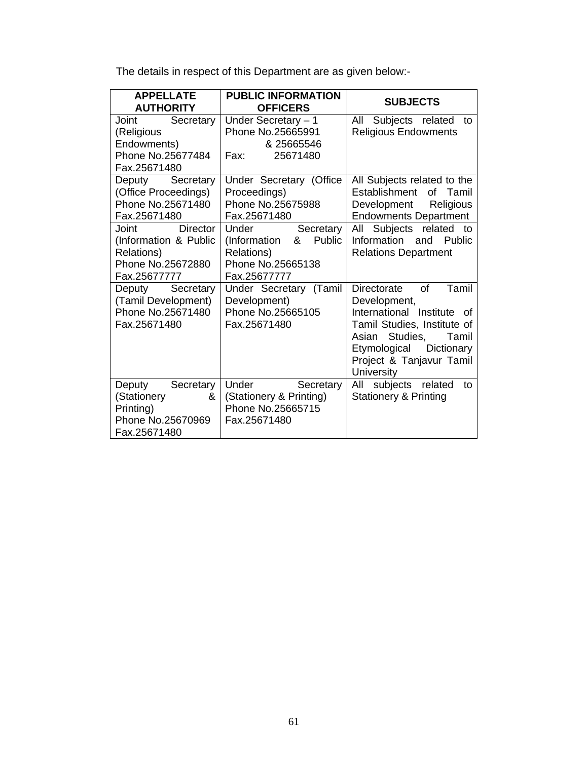The details in respect of this Department are as given below:-

| APPELLATE AUTHORITY | PUBLIC INFORMATION OFFICERS | SUBJECTS |
|---|---|---|
| Joint Secretary (Religious Endowments) Phone No.25677484 Fax.25671480 | Under Secretary – 1 Phone No.25665991 & 25665546 Fax: 25671480 | All Subjects related to Religious Endowments |
| Deputy Secretary (Office Proceedings) Phone No.25671480 Fax.25671480 | Under Secretary (Office Proceedings) Phone No.25675988 Fax.25671480 | All Subjects related to the Establishment of Tamil Development Religious Endowments Department |
| Joint Director (Information & Public Relations) Phone No.25672880 Fax.25677777 | Under Secretary (Information & Public Relations) Phone No.25665138 Fax.25677777 | All Subjects related to Information and Public Relations Department |
| Deputy Secretary (Tamil Development) Phone No.25671480 Fax.25671480 | Under Secretary (Tamil Development) Phone No.25665105 Fax.25671480 | Directorate of Tamil Development, International Institute of Tamil Studies, Institute of Asian Studies, Tamil Etymological Dictionary Project & Tanjavur Tamil University |
| Deputy Secretary (Stationery & Printing) Phone No.25670969 Fax.25671480 | Under Secretary (Stationery & Printing) Phone No.25665715 Fax.25671480 | All subjects related to Stationery & Printing |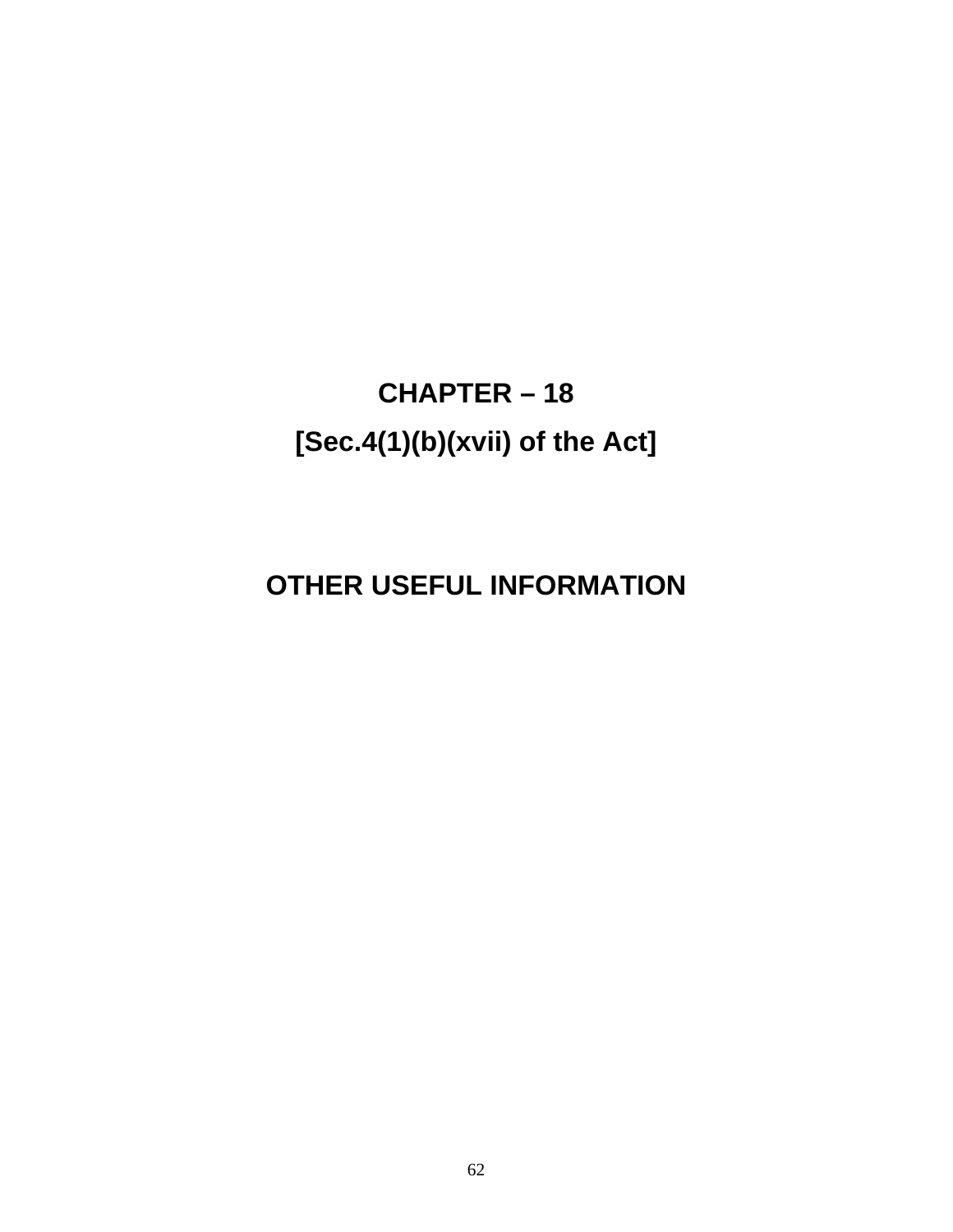# CHAPTER – 18

## [Sec.4(1)(b)(xvii) of the Act]

## OTHER USEFUL INFORMATION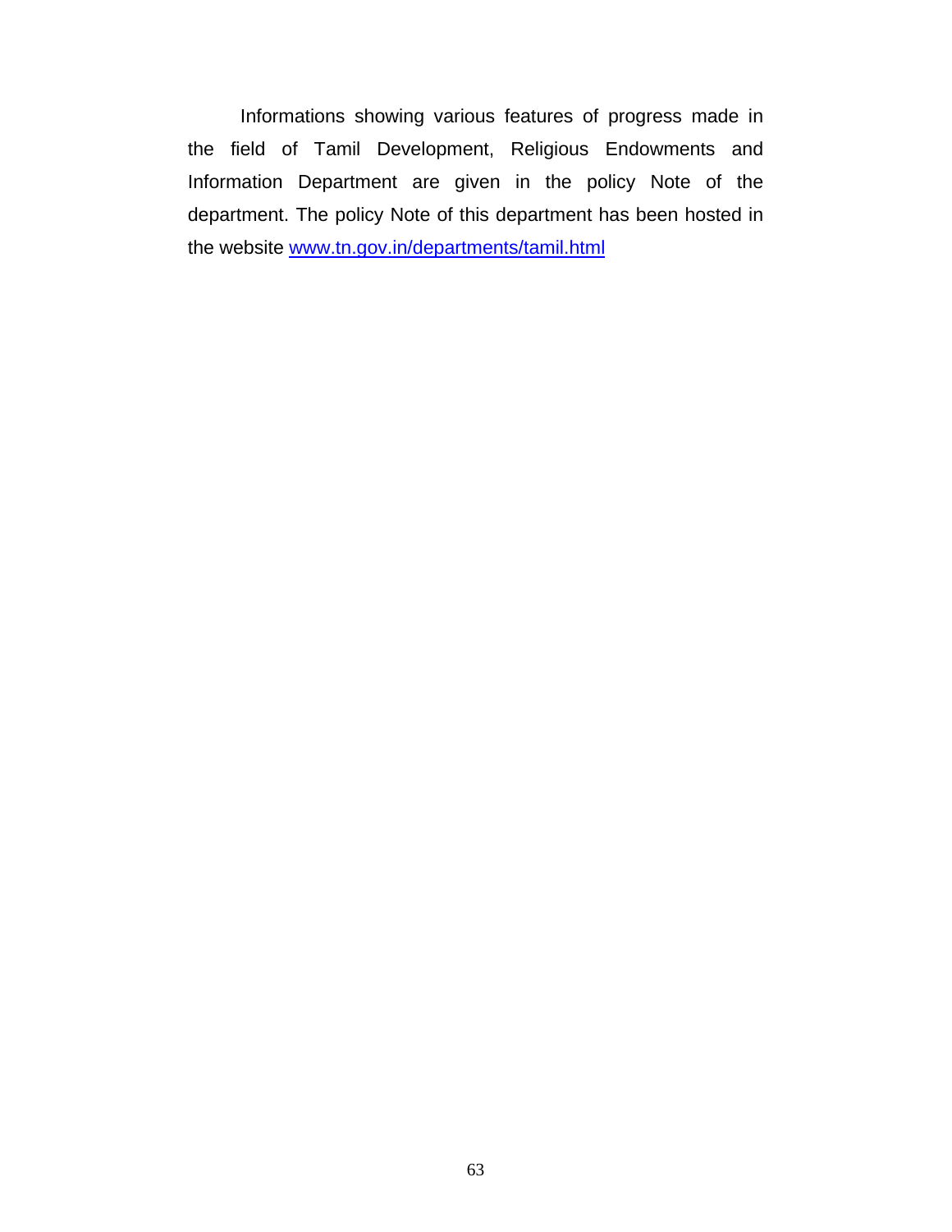Informations showing various features of progress made in the field of Tamil Development, Religious Endowments and Information Department are given in the policy Note of the department. The policy Note of this department has been hosted in the website www.tn.gov.in/departments/tamil.html